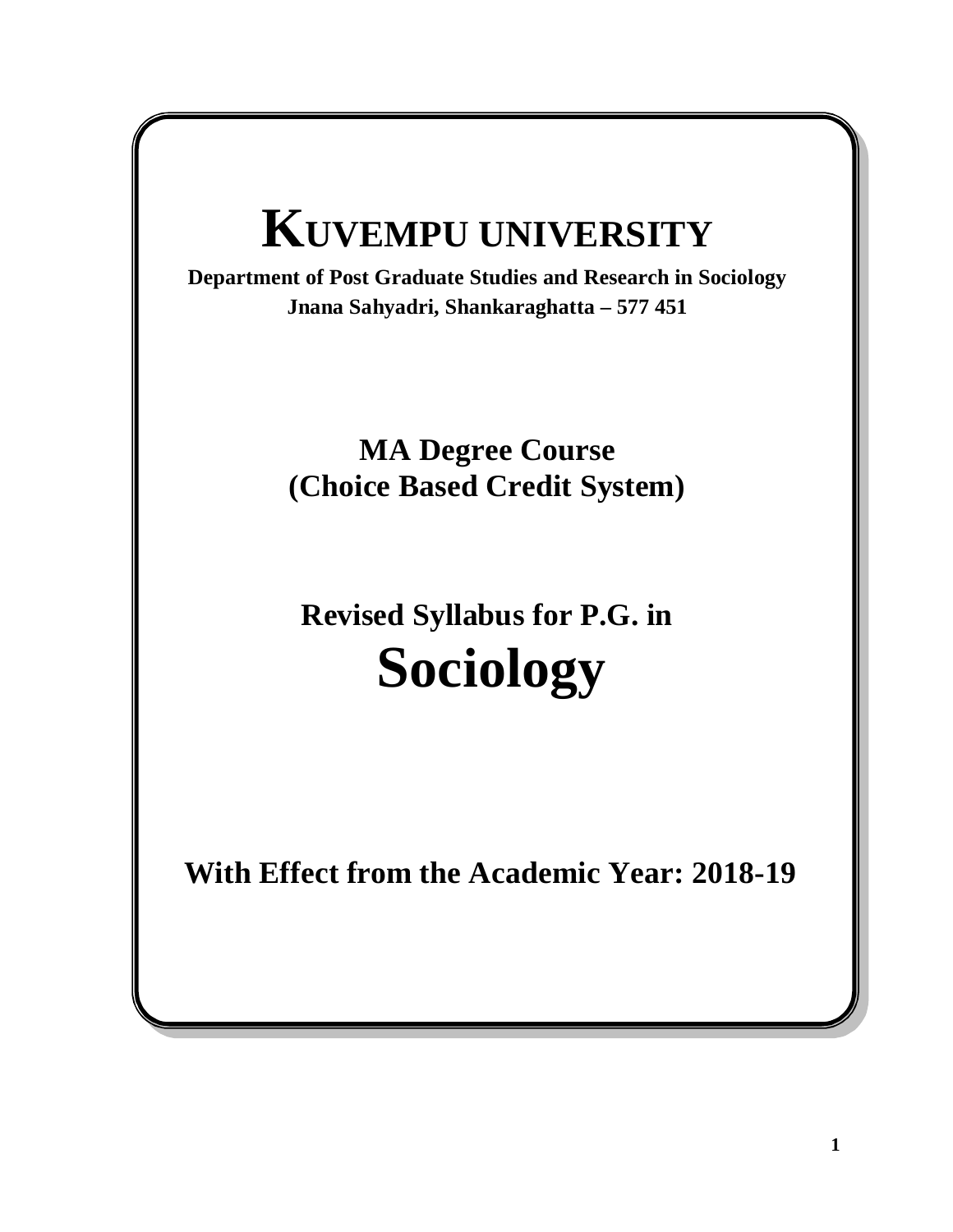# KUVEMPU UNIVERSITY

**Department of Post Graduate Studies and Research in Sociology**
**Jnana Sahyadri, Shankaraghatta – 577 451**

## MA Degree Course
## (Choice Based Credit System)

## Revised Syllabus for P.G. in
# Sociology

## With Effect from the Academic Year: 2018-19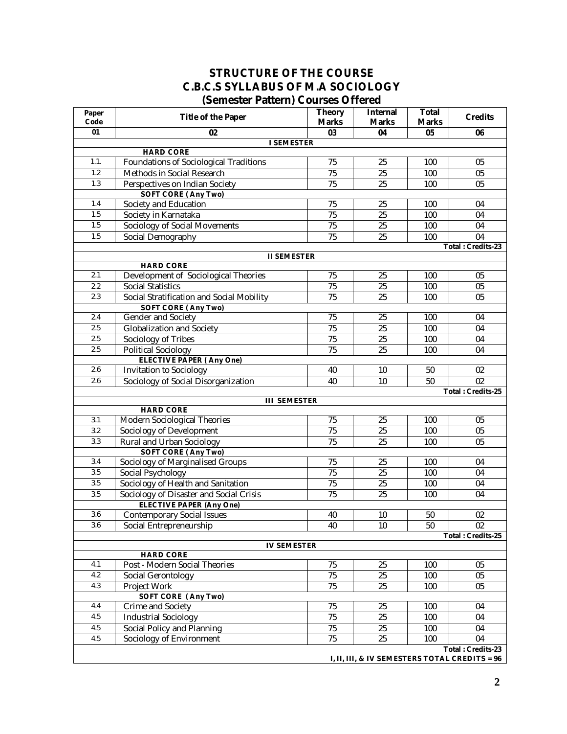# STRUCTURE OF THE COURSE
# C.B.C.S SYLLABUS OF M.A SOCIOLOGY
## (Semester Pattern) Courses Offered

| Paper Code | Title of the Paper | Theory Marks | Internal Marks | Total Marks | Credits |
|---|---|---|---|---|---|
| 01 | 02 | 03 | 04 | 05 | 06 |
| | **I SEMESTER** | | | | |
| | **HARD CORE** | | | | |
| 1.1. | Foundations of Sociological Traditions | 75 | 25 | 100 | 05 |
| 1.2 | Methods in Social Research | 75 | 25 | 100 | 05 |
| 1.3 | Perspectives on Indian Society | 75 | 25 | 100 | 05 |
| | **SOFT CORE ( Any Two)** | | | | |
| 1.4 | Society and Education | 75 | 25 | 100 | 04 |
| 1.5 | Society in Karnataka | 75 | 25 | 100 | 04 |
| 1.5 | Sociology of Social Movements | 75 | 25 | 100 | 04 |
| 1.5 | Social Demography | 75 | 25 | 100 | 04 |
| | | | | | **Total : Credits-23** |
| | **II SEMESTER** | | | | |
| | **HARD CORE** | | | | |
| 2.1 | Development of Sociological Theories | 75 | 25 | 100 | 05 |
| 2.2 | Social Statistics | 75 | 25 | 100 | 05 |
| 2.3 | Social Stratification and Social Mobility | 75 | 25 | 100 | 05 |
| | **SOFT CORE ( Any Two)** | | | | |
| 2.4 | Gender and Society | 75 | 25 | 100 | 04 |
| 2.5 | Globalization and Society | 75 | 25 | 100 | 04 |
| 2.5 | Sociology of Tribes | 75 | 25 | 100 | 04 |
| 2.5 | Political Sociology | 75 | 25 | 100 | 04 |
| | **ELECTIVE PAPER ( Any One)** | | | | |
| 2.6 | Invitation to Sociology | 40 | 10 | 50 | 02 |
| 2.6 | Sociology of Social Disorganization | 40 | 10 | 50 | 02 |
| | | | | | **Total : Credits-25** |
| | **III SEMESTER** | | | | |
| | **HARD CORE** | | | | |
| 3.1 | Modern Sociological Theories | 75 | 25 | 100 | 05 |
| 3.2 | Sociology of Development | 75 | 25 | 100 | 05 |
| 3.3 | Rural and Urban Sociology | 75 | 25 | 100 | 05 |
| | **SOFT CORE ( Any Two)** | | | | |
| 3.4 | Sociology of Marginalised Groups | 75 | 25 | 100 | 04 |
| 3.5 | Social Psychology | 75 | 25 | 100 | 04 |
| 3.5 | Sociology of Health and Sanitation | 75 | 25 | 100 | 04 |
| 3.5 | Sociology of Disaster and Social Crisis | 75 | 25 | 100 | 04 |
| | **ELECTIVE PAPER (Any One)** | | | | |
| 3.6 | Contemporary Social Issues | 40 | 10 | 50 | 02 |
| 3.6 | Social Entrepreneurship | 40 | 10 | 50 | 02 |
| | | | | | **Total : Credits-25** |
| | **IV SEMESTER** | | | | |
| | **HARD CORE** | | | | |
| 4.1 | Post - Modern Social Theories | 75 | 25 | 100 | 05 |
| 4.2 | Social Gerontology | 75 | 25 | 100 | 05 |
| 4.3 | Project Work | 75 | 25 | 100 | 05 |
| | **SOFT CORE ( Any Two)** | | | | |
| 4.4 | Crime and Society | 75 | 25 | 100 | 04 |
| 4.5 | Industrial Sociology | 75 | 25 | 100 | 04 |
| 4.5 | Social Policy and Planning | 75 | 25 | 100 | 04 |
| 4.5 | Sociology of Environment | 75 | 25 | 100 | 04 |
| | | | | | **Total : Credits-23** |
| | | | | | **I, II, III, & IV SEMESTERS TOTAL CREDITS = 96** |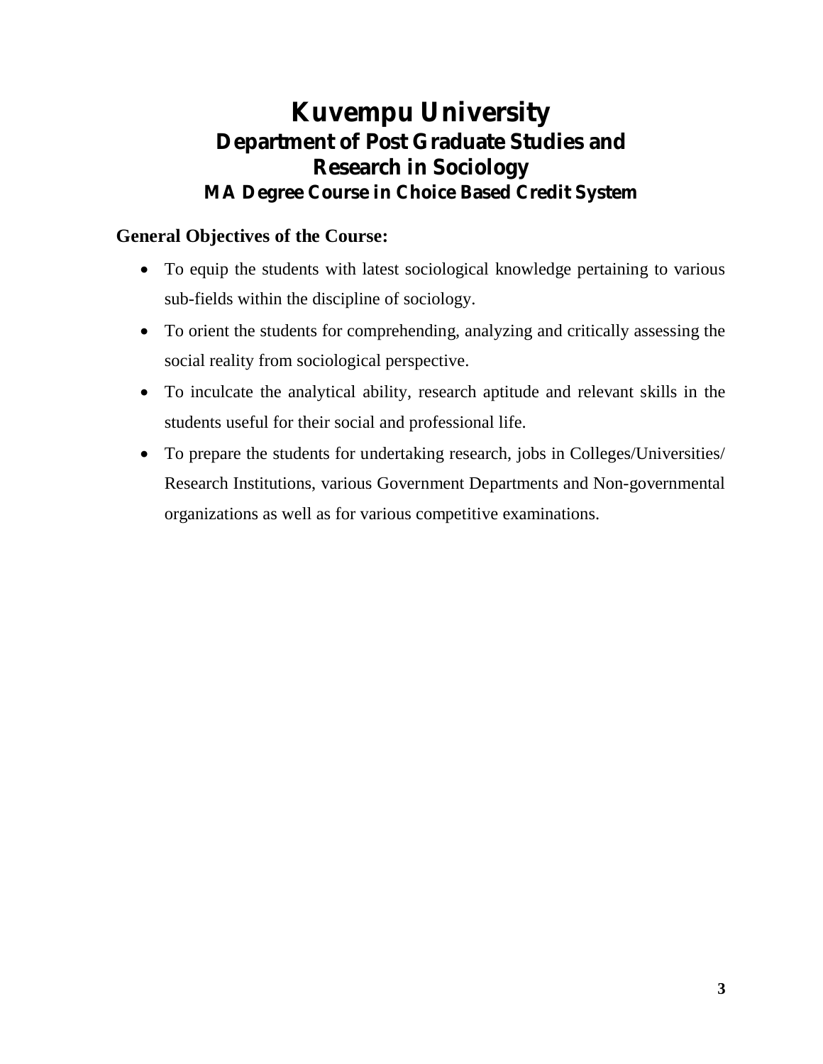# Kuvempu University

## Department of Post Graduate Studies and Research in Sociology

### MA Degree Course in Choice Based Credit System

**General Objectives of the Course:**

- To equip the students with latest sociological knowledge pertaining to various sub-fields within the discipline of sociology.
- To orient the students for comprehending, analyzing and critically assessing the social reality from sociological perspective.
- To inculcate the analytical ability, research aptitude and relevant skills in the students useful for their social and professional life.
- To prepare the students for undertaking research, jobs in Colleges/Universities/ Research Institutions, various Government Departments and Non-governmental organizations as well as for various competitive examinations.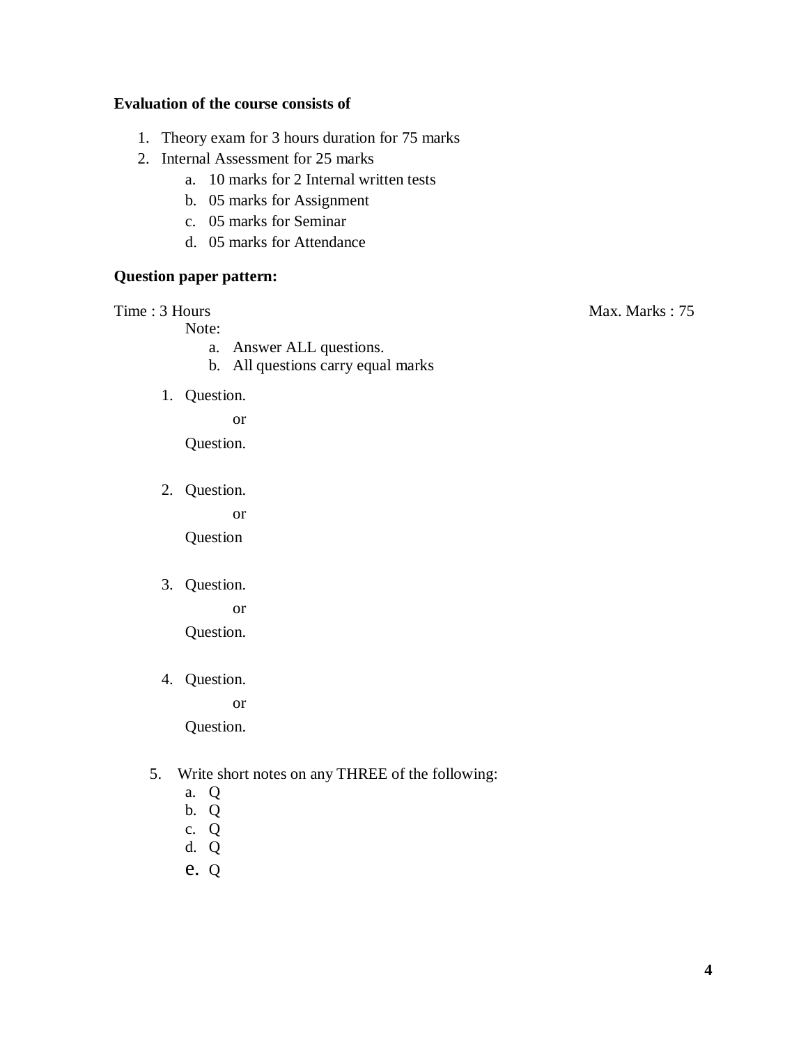**Evaluation of the course consists of**

1. Theory exam for 3 hours duration for 75 marks
2. Internal Assessment for 25 marks
   a. 10 marks for 2 Internal written tests
   b. 05 marks for Assignment
   c. 05 marks for Seminar
   d. 05 marks for Attendance

**Question paper pattern:**

Time : 3 Hours Max. Marks : 75

Note:

a. Answer ALL questions.
b. All questions carry equal marks

1. Question.

   or

   Question.

2. Question.

   or

   Question

3. Question.

   or

   Question.

4. Question.

   or

   Question.

5. Write short notes on any THREE of the following:
   a. Q
   b. Q
   c. Q
   d. Q
   e. Q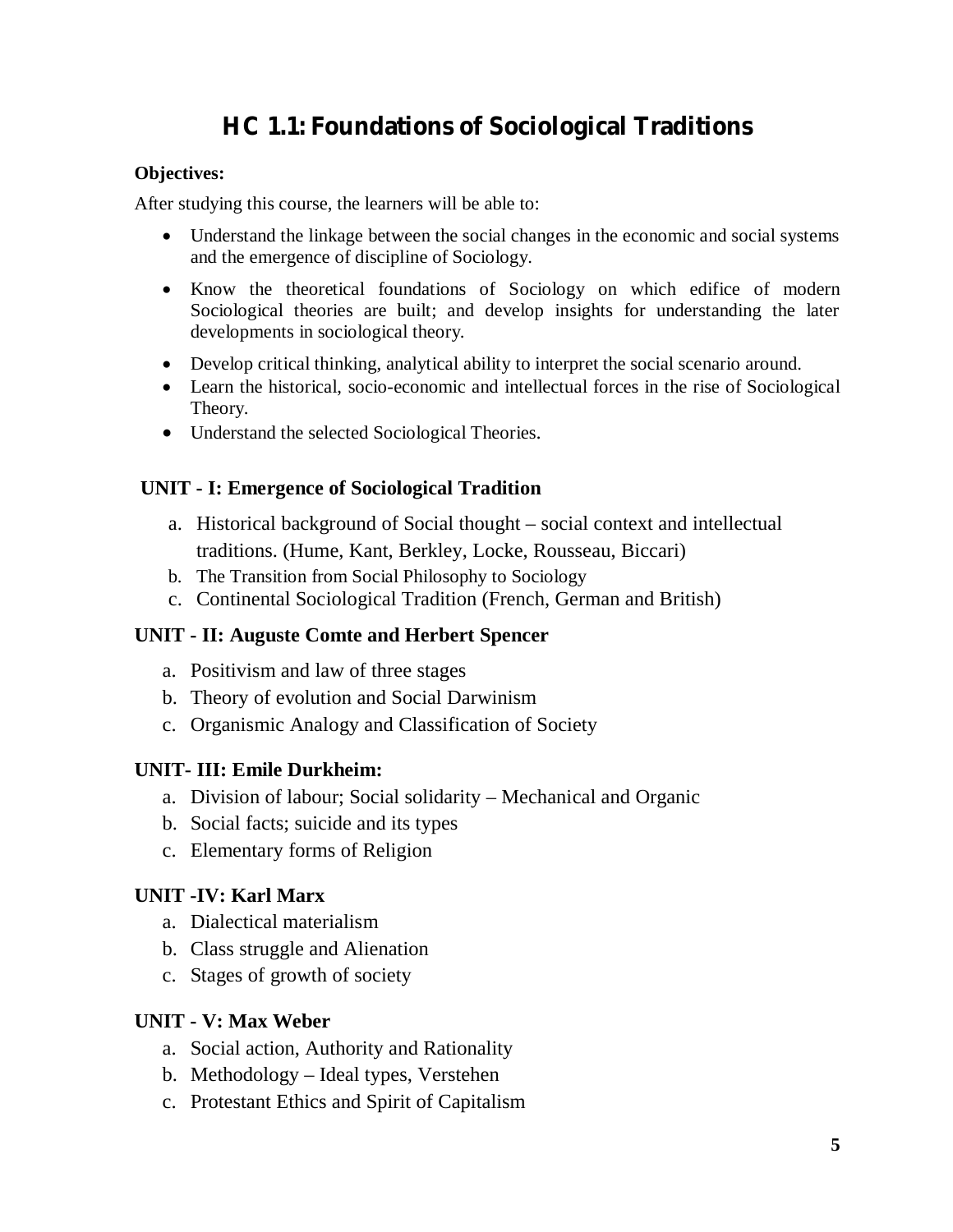# HC 1.1: Foundations of Sociological Traditions

**Objectives:**

After studying this course, the learners will be able to:

- Understand the linkage between the social changes in the economic and social systems and the emergence of discipline of Sociology.
- Know the theoretical foundations of Sociology on which edifice of modern Sociological theories are built; and develop insights for understanding the later developments in sociological theory.
- Develop critical thinking, analytical ability to interpret the social scenario around.
- Learn the historical, socio-economic and intellectual forces in the rise of Sociological Theory.
- Understand the selected Sociological Theories.

## UNIT - I: Emergence of Sociological Tradition

a. Historical background of Social thought – social context and intellectual traditions. (Hume, Kant, Berkley, Locke, Rousseau, Biccari)
b. The Transition from Social Philosophy to Sociology
c. Continental Sociological Tradition (French, German and British)

## UNIT - II: Auguste Comte and Herbert Spencer

a. Positivism and law of three stages
b. Theory of evolution and Social Darwinism
c. Organismic Analogy and Classification of Society

## UNIT- III: Emile Durkheim:

a. Division of labour; Social solidarity – Mechanical and Organic
b. Social facts; suicide and its types
c. Elementary forms of Religion

## UNIT -IV: Karl Marx

a. Dialectical materialism
b. Class struggle and Alienation
c. Stages of growth of society

## UNIT - V: Max Weber

a. Social action, Authority and Rationality
b. Methodology – Ideal types, Verstehen
c. Protestant Ethics and Spirit of Capitalism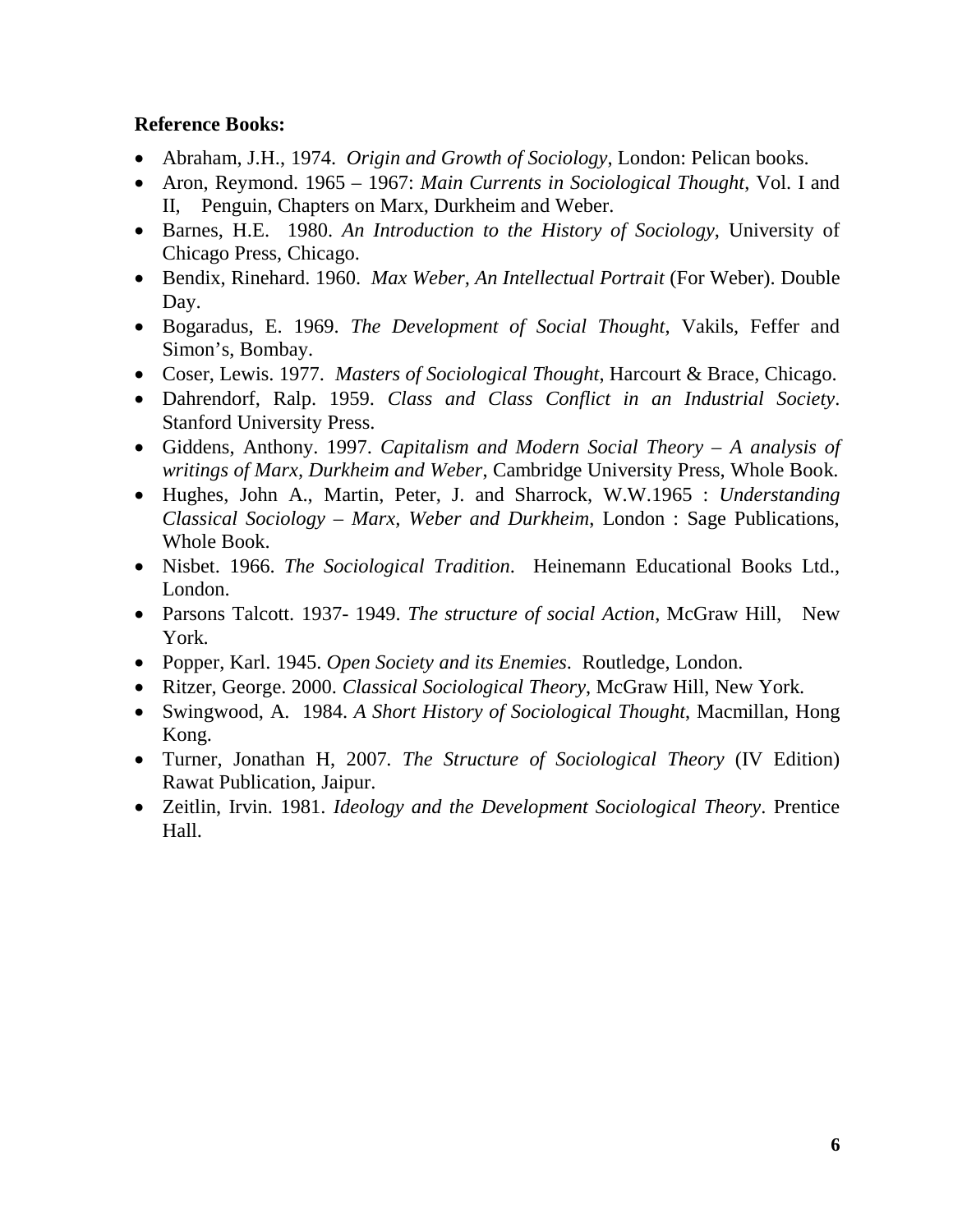**Reference Books:**

- Abraham, J.H., 1974. *Origin and Growth of Sociology*, London: Pelican books.
- Aron, Reymond. 1965 – 1967: *Main Currents in Sociological Thought*, Vol. I and II, Penguin, Chapters on Marx, Durkheim and Weber.
- Barnes, H.E. 1980. *An Introduction to the History of Sociology*, University of Chicago Press, Chicago.
- Bendix, Rinehard. 1960. *Max Weber, An Intellectual Portrait* (For Weber). Double Day.
- Bogaradus, E. 1969. *The Development of Social Thought*, Vakils, Feffer and Simon's, Bombay.
- Coser, Lewis. 1977. *Masters of Sociological Thought*, Harcourt & Brace, Chicago.
- Dahrendorf, Ralp. 1959. *Class and Class Conflict in an Industrial Society*. Stanford University Press.
- Giddens, Anthony. 1997. *Capitalism and Modern Social Theory – A analysis of writings of Marx, Durkheim and Weber*, Cambridge University Press, Whole Book.
- Hughes, John A., Martin, Peter, J. and Sharrock, W.W.1965 : *Understanding Classical Sociology – Marx, Weber and Durkheim*, London : Sage Publications, Whole Book.
- Nisbet. 1966. *The Sociological Tradition*. Heinemann Educational Books Ltd., London.
- Parsons Talcott. 1937- 1949. *The structure of social Action*, McGraw Hill, New York.
- Popper, Karl. 1945. *Open Society and its Enemies*. Routledge, London.
- Ritzer, George. 2000. *Classical Sociological Theory*, McGraw Hill, New York.
- Swingwood, A. 1984. *A Short History of Sociological Thought*, Macmillan, Hong Kong.
- Turner, Jonathan H, 2007. *The Structure of Sociological Theory* (IV Edition) Rawat Publication, Jaipur.
- Zeitlin, Irvin. 1981. *Ideology and the Development Sociological Theory*. Prentice Hall.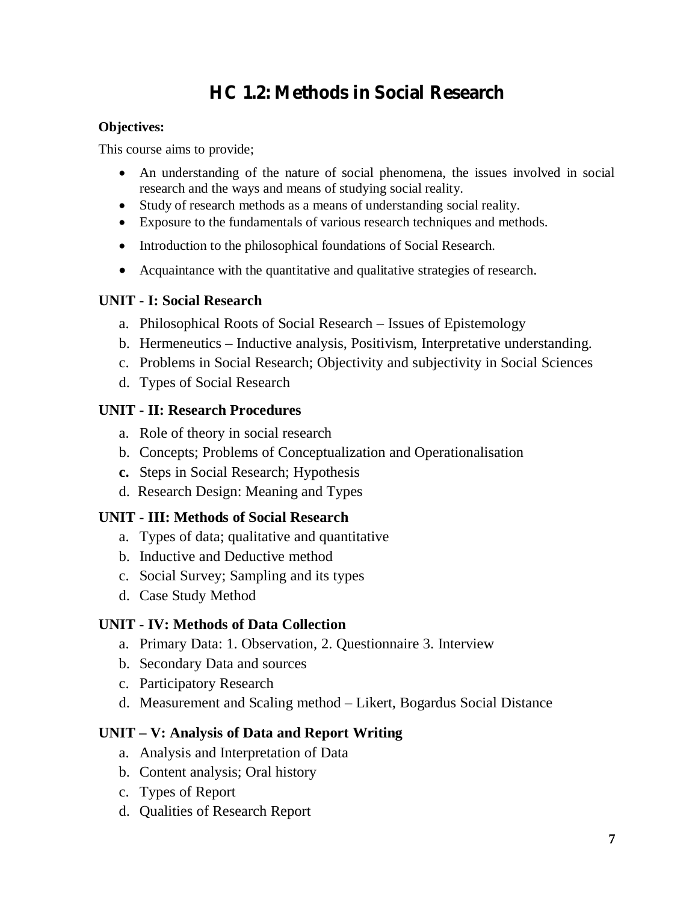# HC 1.2: Methods in Social Research

**Objectives:**

This course aims to provide;

- An understanding of the nature of social phenomena, the issues involved in social research and the ways and means of studying social reality.
- Study of research methods as a means of understanding social reality.
- Exposure to the fundamentals of various research techniques and methods.
- Introduction to the philosophical foundations of Social Research.
- Acquaintance with the quantitative and qualitative strategies of research.

**UNIT - I: Social Research**

a. Philosophical Roots of Social Research – Issues of Epistemology
b. Hermeneutics – Inductive analysis, Positivism, Interpretative understanding.
c. Problems in Social Research; Objectivity and subjectivity in Social Sciences
d. Types of Social Research

**UNIT - II: Research Procedures**

a. Role of theory in social research
b. Concepts; Problems of Conceptualization and Operationalisation
**c.** Steps in Social Research; Hypothesis
d. Research Design: Meaning and Types

**UNIT - III: Methods of Social Research**

a. Types of data; qualitative and quantitative
b. Inductive and Deductive method
c. Social Survey; Sampling and its types
d. Case Study Method

**UNIT - IV: Methods of Data Collection**

a. Primary Data: 1. Observation, 2. Questionnaire 3. Interview
b. Secondary Data and sources
c. Participatory Research
d. Measurement and Scaling method – Likert, Bogardus Social Distance

**UNIT – V: Analysis of Data and Report Writing**

a. Analysis and Interpretation of Data
b. Content analysis; Oral history
c. Types of Report
d. Qualities of Research Report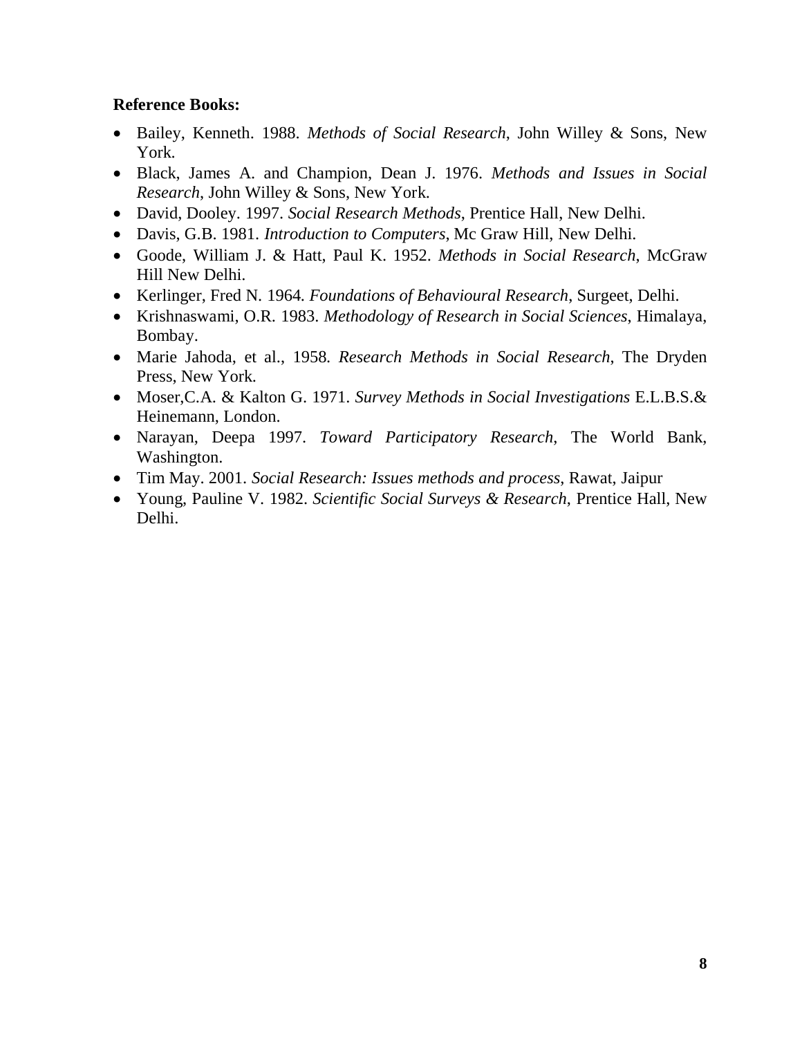**Reference Books:**

- Bailey, Kenneth. 1988. *Methods of Social Research*, John Willey & Sons, New York.
- Black, James A. and Champion, Dean J. 1976. *Methods and Issues in Social Research*, John Willey & Sons, New York.
- David, Dooley. 1997. *Social Research Methods*, Prentice Hall, New Delhi.
- Davis, G.B. 1981. *Introduction to Computers*, Mc Graw Hill, New Delhi.
- Goode, William J. & Hatt, Paul K. 1952. *Methods in Social Research*, McGraw Hill New Delhi.
- Kerlinger, Fred N. 1964. *Foundations of Behavioural Research*, Surgeet, Delhi.
- Krishnaswami, O.R. 1983. *Methodology of Research in Social Sciences*, Himalaya, Bombay.
- Marie Jahoda, et al., 1958. *Research Methods in Social Research*, The Dryden Press, New York.
- Moser,C.A. & Kalton G. 1971. *Survey Methods in Social Investigations* E.L.B.S.& Heinemann, London.
- Narayan, Deepa 1997. *Toward Participatory Research*, The World Bank, Washington.
- Tim May. 2001. *Social Research: Issues methods and process*, Rawat, Jaipur
- Young, Pauline V. 1982. *Scientific Social Surveys & Research*, Prentice Hall, New Delhi.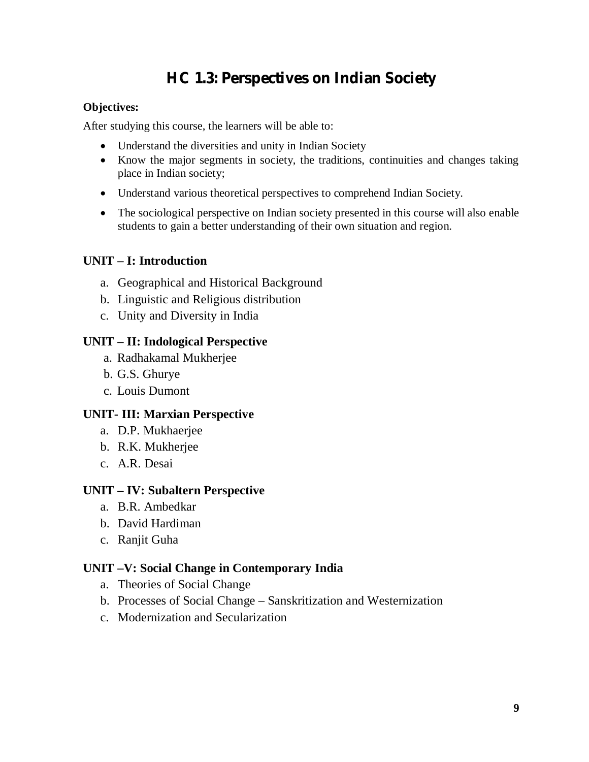# HC 1.3: Perspectives on Indian Society

**Objectives:**

After studying this course, the learners will be able to:

- Understand the diversities and unity in Indian Society
- Know the major segments in society, the traditions, continuities and changes taking place in Indian society;
- Understand various theoretical perspectives to comprehend Indian Society.
- The sociological perspective on Indian society presented in this course will also enable students to gain a better understanding of their own situation and region.

**UNIT – I: Introduction**

a. Geographical and Historical Background
b. Linguistic and Religious distribution
c. Unity and Diversity in India

**UNIT – II: Indological Perspective**

a. Radhakamal Mukherjee
b. G.S. Ghurye
c. Louis Dumont

**UNIT- III: Marxian Perspective**

a. D.P. Mukhaerjee
b. R.K. Mukherjee
c. A.R. Desai

**UNIT – IV: Subaltern Perspective**

a. B.R. Ambedkar
b. David Hardiman
c. Ranjit Guha

**UNIT –V: Social Change in Contemporary India**

a. Theories of Social Change
b. Processes of Social Change – Sanskritization and Westernization
c. Modernization and Secularization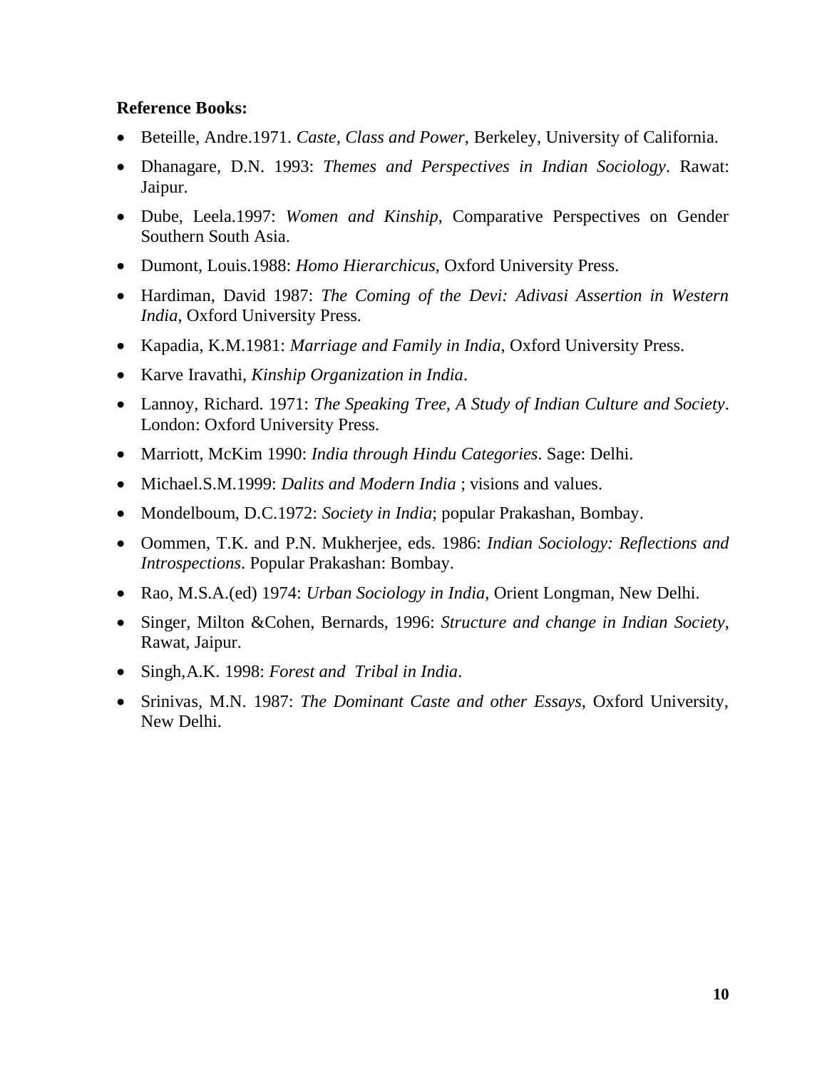**Reference Books:**

- Beteille, Andre.1971. *Caste, Class and Power*, Berkeley, University of California.
- Dhanagare, D.N. 1993: *Themes and Perspectives in Indian Sociology*. Rawat: Jaipur.
- Dube, Leela.1997: *Women and Kinship*, Comparative Perspectives on Gender Southern South Asia.
- Dumont, Louis.1988: *Homo Hierarchicus*, Oxford University Press.
- Hardiman, David 1987: *The Coming of the Devi: Adivasi Assertion in Western India*, Oxford University Press.
- Kapadia, K.M.1981: *Marriage and Family in India*, Oxford University Press.
- Karve Iravathi, *Kinship Organization in India*.
- Lannoy, Richard. 1971: *The Speaking Tree, A Study of Indian Culture and Society*. London: Oxford University Press.
- Marriott, McKim 1990: *India through Hindu Categories*. Sage: Delhi.
- Michael.S.M.1999: *Dalits and Modern India* ; visions and values.
- Mondelboum, D.C.1972: *Society in India*; popular Prakashan, Bombay.
- Oommen, T.K. and P.N. Mukherjee, eds. 1986: *Indian Sociology: Reflections and Introspections*. Popular Prakashan: Bombay.
- Rao, M.S.A.(ed) 1974: *Urban Sociology in India*, Orient Longman, New Delhi.
- Singer, Milton &Cohen, Bernards, 1996: *Structure and change in Indian Society*, Rawat, Jaipur.
- Singh,A.K. 1998: *Forest and Tribal in India*.
- Srinivas, M.N. 1987: *The Dominant Caste and other Essays*, Oxford University, New Delhi.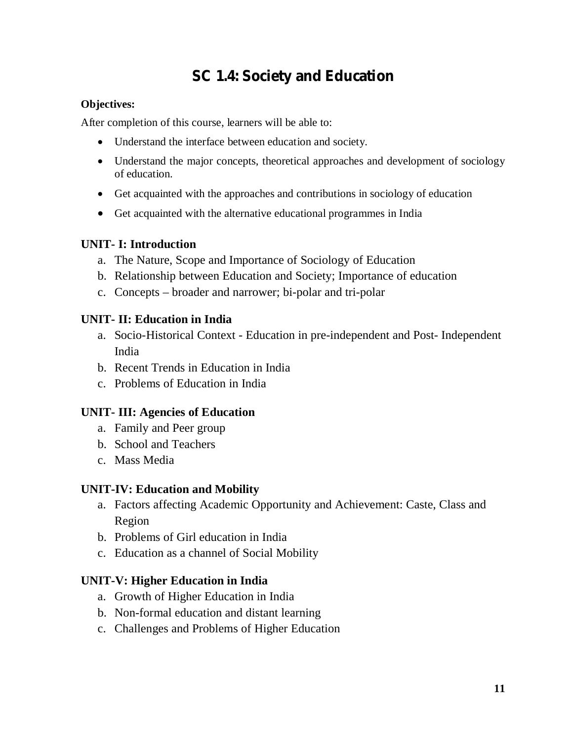# SC 1.4: Society and Education

**Objectives:**

After completion of this course, learners will be able to:

- Understand the interface between education and society.
- Understand the major concepts, theoretical approaches and development of sociology of education.
- Get acquainted with the approaches and contributions in sociology of education
- Get acquainted with the alternative educational programmes in India

**UNIT- I: Introduction**

a. The Nature, Scope and Importance of Sociology of Education
b. Relationship between Education and Society; Importance of education
c. Concepts – broader and narrower; bi-polar and tri-polar

**UNIT- II: Education in India**

a. Socio-Historical Context - Education in pre-independent and Post- Independent India
b. Recent Trends in Education in India
c. Problems of Education in India

**UNIT- III: Agencies of Education**

a. Family and Peer group
b. School and Teachers
c. Mass Media

**UNIT-IV: Education and Mobility**

a. Factors affecting Academic Opportunity and Achievement: Caste, Class and Region
b. Problems of Girl education in India
c. Education as a channel of Social Mobility

**UNIT-V: Higher Education in India**

a. Growth of Higher Education in India
b. Non-formal education and distant learning
c. Challenges and Problems of Higher Education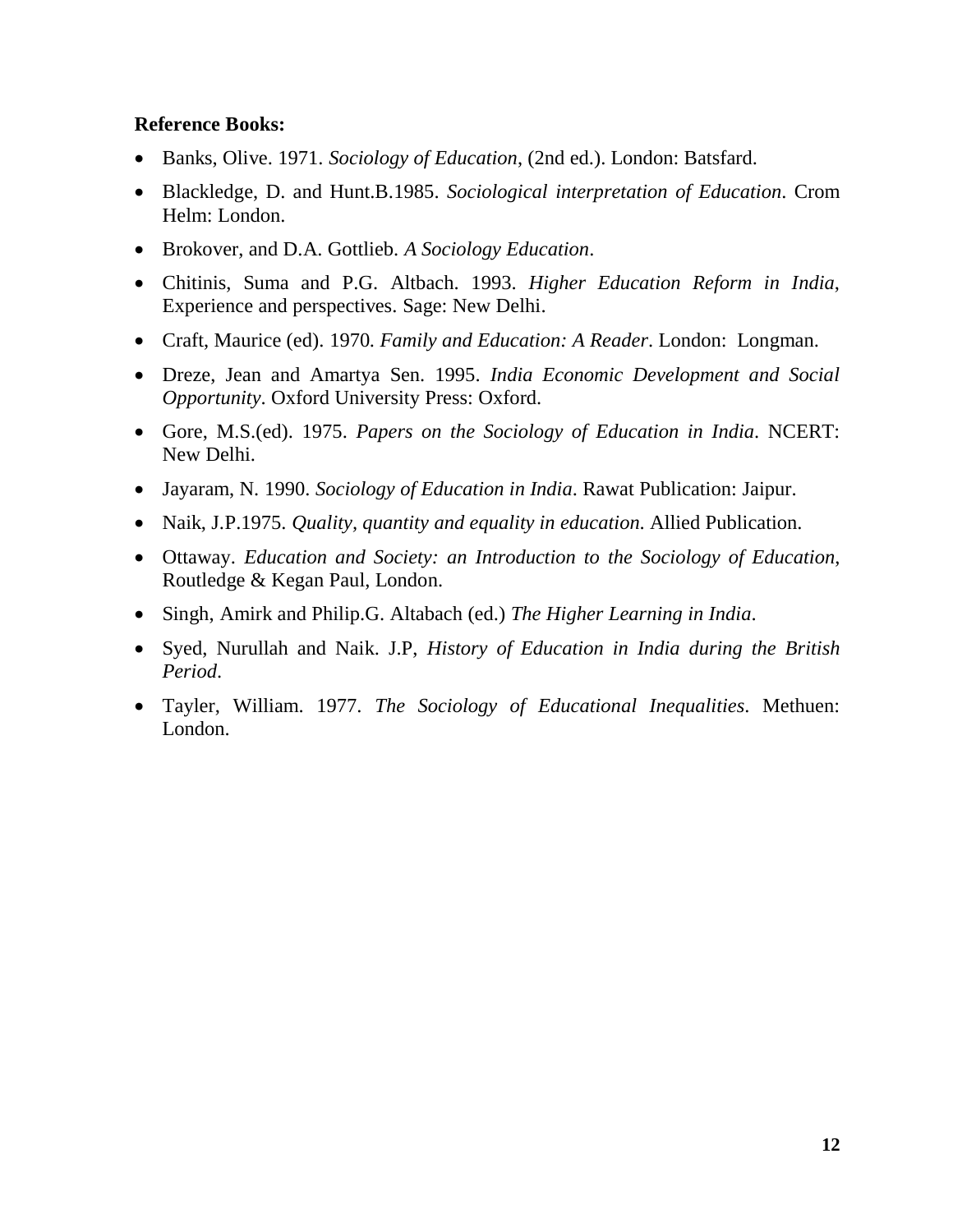**Reference Books:**

- Banks, Olive. 1971. *Sociology of Education*, (2nd ed.). London: Batsfard.
- Blackledge, D. and Hunt.B.1985. *Sociological interpretation of Education*. Crom Helm: London.
- Brokover, and D.A. Gottlieb. *A Sociology Education*.
- Chitinis, Suma and P.G. Altbach. 1993. *Higher Education Reform in India*, Experience and perspectives. Sage: New Delhi.
- Craft, Maurice (ed). 1970. *Family and Education: A Reader*. London: Longman.
- Dreze, Jean and Amartya Sen. 1995. *India Economic Development and Social Opportunity*. Oxford University Press: Oxford.
- Gore, M.S.(ed). 1975. *Papers on the Sociology of Education in India*. NCERT: New Delhi.
- Jayaram, N. 1990. *Sociology of Education in India*. Rawat Publication: Jaipur.
- Naik, J.P.1975. *Quality, quantity and equality in education*. Allied Publication.
- Ottaway. *Education and Society: an Introduction to the Sociology of Education*, Routledge & Kegan Paul, London.
- Singh, Amirk and Philip.G. Altabach (ed.) *The Higher Learning in India*.
- Syed, Nurullah and Naik. J.P, *History of Education in India during the British Period*.
- Tayler, William. 1977. *The Sociology of Educational Inequalities*. Methuen: London.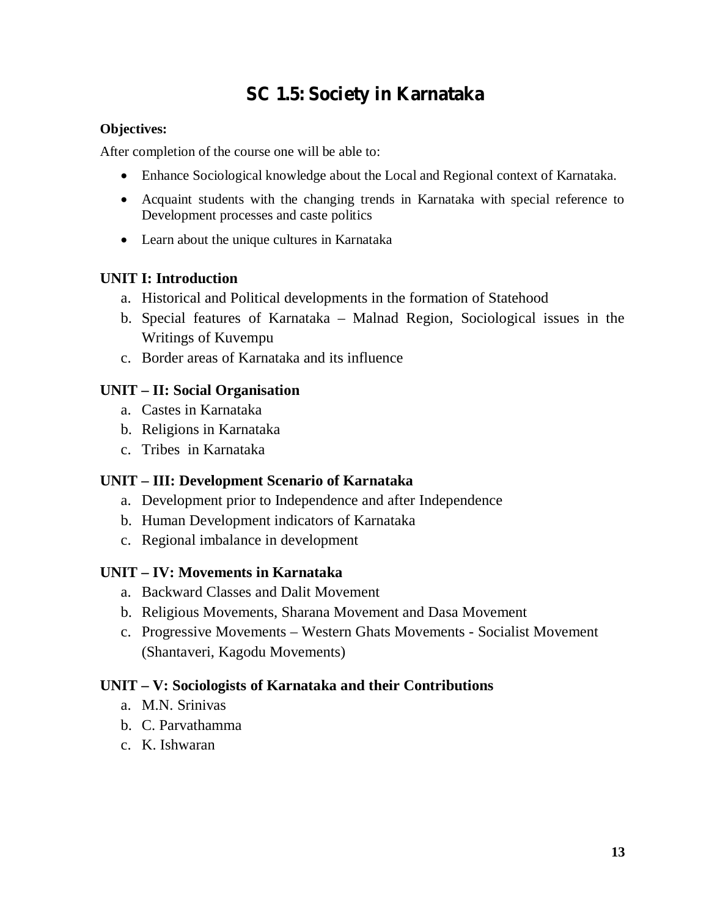# SC 1.5: Society in Karnataka

**Objectives:**

After completion of the course one will be able to:

- Enhance Sociological knowledge about the Local and Regional context of Karnataka.
- Acquaint students with the changing trends in Karnataka with special reference to Development processes and caste politics
- Learn about the unique cultures in Karnataka

### UNIT I: Introduction

a. Historical and Political developments in the formation of Statehood
b. Special features of Karnataka – Malnad Region, Sociological issues in the Writings of Kuvempu
c. Border areas of Karnataka and its influence

### UNIT – II: Social Organisation

a. Castes in Karnataka
b. Religions in Karnataka
c. Tribes in Karnataka

### UNIT – III: Development Scenario of Karnataka

a. Development prior to Independence and after Independence
b. Human Development indicators of Karnataka
c. Regional imbalance in development

### UNIT – IV: Movements in Karnataka

a. Backward Classes and Dalit Movement
b. Religious Movements, Sharana Movement and Dasa Movement
c. Progressive Movements – Western Ghats Movements - Socialist Movement (Shantaveri, Kagodu Movements)

### UNIT – V: Sociologists of Karnataka and their Contributions

a. M.N. Srinivas
b. C. Parvathamma
c. K. Ishwaran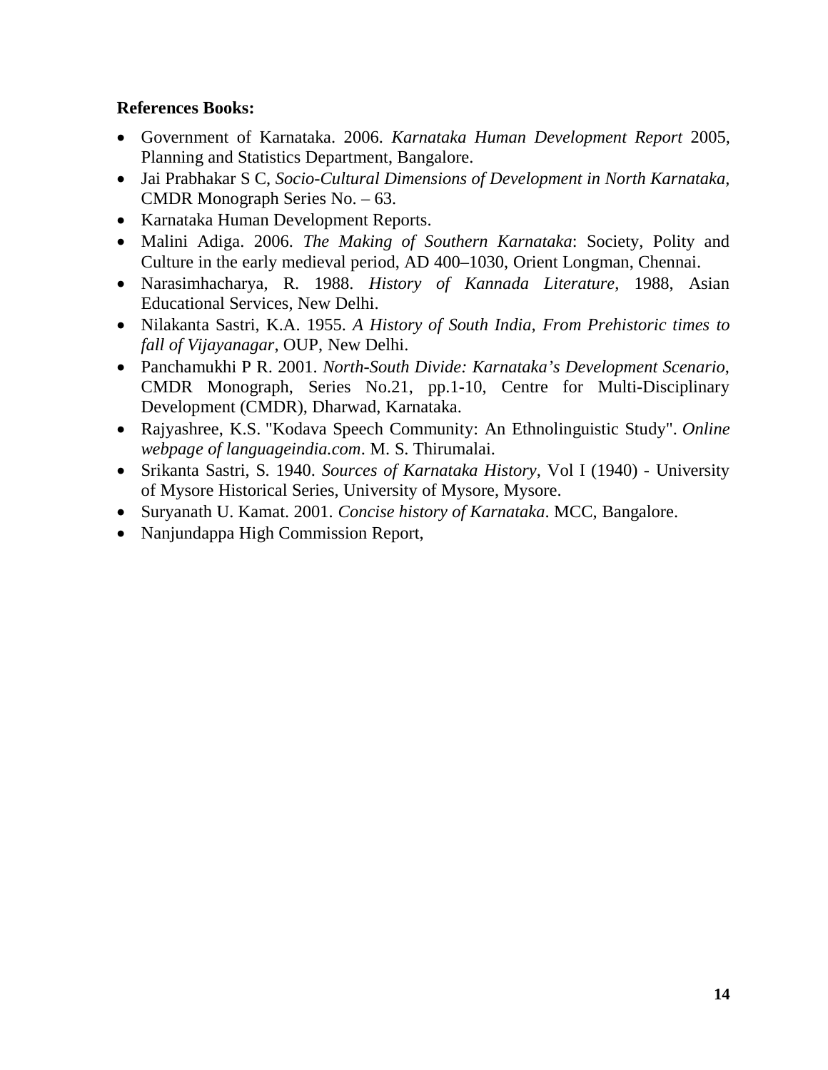**References Books:**

- Government of Karnataka. 2006. *Karnataka Human Development Report* 2005, Planning and Statistics Department, Bangalore.
- Jai Prabhakar S C, *Socio-Cultural Dimensions of Development in North Karnataka*, CMDR Monograph Series No. – 63.
- Karnataka Human Development Reports.
- Malini Adiga. 2006. *The Making of Southern Karnataka*: Society, Polity and Culture in the early medieval period, AD 400–1030, Orient Longman, Chennai.
- Narasimhacharya, R. 1988. *History of Kannada Literature*, 1988, Asian Educational Services, New Delhi.
- Nilakanta Sastri, K.A. 1955. *A History of South India, From Prehistoric times to fall of Vijayanagar*, OUP, New Delhi.
- Panchamukhi P R. 2001. *North-South Divide: Karnataka's Development Scenario*, CMDR Monograph, Series No.21, pp.1-10, Centre for Multi-Disciplinary Development (CMDR), Dharwad, Karnataka.
- Rajyashree, K.S. "Kodava Speech Community: An Ethnolinguistic Study". *Online webpage of languageindia.com*. M. S. Thirumalai.
- Srikanta Sastri, S. 1940. *Sources of Karnataka History*, Vol I (1940) - University of Mysore Historical Series, University of Mysore, Mysore.
- Suryanath U. Kamat. 2001. *Concise history of Karnataka*. MCC, Bangalore.
- Nanjundappa High Commission Report,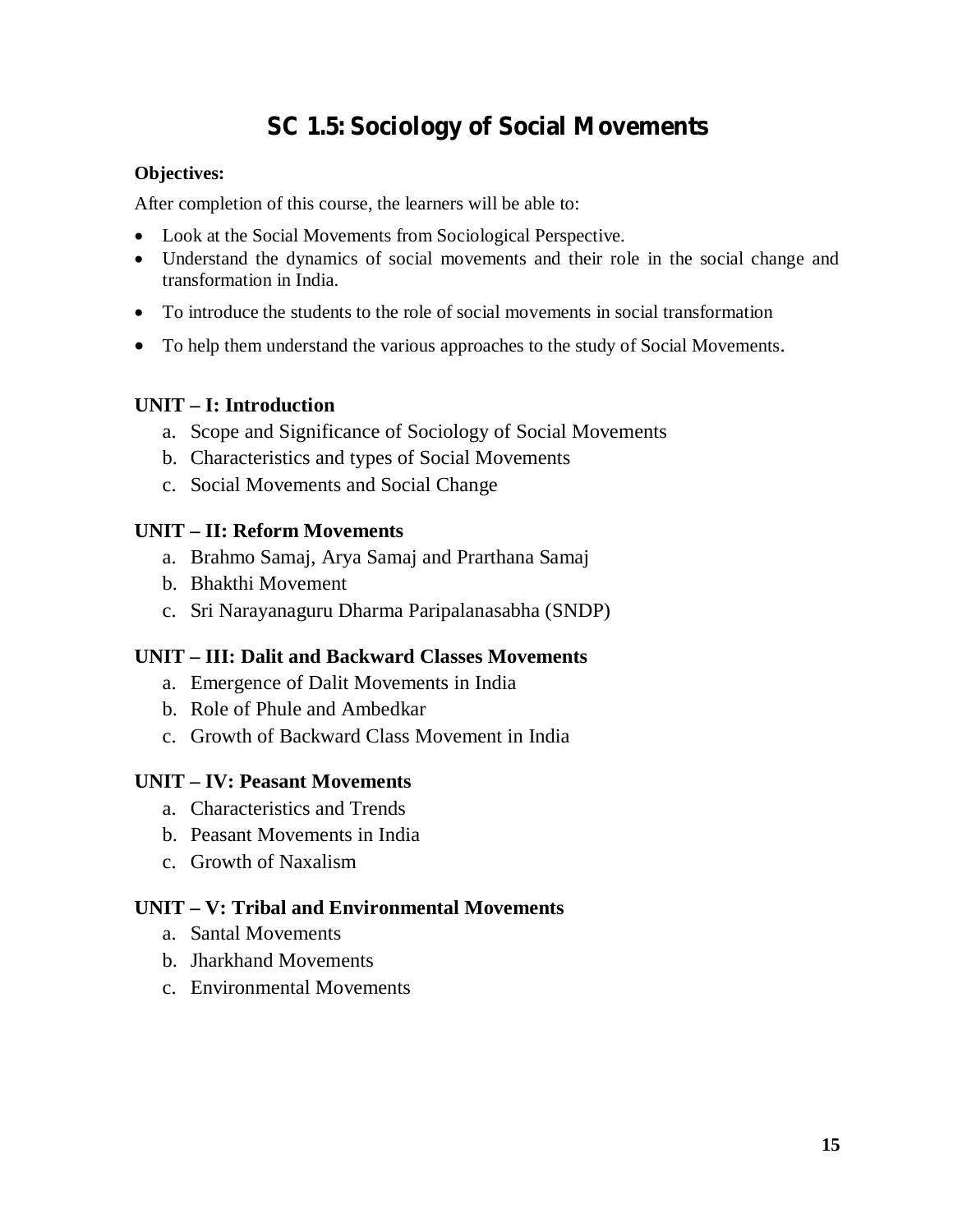# SC 1.5: Sociology of Social Movements

**Objectives:**

After completion of this course, the learners will be able to:

- Look at the Social Movements from Sociological Perspective.
- Understand the dynamics of social movements and their role in the social change and transformation in India.
- To introduce the students to the role of social movements in social transformation
- To help them understand the various approaches to the study of Social Movements.

## UNIT – I: Introduction

a. Scope and Significance of Sociology of Social Movements
b. Characteristics and types of Social Movements
c. Social Movements and Social Change

## UNIT – II: Reform Movements

a. Brahmo Samaj, Arya Samaj and Prarthana Samaj
b. Bhakthi Movement
c. Sri Narayanaguru Dharma Paripalanasabha (SNDP)

## UNIT – III: Dalit and Backward Classes Movements

a. Emergence of Dalit Movements in India
b. Role of Phule and Ambedkar
c. Growth of Backward Class Movement in India

## UNIT – IV: Peasant Movements

a. Characteristics and Trends
b. Peasant Movements in India
c. Growth of Naxalism

## UNIT – V: Tribal and Environmental Movements

a. Santal Movements
b. Jharkhand Movements
c. Environmental Movements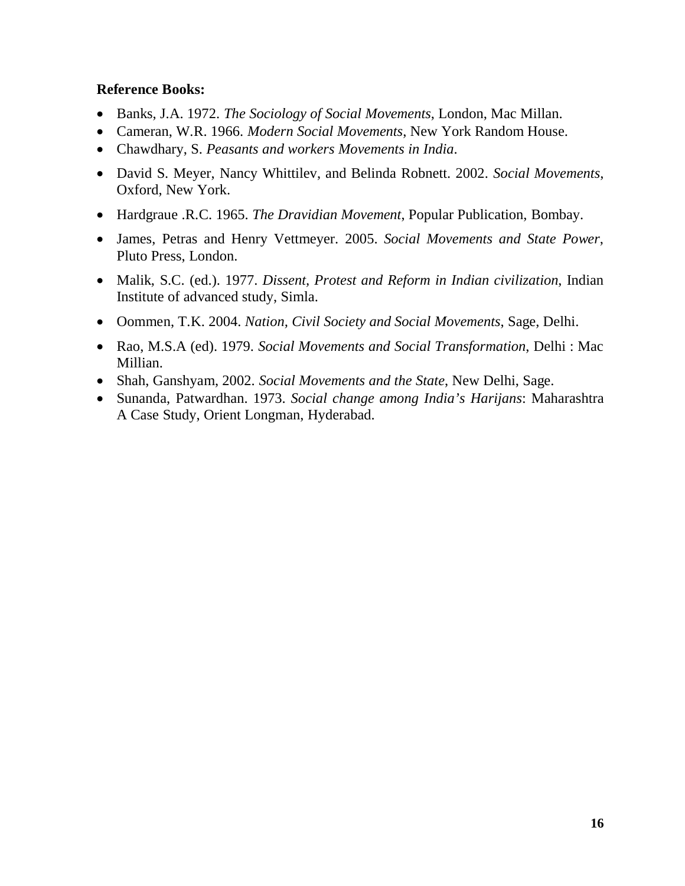**Reference Books:**

- Banks, J.A. 1972. *The Sociology of Social Movements*, London, Mac Millan.
- Cameran, W.R. 1966. *Modern Social Movements*, New York Random House.
- Chawdhary, S. *Peasants and workers Movements in India*.
- David S. Meyer, Nancy Whittilev, and Belinda Robnett. 2002. *Social Movements*, Oxford, New York.
- Hardgraue .R.C. 1965. *The Dravidian Movement*, Popular Publication, Bombay.
- James, Petras and Henry Vettmeyer. 2005. *Social Movements and State Power*, Pluto Press, London.
- Malik, S.C. (ed.). 1977. *Dissent, Protest and Reform in Indian civilization*, Indian Institute of advanced study, Simla.
- Oommen, T.K. 2004. *Nation, Civil Society and Social Movements*, Sage, Delhi.
- Rao, M.S.A (ed). 1979. *Social Movements and Social Transformation*, Delhi : Mac Millian.
- Shah, Ganshyam, 2002. *Social Movements and the State*, New Delhi, Sage.
- Sunanda, Patwardhan. 1973. *Social change among India's Harijans*: Maharashtra A Case Study, Orient Longman, Hyderabad.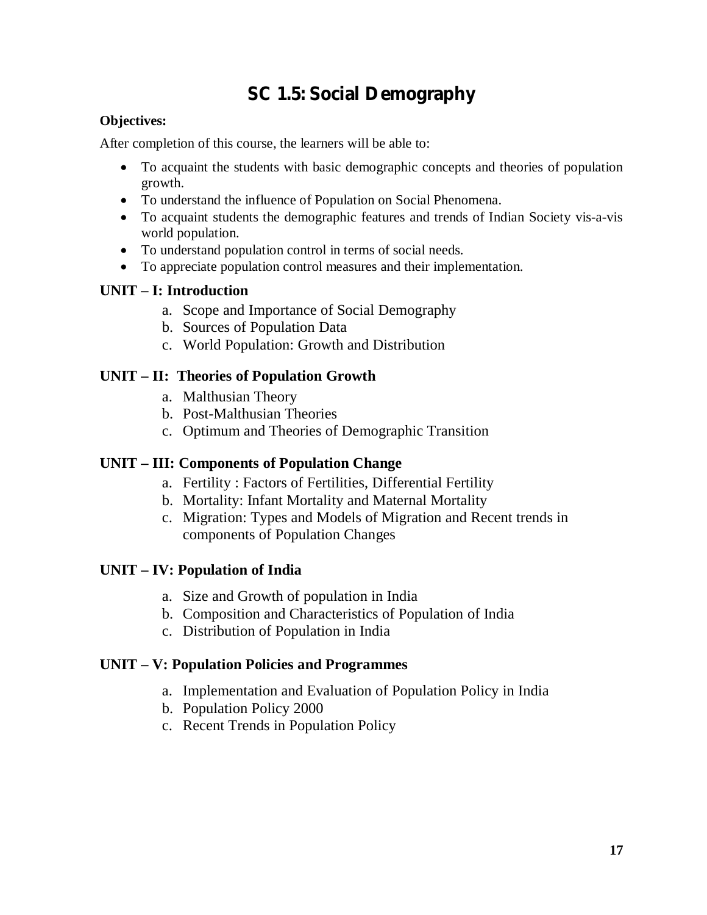# SC 1.5: Social Demography

**Objectives:**

After completion of this course, the learners will be able to:

- To acquaint the students with basic demographic concepts and theories of population growth.
- To understand the influence of Population on Social Phenomena.
- To acquaint students the demographic features and trends of Indian Society vis-a-vis world population.
- To understand population control in terms of social needs.
- To appreciate population control measures and their implementation.

### UNIT – I: Introduction

a. Scope and Importance of Social Demography
b. Sources of Population Data
c. World Population: Growth and Distribution

### UNIT – II: Theories of Population Growth

a. Malthusian Theory
b. Post-Malthusian Theories
c. Optimum and Theories of Demographic Transition

### UNIT – III: Components of Population Change

a. Fertility : Factors of Fertilities, Differential Fertility
b. Mortality: Infant Mortality and Maternal Mortality
c. Migration: Types and Models of Migration and Recent trends in components of Population Changes

### UNIT – IV: Population of India

a. Size and Growth of population in India
b. Composition and Characteristics of Population of India
c. Distribution of Population in India

### UNIT – V: Population Policies and Programmes

a. Implementation and Evaluation of Population Policy in India
b. Population Policy 2000
c. Recent Trends in Population Policy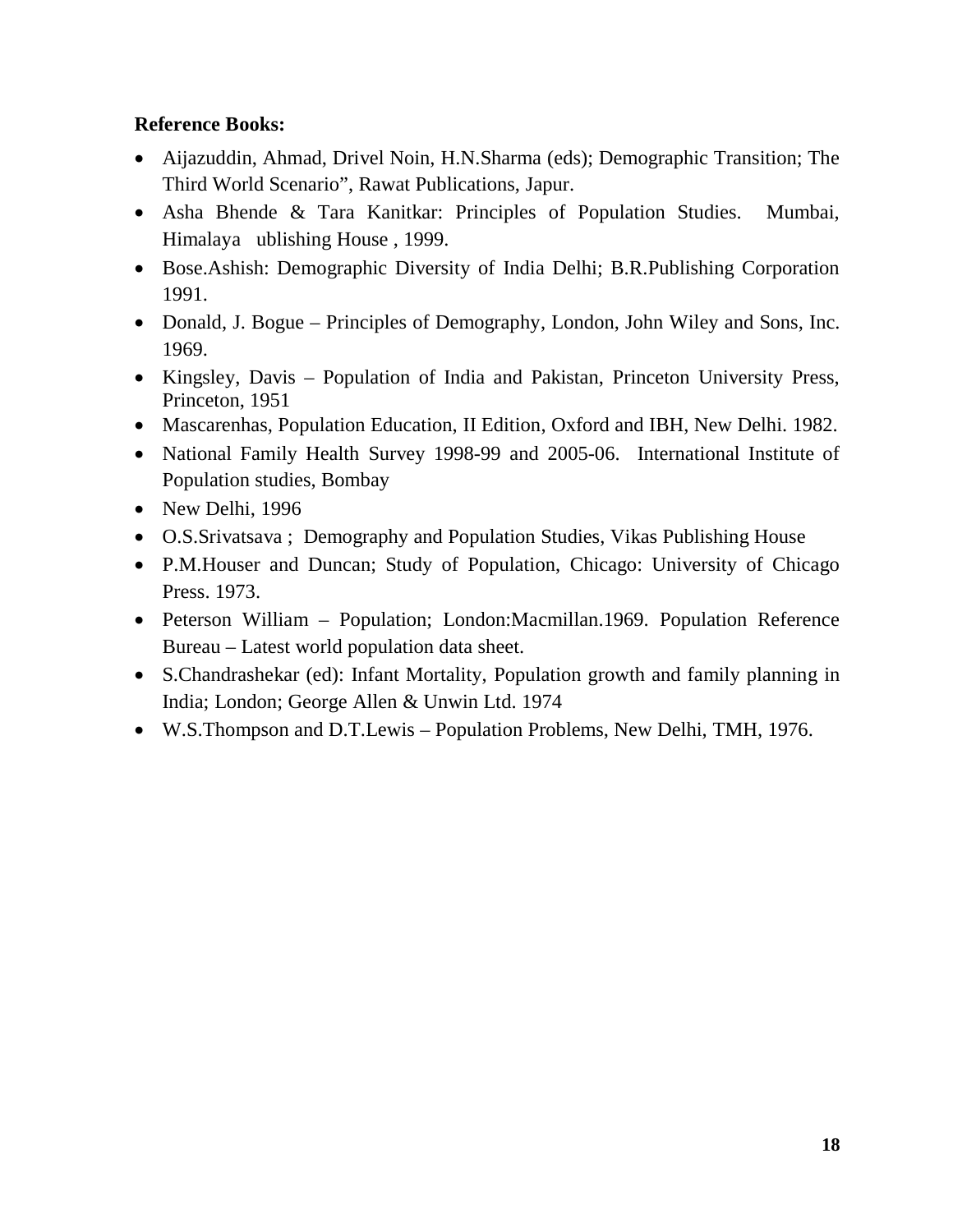**Reference Books:**

- Aijazuddin, Ahmad, Drivel Noin, H.N.Sharma (eds); Demographic Transition; The Third World Scenario", Rawat Publications, Japur.
- Asha Bhende & Tara Kanitkar: Principles of Population Studies. Mumbai, Himalaya ublishing House , 1999.
- Bose.Ashish: Demographic Diversity of India Delhi; B.R.Publishing Corporation 1991.
- Donald, J. Bogue – Principles of Demography, London, John Wiley and Sons, Inc. 1969.
- Kingsley, Davis – Population of India and Pakistan, Princeton University Press, Princeton, 1951
- Mascarenhas, Population Education, II Edition, Oxford and IBH, New Delhi. 1982.
- National Family Health Survey 1998-99 and 2005-06. International Institute of Population studies, Bombay
- New Delhi, 1996
- O.S.Srivatsava ; Demography and Population Studies, Vikas Publishing House
- P.M.Houser and Duncan; Study of Population, Chicago: University of Chicago Press. 1973.
- Peterson William – Population; London:Macmillan.1969. Population Reference Bureau – Latest world population data sheet.
- S.Chandrashekar (ed): Infant Mortality, Population growth and family planning in India; London; George Allen & Unwin Ltd. 1974
- W.S.Thompson and D.T.Lewis – Population Problems, New Delhi, TMH, 1976.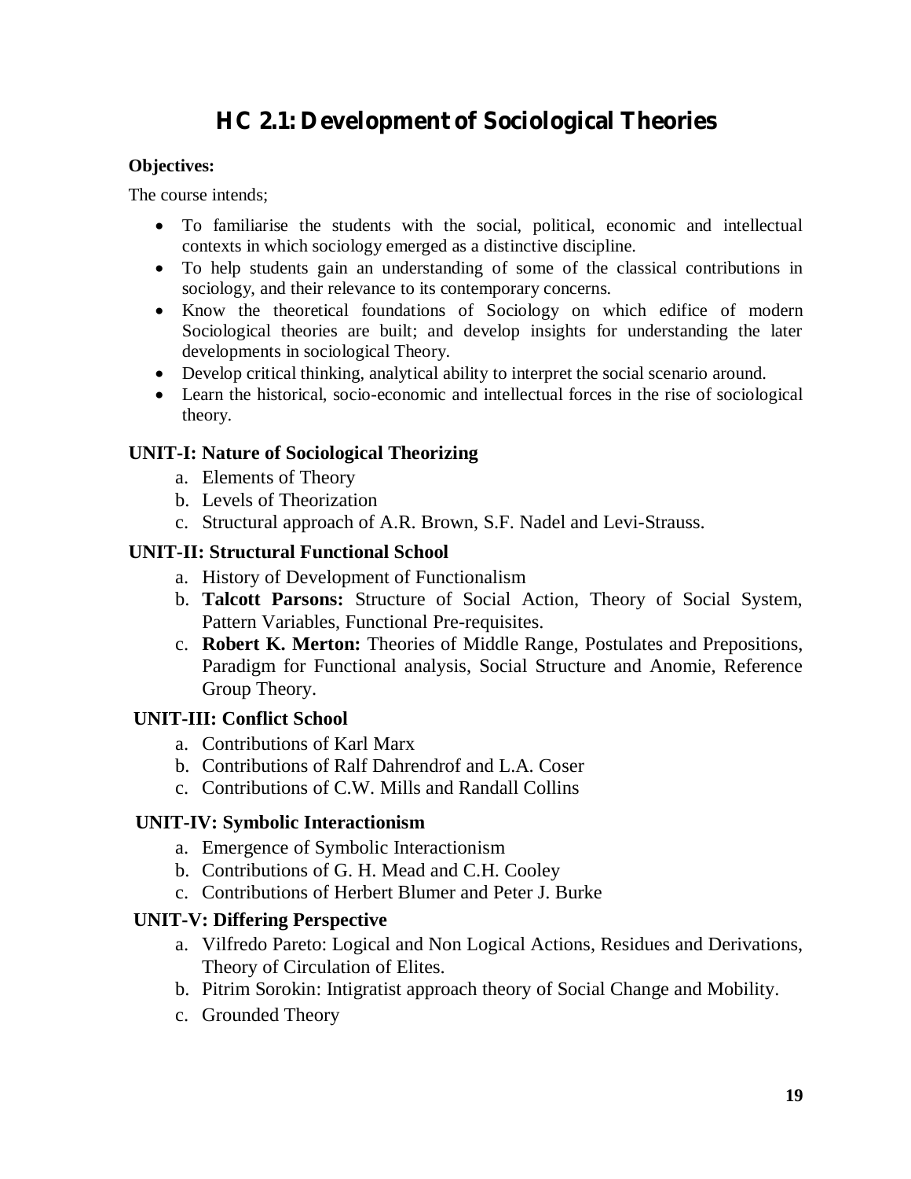# HC 2.1: Development of Sociological Theories

**Objectives:**

The course intends;

- To familiarise the students with the social, political, economic and intellectual contexts in which sociology emerged as a distinctive discipline.
- To help students gain an understanding of some of the classical contributions in sociology, and their relevance to its contemporary concerns.
- Know the theoretical foundations of Sociology on which edifice of modern Sociological theories are built; and develop insights for understanding the later developments in sociological Theory.
- Develop critical thinking, analytical ability to interpret the social scenario around.
- Learn the historical, socio-economic and intellectual forces in the rise of sociological theory.

**UNIT-I: Nature of Sociological Theorizing**

a. Elements of Theory
b. Levels of Theorization
c. Structural approach of A.R. Brown, S.F. Nadel and Levi-Strauss.

**UNIT-II: Structural Functional School**

a. History of Development of Functionalism
b. **Talcott Parsons:** Structure of Social Action, Theory of Social System, Pattern Variables, Functional Pre-requisites.
c. **Robert K. Merton:** Theories of Middle Range, Postulates and Prepositions, Paradigm for Functional analysis, Social Structure and Anomie, Reference Group Theory.

**UNIT-III: Conflict School**

a. Contributions of Karl Marx
b. Contributions of Ralf Dahrendrof and L.A. Coser
c. Contributions of C.W. Mills and Randall Collins

**UNIT-IV: Symbolic Interactionism**

a. Emergence of Symbolic Interactionism
b. Contributions of G. H. Mead and C.H. Cooley
c. Contributions of Herbert Blumer and Peter J. Burke

**UNIT-V: Differing Perspective**

a. Vilfredo Pareto: Logical and Non Logical Actions, Residues and Derivations, Theory of Circulation of Elites.
b. Pitrim Sorokin: Intigratist approach theory of Social Change and Mobility.
c. Grounded Theory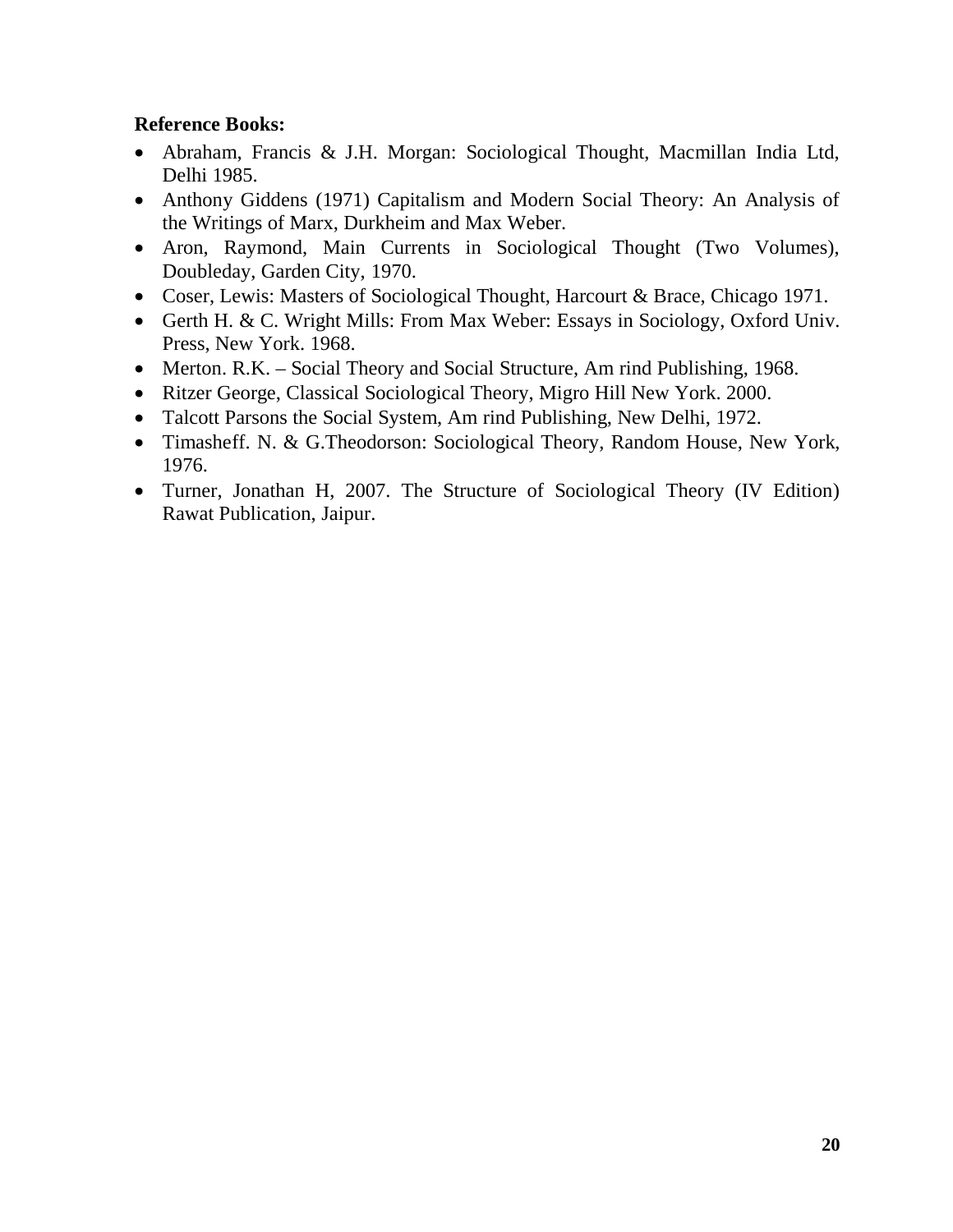**Reference Books:**

- Abraham, Francis & J.H. Morgan: Sociological Thought, Macmillan India Ltd, Delhi 1985.
- Anthony Giddens (1971) Capitalism and Modern Social Theory: An Analysis of the Writings of Marx, Durkheim and Max Weber.
- Aron, Raymond, Main Currents in Sociological Thought (Two Volumes), Doubleday, Garden City, 1970.
- Coser, Lewis: Masters of Sociological Thought, Harcourt & Brace, Chicago 1971.
- Gerth H. & C. Wright Mills: From Max Weber: Essays in Sociology, Oxford Univ. Press, New York. 1968.
- Merton. R.K. – Social Theory and Social Structure, Am rind Publishing, 1968.
- Ritzer George, Classical Sociological Theory, Migro Hill New York. 2000.
- Talcott Parsons the Social System, Am rind Publishing, New Delhi, 1972.
- Timasheff. N. & G.Theodorson: Sociological Theory, Random House, New York, 1976.
- Turner, Jonathan H, 2007. The Structure of Sociological Theory (IV Edition) Rawat Publication, Jaipur.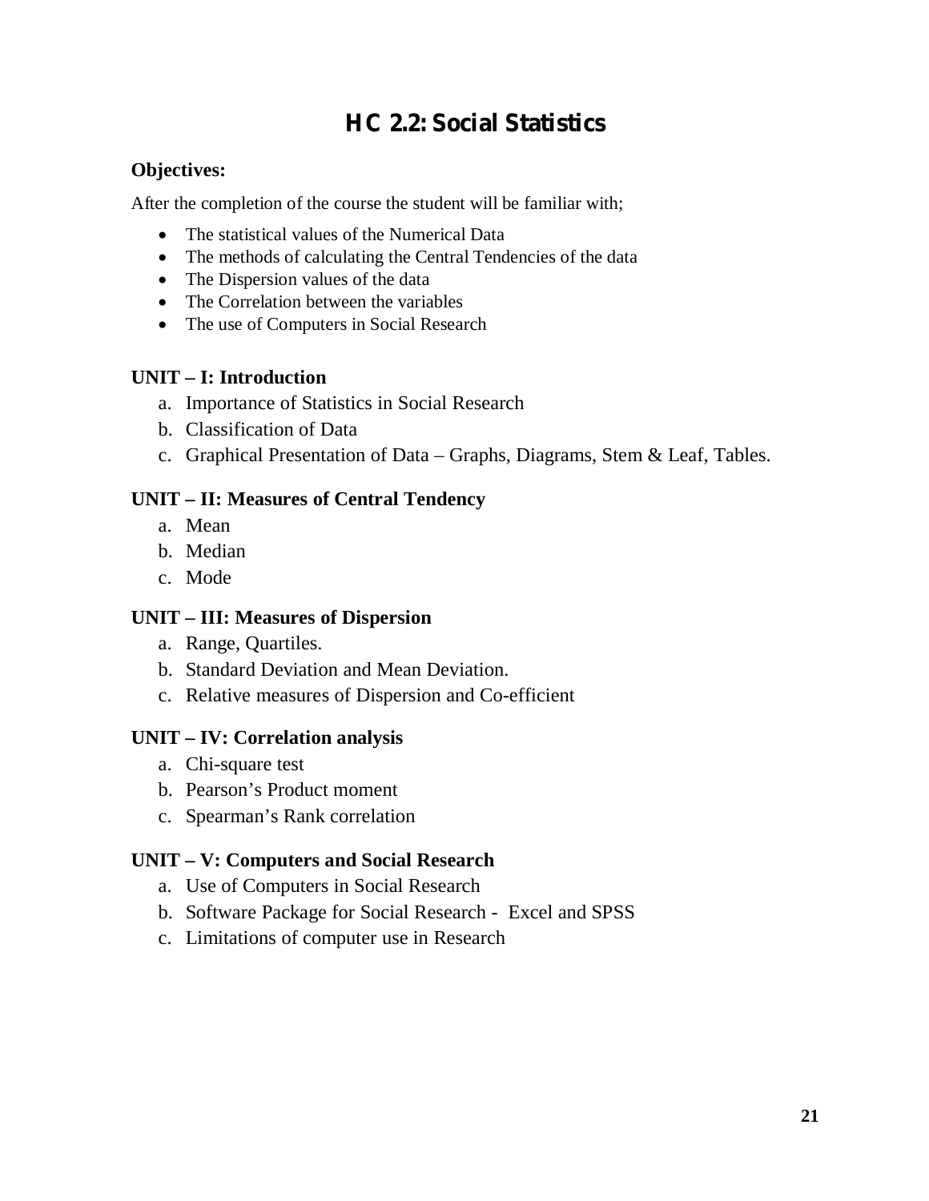# HC 2.2: Social Statistics

**Objectives:**

After the completion of the course the student will be familiar with;

- The statistical values of the Numerical Data
- The methods of calculating the Central Tendencies of the data
- The Dispersion values of the data
- The Correlation between the variables
- The use of Computers in Social Research

**UNIT – I: Introduction**

a. Importance of Statistics in Social Research
b. Classification of Data
c. Graphical Presentation of Data – Graphs, Diagrams, Stem & Leaf, Tables.

**UNIT – II: Measures of Central Tendency**

a. Mean
b. Median
c. Mode

**UNIT – III: Measures of Dispersion**

a. Range, Quartiles.
b. Standard Deviation and Mean Deviation.
c. Relative measures of Dispersion and Co-efficient

**UNIT – IV: Correlation analysis**

a. Chi-square test
b. Pearson's Product moment
c. Spearman's Rank correlation

**UNIT – V: Computers and Social Research**

a. Use of Computers in Social Research
b. Software Package for Social Research - Excel and SPSS
c. Limitations of computer use in Research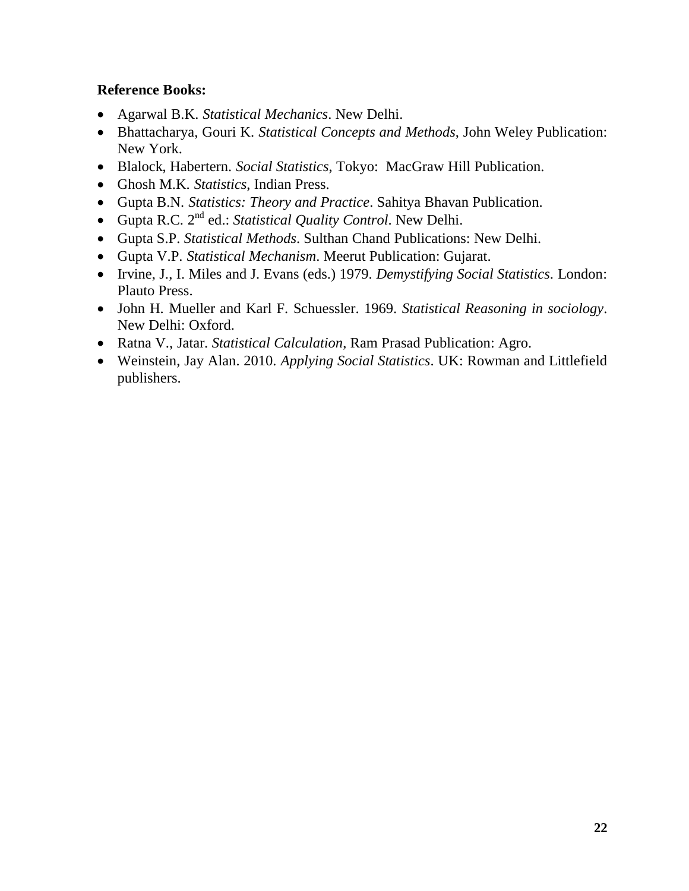**Reference Books:**

- Agarwal B.K. *Statistical Mechanics*. New Delhi.
- Bhattacharya, Gouri K. *Statistical Concepts and Methods*, John Weley Publication: New York.
- Blalock, Habertern. *Social Statistics*, Tokyo: MacGraw Hill Publication.
- Ghosh M.K. *Statistics*, Indian Press.
- Gupta B.N. *Statistics: Theory and Practice*. Sahitya Bhavan Publication.
- Gupta R.C. 2nd ed.: *Statistical Quality Control*. New Delhi.
- Gupta S.P. *Statistical Methods*. Sulthan Chand Publications: New Delhi.
- Gupta V.P. *Statistical Mechanism*. Meerut Publication: Gujarat.
- Irvine, J., I. Miles and J. Evans (eds.) 1979. *Demystifying Social Statistics*. London: Plauto Press.
- John H. Mueller and Karl F. Schuessler. 1969. *Statistical Reasoning in sociology*. New Delhi: Oxford.
- Ratna V., Jatar. *Statistical Calculation*, Ram Prasad Publication: Agro.
- Weinstein, Jay Alan. 2010. *Applying Social Statistics*. UK: Rowman and Littlefield publishers.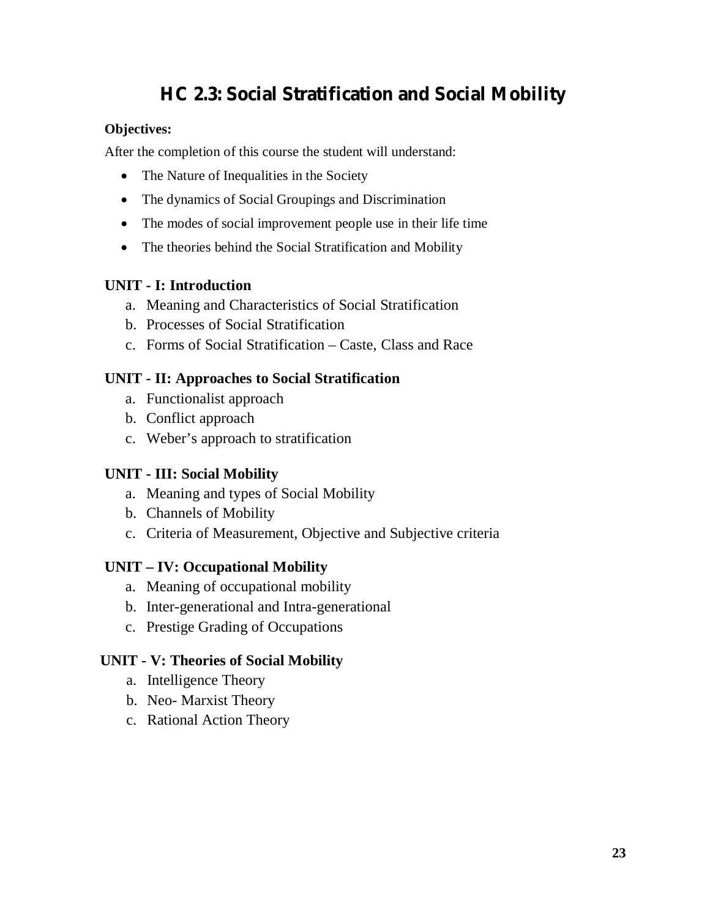# HC 2.3: Social Stratification and Social Mobility

**Objectives:**

After the completion of this course the student will understand:

- The Nature of Inequalities in the Society
- The dynamics of Social Groupings and Discrimination
- The modes of social improvement people use in their life time
- The theories behind the Social Stratification and Mobility

**UNIT - I: Introduction**

a. Meaning and Characteristics of Social Stratification
b. Processes of Social Stratification
c. Forms of Social Stratification – Caste, Class and Race

**UNIT - II: Approaches to Social Stratification**

a. Functionalist approach
b. Conflict approach
c. Weber's approach to stratification

**UNIT - III: Social Mobility**

a. Meaning and types of Social Mobility
b. Channels of Mobility
c. Criteria of Measurement, Objective and Subjective criteria

**UNIT – IV: Occupational Mobility**

a. Meaning of occupational mobility
b. Inter-generational and Intra-generational
c. Prestige Grading of Occupations

**UNIT - V: Theories of Social Mobility**

a. Intelligence Theory
b. Neo- Marxist Theory
c. Rational Action Theory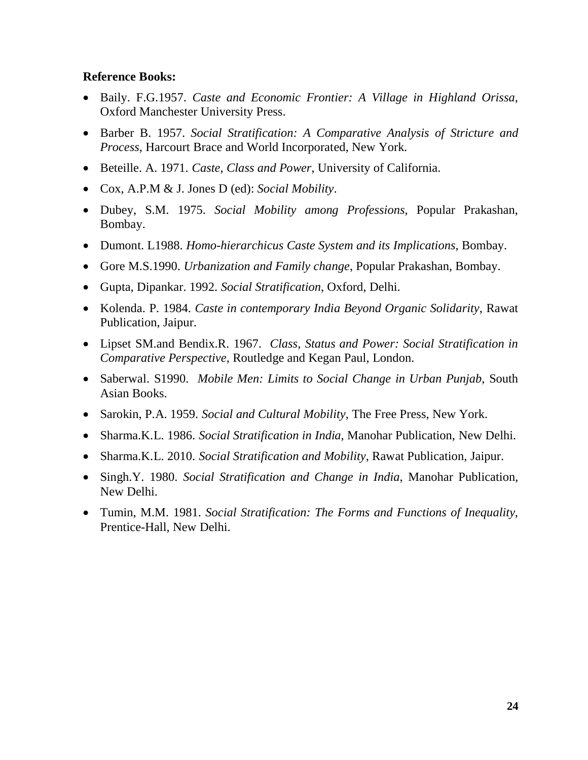**Reference Books:**

- Baily. F.G.1957. *Caste and Economic Frontier: A Village in Highland Orissa*, Oxford Manchester University Press.
- Barber B. 1957. *Social Stratification: A Comparative Analysis of Stricture and Process*, Harcourt Brace and World Incorporated, New York.
- Beteille. A. 1971. *Caste, Class and Power*, University of California.
- Cox, A.P.M & J. Jones D (ed): *Social Mobility*.
- Dubey, S.M. 1975. *Social Mobility among Professions*, Popular Prakashan, Bombay.
- Dumont. L1988. *Homo-hierarchicus Caste System and its Implications*, Bombay.
- Gore M.S.1990. *Urbanization and Family change*, Popular Prakashan, Bombay.
- Gupta, Dipankar. 1992. *Social Stratification*, Oxford, Delhi.
- Kolenda. P. 1984. *Caste in contemporary India Beyond Organic Solidarity*, Rawat Publication, Jaipur.
- Lipset SM.and Bendix.R. 1967. *Class, Status and Power: Social Stratification in Comparative Perspective*, Routledge and Kegan Paul, London.
- Saberwal. S1990. *Mobile Men: Limits to Social Change in Urban Punjab*, South Asian Books.
- Sarokin, P.A. 1959. *Social and Cultural Mobility*, The Free Press, New York.
- Sharma.K.L. 1986. *Social Stratification in India*, Manohar Publication, New Delhi.
- Sharma.K.L. 2010. *Social Stratification and Mobility*, Rawat Publication, Jaipur.
- Singh.Y. 1980. *Social Stratification and Change in India*, Manohar Publication, New Delhi.
- Tumin, M.M. 1981. *Social Stratification: The Forms and Functions of Inequality*, Prentice-Hall, New Delhi.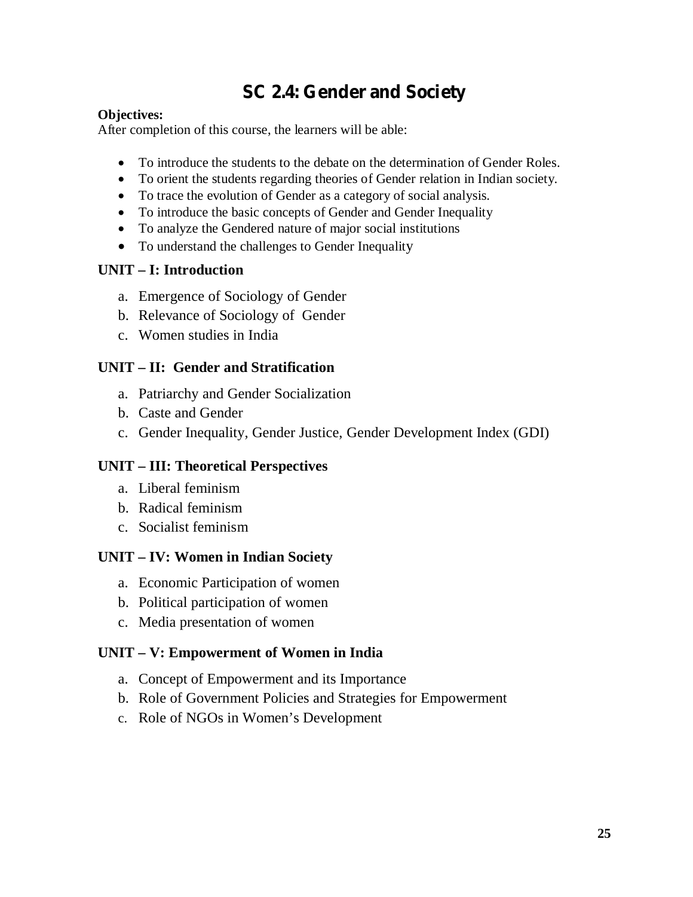# SC 2.4: Gender and Society

**Objectives:**
After completion of this course, the learners will be able:

- To introduce the students to the debate on the determination of Gender Roles.
- To orient the students regarding theories of Gender relation in Indian society.
- To trace the evolution of Gender as a category of social analysis.
- To introduce the basic concepts of Gender and Gender Inequality
- To analyze the Gendered nature of major social institutions
- To understand the challenges to Gender Inequality

## UNIT – I: Introduction

a. Emergence of Sociology of Gender
b. Relevance of Sociology of Gender
c. Women studies in India

## UNIT – II: Gender and Stratification

a. Patriarchy and Gender Socialization
b. Caste and Gender
c. Gender Inequality, Gender Justice, Gender Development Index (GDI)

## UNIT – III: Theoretical Perspectives

a. Liberal feminism
b. Radical feminism
c. Socialist feminism

## UNIT – IV: Women in Indian Society

a. Economic Participation of women
b. Political participation of women
c. Media presentation of women

## UNIT – V: Empowerment of Women in India

a. Concept of Empowerment and its Importance
b. Role of Government Policies and Strategies for Empowerment
c. Role of NGOs in Women's Development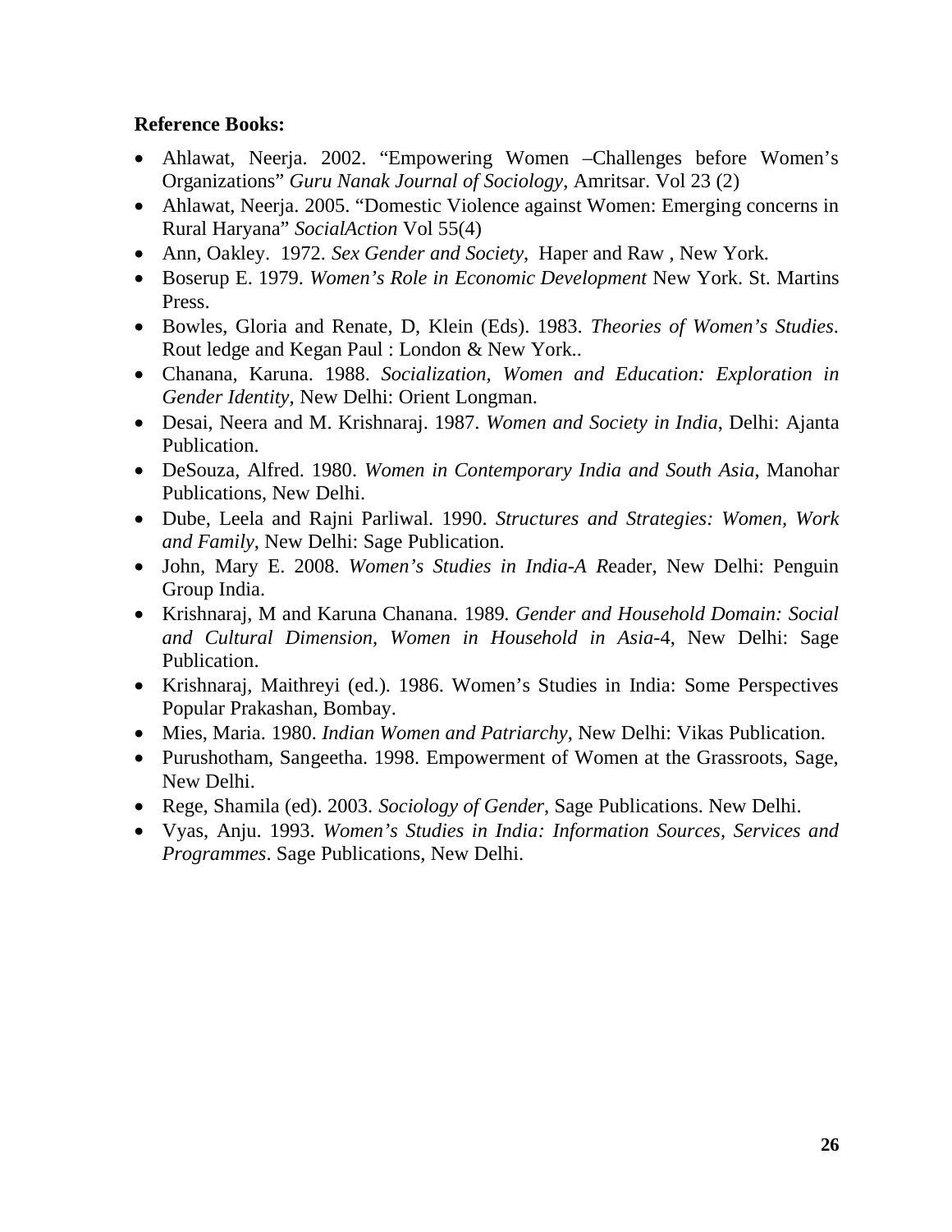**Reference Books:**

- Ahlawat, Neerja. 2002. "Empowering Women –Challenges before Women's Organizations" *Guru Nanak Journal of Sociology*, Amritsar. Vol 23 (2)
- Ahlawat, Neerja. 2005. "Domestic Violence against Women: Emerging concerns in Rural Haryana" *SocialAction* Vol 55(4)
- Ann, Oakley. 1972. *Sex Gender and Society*, Haper and Raw , New York.
- Boserup E. 1979. *Women's Role in Economic Development* New York. St. Martins Press.
- Bowles, Gloria and Renate, D, Klein (Eds). 1983. *Theories of Women's Studies*. Rout ledge and Kegan Paul : London & New York..
- Chanana, Karuna. 1988. *Socialization, Women and Education: Exploration in Gender Identity*, New Delhi: Orient Longman.
- Desai, Neera and M. Krishnaraj. 1987. *Women and Society in India*, Delhi: Ajanta Publication.
- DeSouza, Alfred. 1980. *Women in Contemporary India and South Asia*, Manohar Publications, New Delhi.
- Dube, Leela and Rajni Parliwal. 1990. *Structures and Strategies: Women, Work and Family*, New Delhi: Sage Publication.
- John, Mary E. 2008. *Women's Studies in India-A R*eader, New Delhi: Penguin Group India.
- Krishnaraj, M and Karuna Chanana. 1989. *Gender and Household Domain: Social and Cultural Dimension, Women in Household in Asia*-4, New Delhi: Sage Publication.
- Krishnaraj, Maithreyi (ed.). 1986. Women's Studies in India: Some Perspectives Popular Prakashan, Bombay.
- Mies, Maria. 1980. *Indian Women and Patriarchy*, New Delhi: Vikas Publication.
- Purushotham, Sangeetha. 1998. Empowerment of Women at the Grassroots, Sage, New Delhi.
- Rege, Shamila (ed). 2003. *Sociology of Gender*, Sage Publications. New Delhi.
- Vyas, Anju. 1993. *Women's Studies in India: Information Sources, Services and Programmes*. Sage Publications, New Delhi.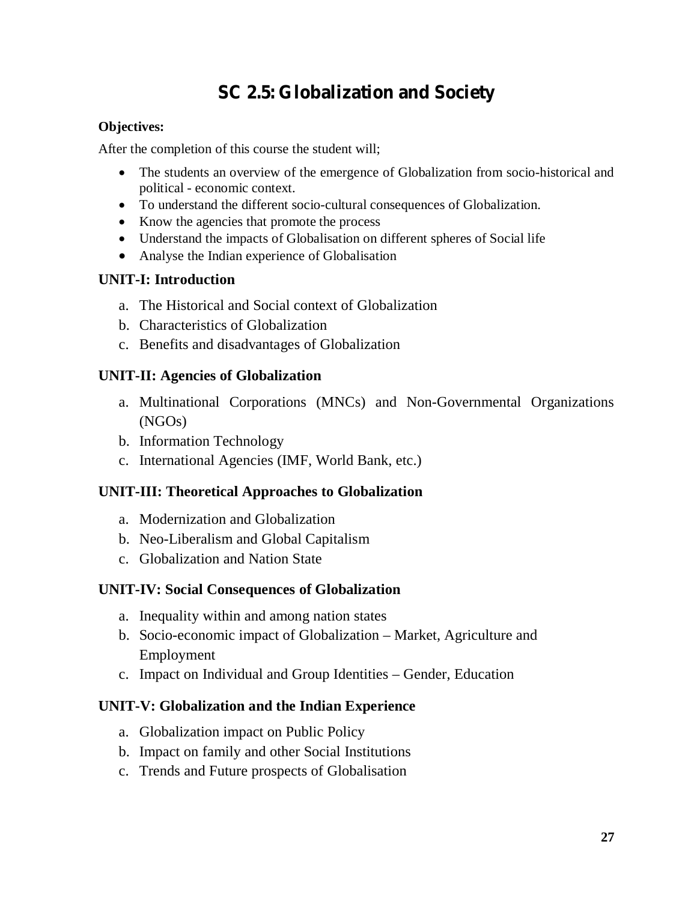# SC 2.5: Globalization and Society

**Objectives:**

After the completion of this course the student will;

- The students an overview of the emergence of Globalization from socio-historical and political - economic context.
- To understand the different socio-cultural consequences of Globalization.
- Know the agencies that promote the process
- Understand the impacts of Globalisation on different spheres of Social life
- Analyse the Indian experience of Globalisation

### UNIT-I: Introduction

a. The Historical and Social context of Globalization
b. Characteristics of Globalization
c. Benefits and disadvantages of Globalization

### UNIT-II: Agencies of Globalization

a. Multinational Corporations (MNCs) and Non-Governmental Organizations (NGOs)
b. Information Technology
c. International Agencies (IMF, World Bank, etc.)

### UNIT-III: Theoretical Approaches to Globalization

a. Modernization and Globalization
b. Neo-Liberalism and Global Capitalism
c. Globalization and Nation State

### UNIT-IV: Social Consequences of Globalization

a. Inequality within and among nation states
b. Socio-economic impact of Globalization – Market, Agriculture and Employment
c. Impact on Individual and Group Identities – Gender, Education

### UNIT-V: Globalization and the Indian Experience

a. Globalization impact on Public Policy
b. Impact on family and other Social Institutions
c. Trends and Future prospects of Globalisation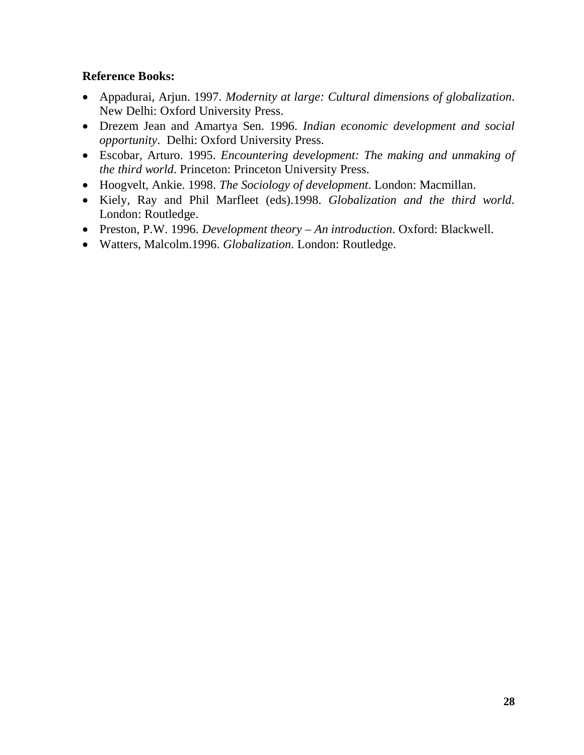**Reference Books:**

- Appadurai, Arjun. 1997. *Modernity at large: Cultural dimensions of globalization*. New Delhi: Oxford University Press.
- Drezem Jean and Amartya Sen. 1996. *Indian economic development and social opportunity*. Delhi: Oxford University Press.
- Escobar, Arturo. 1995. *Encountering development: The making and unmaking of the third world*. Princeton: Princeton University Press.
- Hoogvelt, Ankie. 1998. *The Sociology of development*. London: Macmillan.
- Kiely, Ray and Phil Marfleet (eds).1998. *Globalization and the third world*. London: Routledge.
- Preston, P.W. 1996. *Development theory – An introduction*. Oxford: Blackwell.
- Watters, Malcolm.1996. *Globalization*. London: Routledge.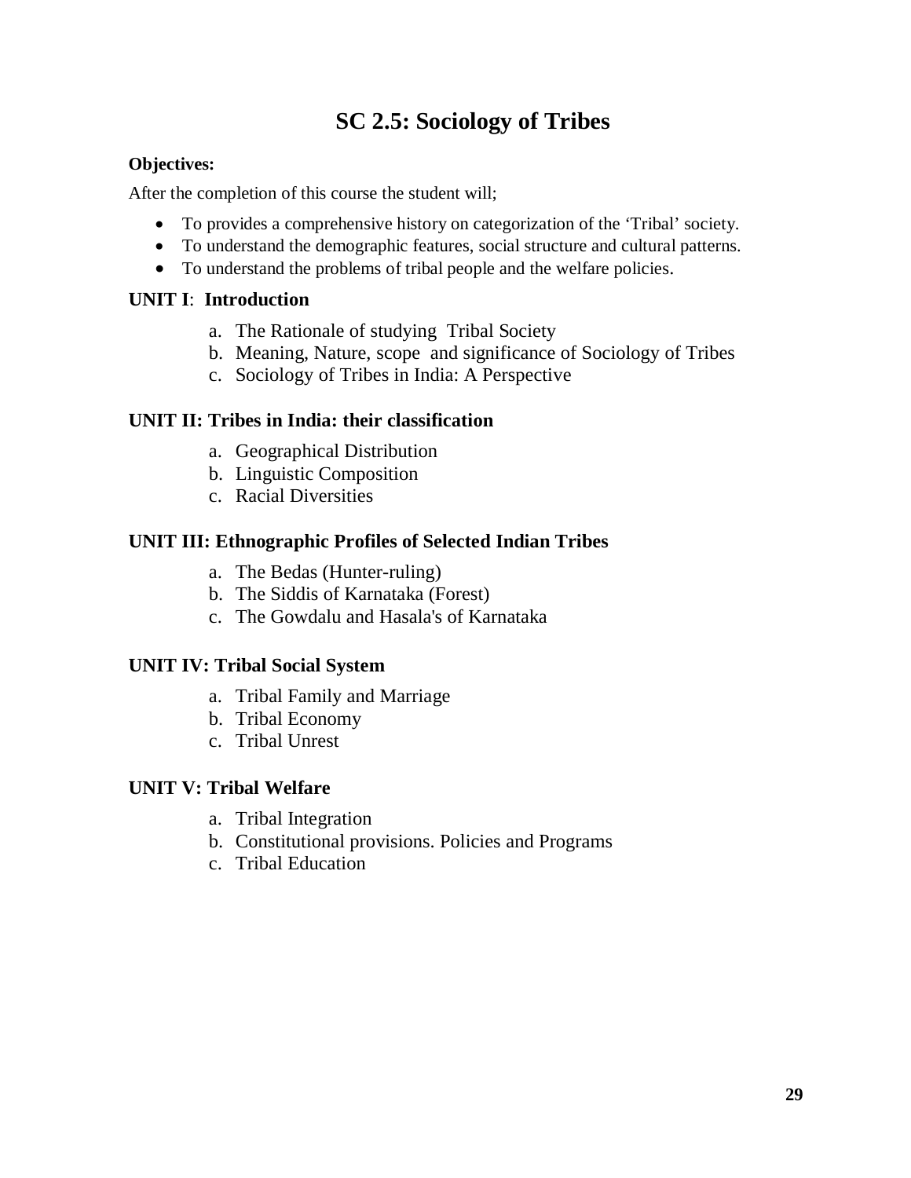# SC 2.5: Sociology of Tribes

**Objectives:**

After the completion of this course the student will;

- To provides a comprehensive history on categorization of the 'Tribal' society.
- To understand the demographic features, social structure and cultural patterns.
- To understand the problems of tribal people and the welfare policies.

### UNIT I: Introduction

a. The Rationale of studying Tribal Society
b. Meaning, Nature, scope and significance of Sociology of Tribes
c. Sociology of Tribes in India: A Perspective

### UNIT II: Tribes in India: their classification

a. Geographical Distribution
b. Linguistic Composition
c. Racial Diversities

### UNIT III: Ethnographic Profiles of Selected Indian Tribes

a. The Bedas (Hunter-ruling)
b. The Siddis of Karnataka (Forest)
c. The Gowdalu and Hasala's of Karnataka

### UNIT IV: Tribal Social System

a. Tribal Family and Marriage
b. Tribal Economy
c. Tribal Unrest

### UNIT V: Tribal Welfare

a. Tribal Integration
b. Constitutional provisions. Policies and Programs
c. Tribal Education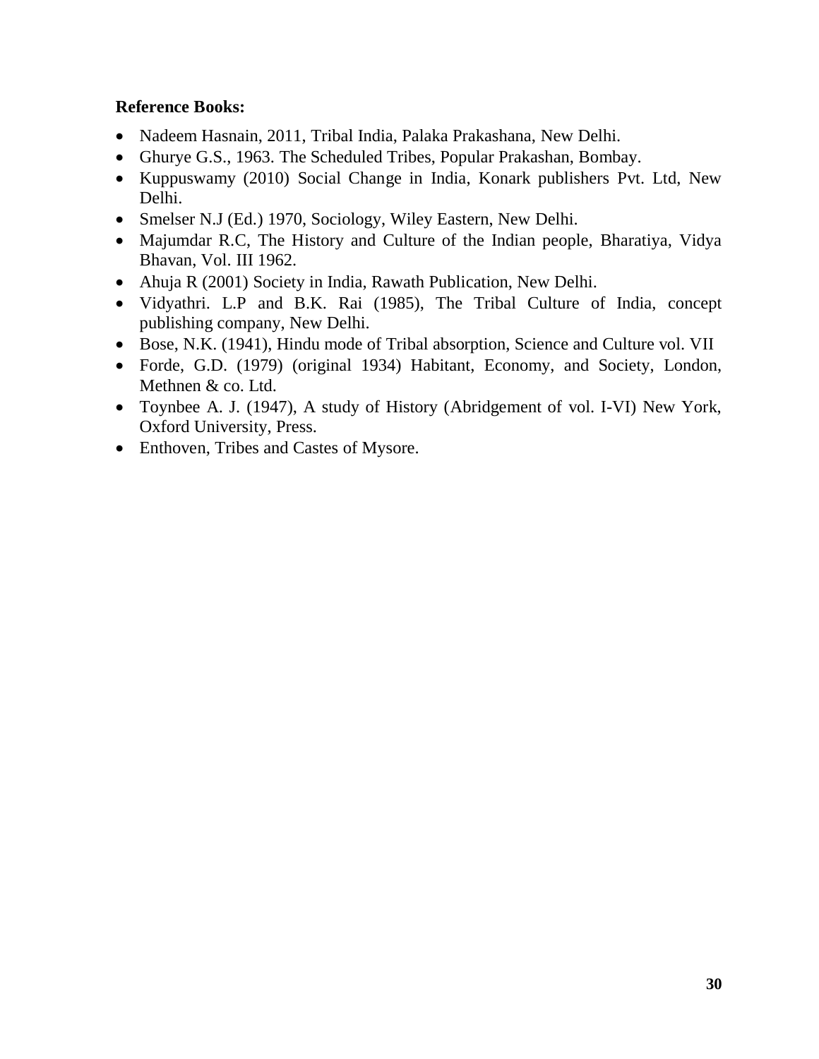**Reference Books:**

- Nadeem Hasnain, 2011, Tribal India, Palaka Prakashana, New Delhi.
- Ghurye G.S., 1963. The Scheduled Tribes, Popular Prakashan, Bombay.
- Kuppuswamy (2010) Social Change in India, Konark publishers Pvt. Ltd, New Delhi.
- Smelser N.J (Ed.) 1970, Sociology, Wiley Eastern, New Delhi.
- Majumdar R.C, The History and Culture of the Indian people, Bharatiya, Vidya Bhavan, Vol. III 1962.
- Ahuja R (2001) Society in India, Rawath Publication, New Delhi.
- Vidyathri. L.P and B.K. Rai (1985), The Tribal Culture of India, concept publishing company, New Delhi.
- Bose, N.K. (1941), Hindu mode of Tribal absorption, Science and Culture vol. VII
- Forde, G.D. (1979) (original 1934) Habitant, Economy, and Society, London, Methnen & co. Ltd.
- Toynbee A. J. (1947), A study of History (Abridgement of vol. I-VI) New York, Oxford University, Press.
- Enthoven, Tribes and Castes of Mysore.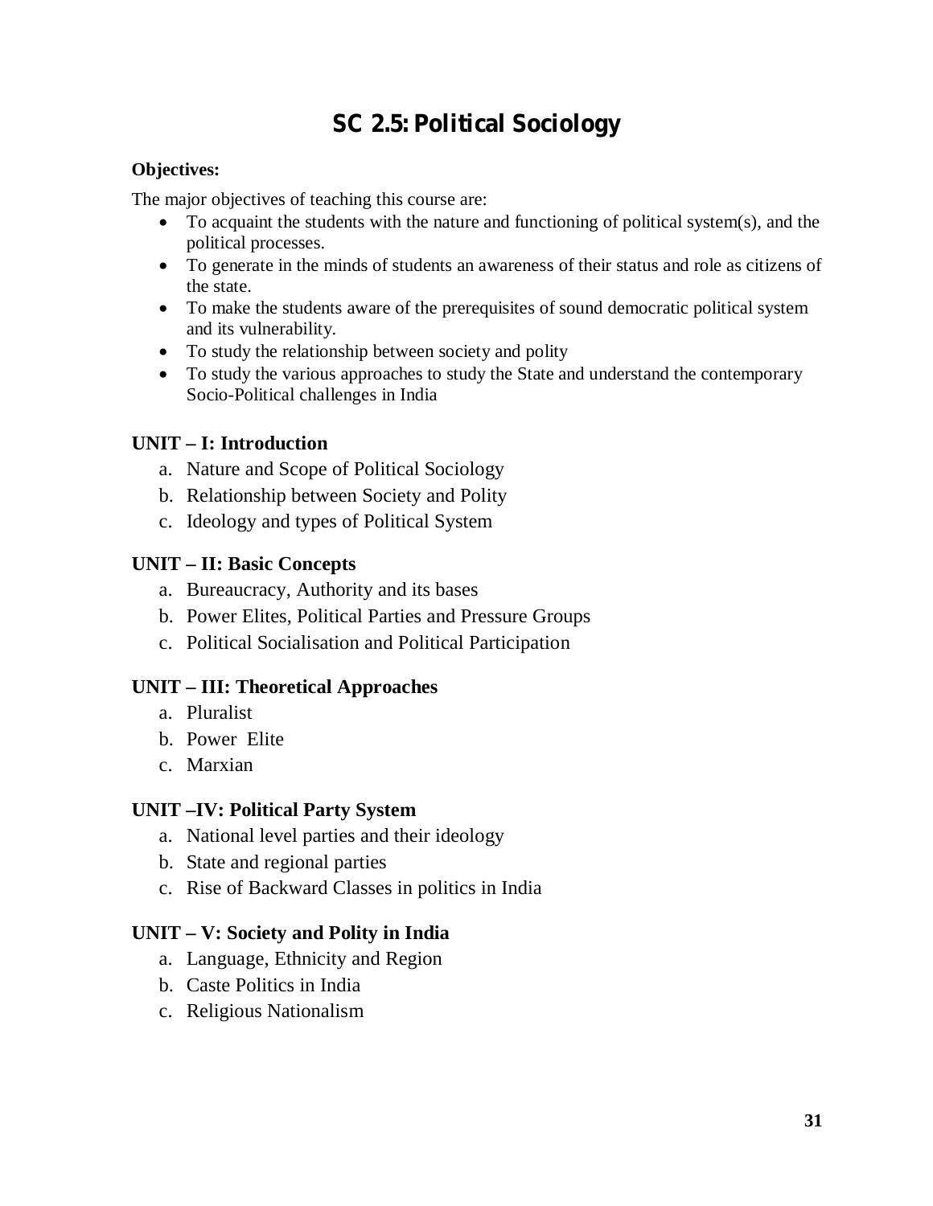# SC 2.5: Political Sociology

**Objectives:**

The major objectives of teaching this course are:

- To acquaint the students with the nature and functioning of political system(s), and the political processes.
- To generate in the minds of students an awareness of their status and role as citizens of the state.
- To make the students aware of the prerequisites of sound democratic political system and its vulnerability.
- To study the relationship between society and polity
- To study the various approaches to study the State and understand the contemporary Socio-Political challenges in India

**UNIT – I: Introduction**

a. Nature and Scope of Political Sociology
b. Relationship between Society and Polity
c. Ideology and types of Political System

**UNIT – II: Basic Concepts**

a. Bureaucracy, Authority and its bases
b. Power Elites, Political Parties and Pressure Groups
c. Political Socialisation and Political Participation

**UNIT – III: Theoretical Approaches**

a. Pluralist
b. Power Elite
c. Marxian

**UNIT –IV: Political Party System**

a. National level parties and their ideology
b. State and regional parties
c. Rise of Backward Classes in politics in India

**UNIT – V: Society and Polity in India**

a. Language, Ethnicity and Region
b. Caste Politics in India
c. Religious Nationalism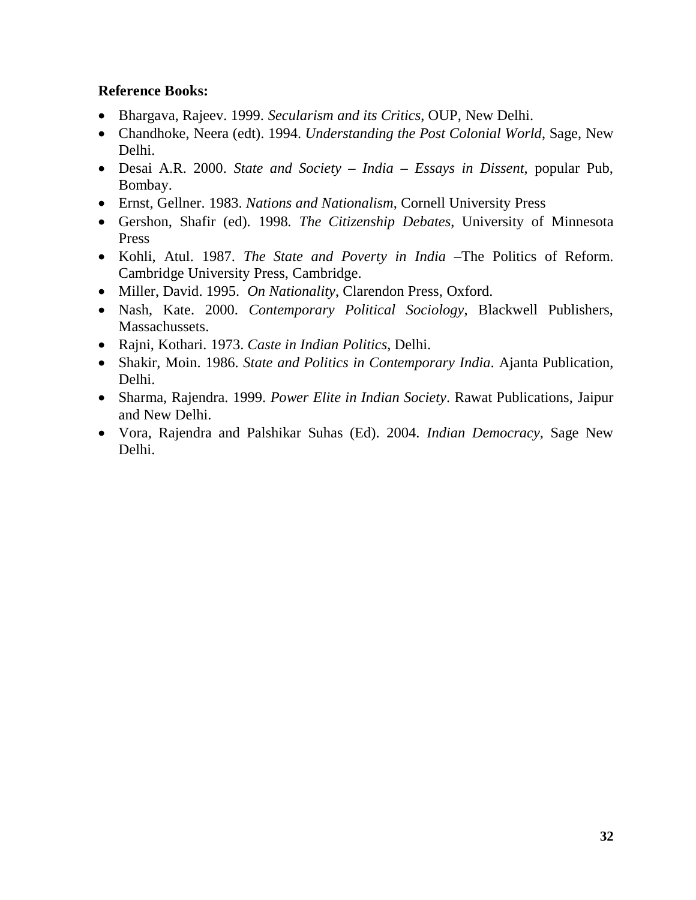**Reference Books:**

- Bhargava, Rajeev. 1999. *Secularism and its Critics*, OUP, New Delhi.
- Chandhoke, Neera (edt). 1994. *Understanding the Post Colonial World*, Sage, New Delhi.
- Desai A.R. 2000. *State and Society – India – Essays in Dissent*, popular Pub, Bombay.
- Ernst, Gellner. 1983. *Nations and Nationalism*, Cornell University Press
- Gershon, Shafir (ed). 1998. *The Citizenship Debates*, University of Minnesota Press
- Kohli, Atul. 1987. *The State and Poverty in India* –The Politics of Reform. Cambridge University Press, Cambridge.
- Miller, David. 1995. *On Nationality*, Clarendon Press, Oxford.
- Nash, Kate. 2000. *Contemporary Political Sociology*, Blackwell Publishers, Massachussets.
- Rajni, Kothari. 1973. *Caste in Indian Politics*, Delhi.
- Shakir, Moin. 1986. *State and Politics in Contemporary India*. Ajanta Publication, Delhi.
- Sharma, Rajendra. 1999. *Power Elite in Indian Society*. Rawat Publications, Jaipur and New Delhi.
- Vora, Rajendra and Palshikar Suhas (Ed). 2004. *Indian Democracy*, Sage New Delhi.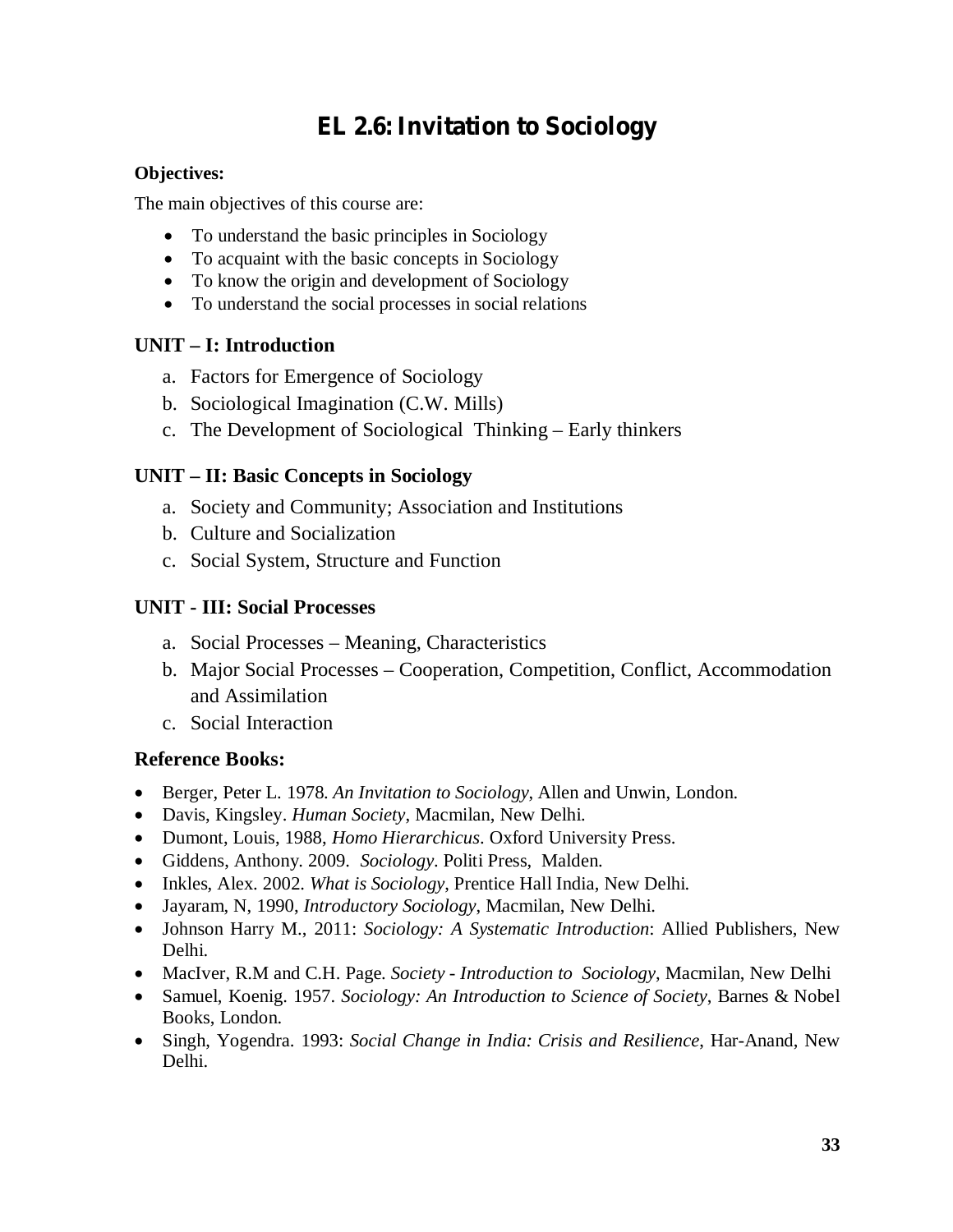# EL 2.6: Invitation to Sociology

**Objectives:**

The main objectives of this course are:

- To understand the basic principles in Sociology
- To acquaint with the basic concepts in Sociology
- To know the origin and development of Sociology
- To understand the social processes in social relations

### UNIT – I: Introduction

a. Factors for Emergence of Sociology
b. Sociological Imagination (C.W. Mills)
c. The Development of Sociological Thinking – Early thinkers

### UNIT – II: Basic Concepts in Sociology

a. Society and Community; Association and Institutions
b. Culture and Socialization
c. Social System, Structure and Function

### UNIT - III: Social Processes

a. Social Processes – Meaning, Characteristics
b. Major Social Processes – Cooperation, Competition, Conflict, Accommodation and Assimilation
c. Social Interaction

### Reference Books:

- Berger, Peter L. 1978. *An Invitation to Sociology*, Allen and Unwin, London.
- Davis, Kingsley. *Human Society*, Macmilan, New Delhi.
- Dumont, Louis, 1988, *Homo Hierarchicus*. Oxford University Press.
- Giddens, Anthony. 2009. *Sociology*. Politi Press, Malden.
- Inkles, Alex. 2002. *What is Sociology*, Prentice Hall India, New Delhi.
- Jayaram, N, 1990, *Introductory Sociology*, Macmilan, New Delhi.
- Johnson Harry M., 2011: *Sociology: A Systematic Introduction*: Allied Publishers, New Delhi.
- MacIver, R.M and C.H. Page. *Society - Introduction to Sociology*, Macmilan, New Delhi
- Samuel, Koenig. 1957. *Sociology: An Introduction to Science of Society*, Barnes & Nobel Books, London.
- Singh, Yogendra. 1993: *Social Change in India: Crisis and Resilience*, Har-Anand, New Delhi.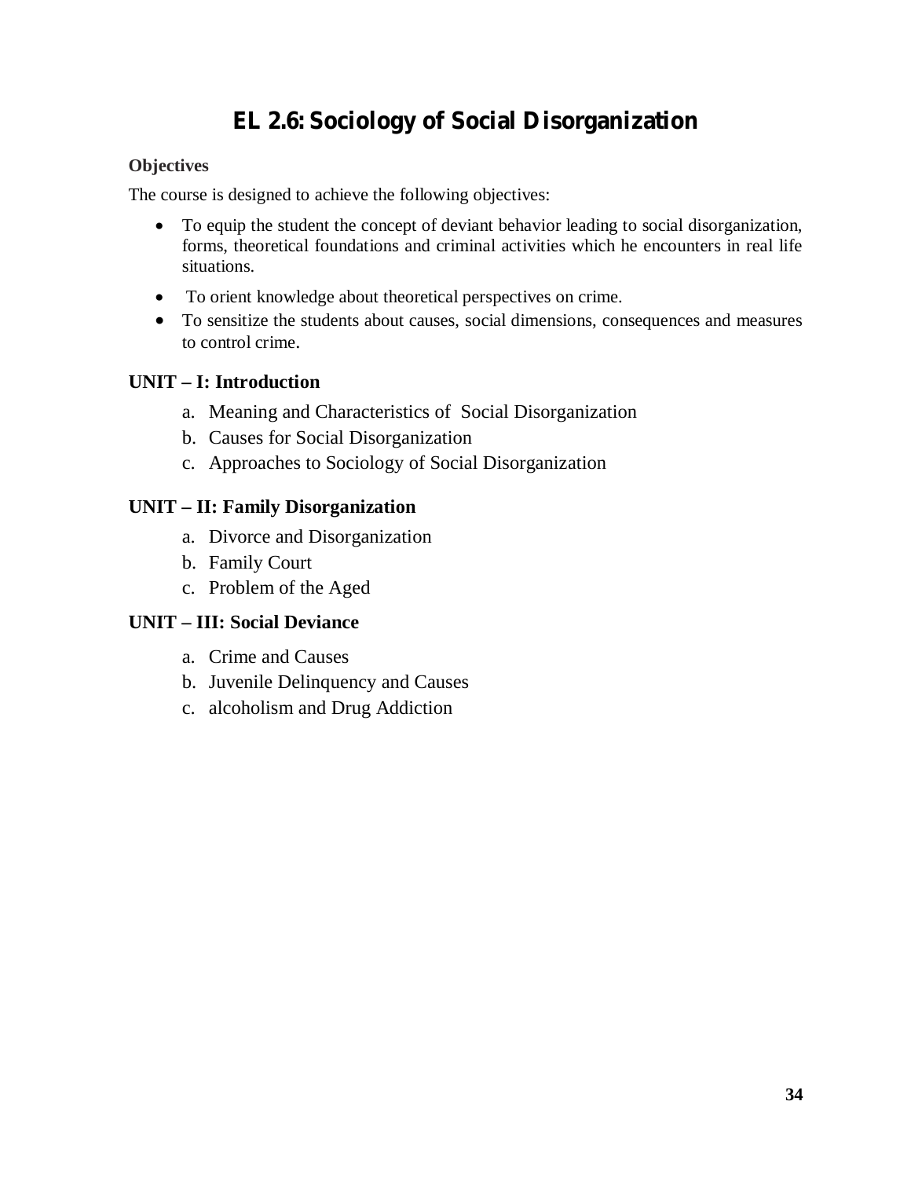# EL 2.6: Sociology of Social Disorganization

**Objectives**

The course is designed to achieve the following objectives:

- To equip the student the concept of deviant behavior leading to social disorganization, forms, theoretical foundations and criminal activities which he encounters in real life situations.
- To orient knowledge about theoretical perspectives on crime.
- To sensitize the students about causes, social dimensions, consequences and measures to control crime.

## UNIT – I: Introduction

a. Meaning and Characteristics of Social Disorganization
b. Causes for Social Disorganization
c. Approaches to Sociology of Social Disorganization

## UNIT – II: Family Disorganization

a. Divorce and Disorganization
b. Family Court
c. Problem of the Aged

## UNIT – III: Social Deviance

a. Crime and Causes
b. Juvenile Delinquency and Causes
c. alcoholism and Drug Addiction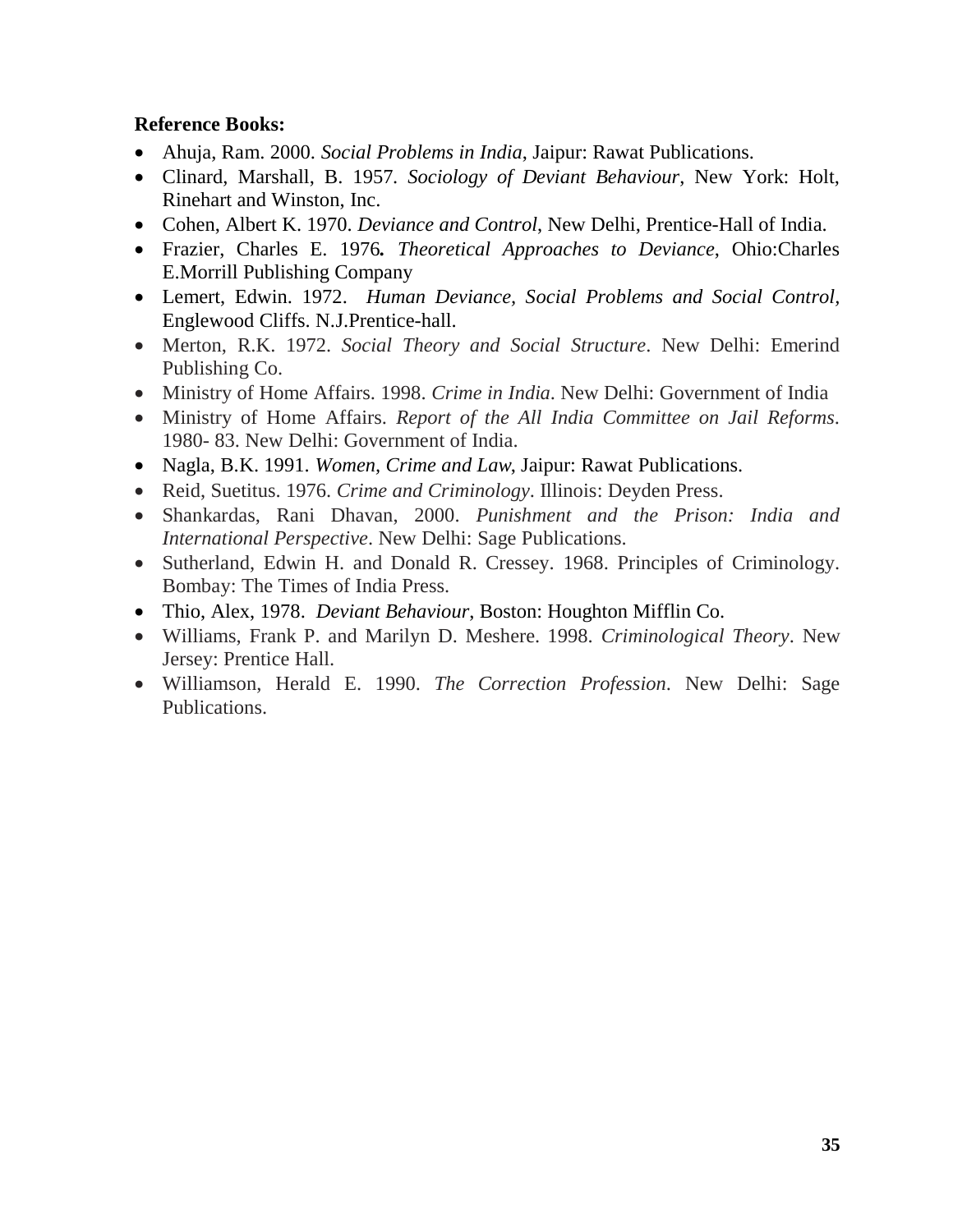**Reference Books:**

- Ahuja, Ram. 2000. *Social Problems in India*, Jaipur: Rawat Publications.
- Clinard, Marshall, B. 1957. *Sociology of Deviant Behaviour*, New York: Holt, Rinehart and Winston, Inc.
- Cohen, Albert K. 1970. *Deviance and Control*, New Delhi, Prentice-Hall of India.
- Frazier, Charles E. 1976**.** *Theoretical Approaches to Deviance*, Ohio:Charles E.Morrill Publishing Company
- Lemert, Edwin. 1972. *Human Deviance, Social Problems and Social Control,* Englewood Cliffs. N.J.Prentice-hall.
- Merton, R.K. 1972. *Social Theory and Social Structure*. New Delhi: Emerind Publishing Co.
- Ministry of Home Affairs. 1998. *Crime in India*. New Delhi: Government of India
- Ministry of Home Affairs. *Report of the All India Committee on Jail Reforms*. 1980- 83. New Delhi: Government of India.
- Nagla, B.K. 1991. *Women, Crime and Law*, Jaipur: Rawat Publications.
- Reid, Suetitus. 1976. *Crime and Criminology*. Illinois: Deyden Press.
- Shankardas, Rani Dhavan, 2000. *Punishment and the Prison: India and International Perspective*. New Delhi: Sage Publications.
- Sutherland, Edwin H. and Donald R. Cressey. 1968. Principles of Criminology. Bombay: The Times of India Press.
- Thio, Alex, 1978. *Deviant Behaviour*, Boston: Houghton Mifflin Co.
- Williams, Frank P. and Marilyn D. Meshere. 1998. *Criminological Theory*. New Jersey: Prentice Hall.
- Williamson, Herald E. 1990. *The Correction Profession*. New Delhi: Sage Publications.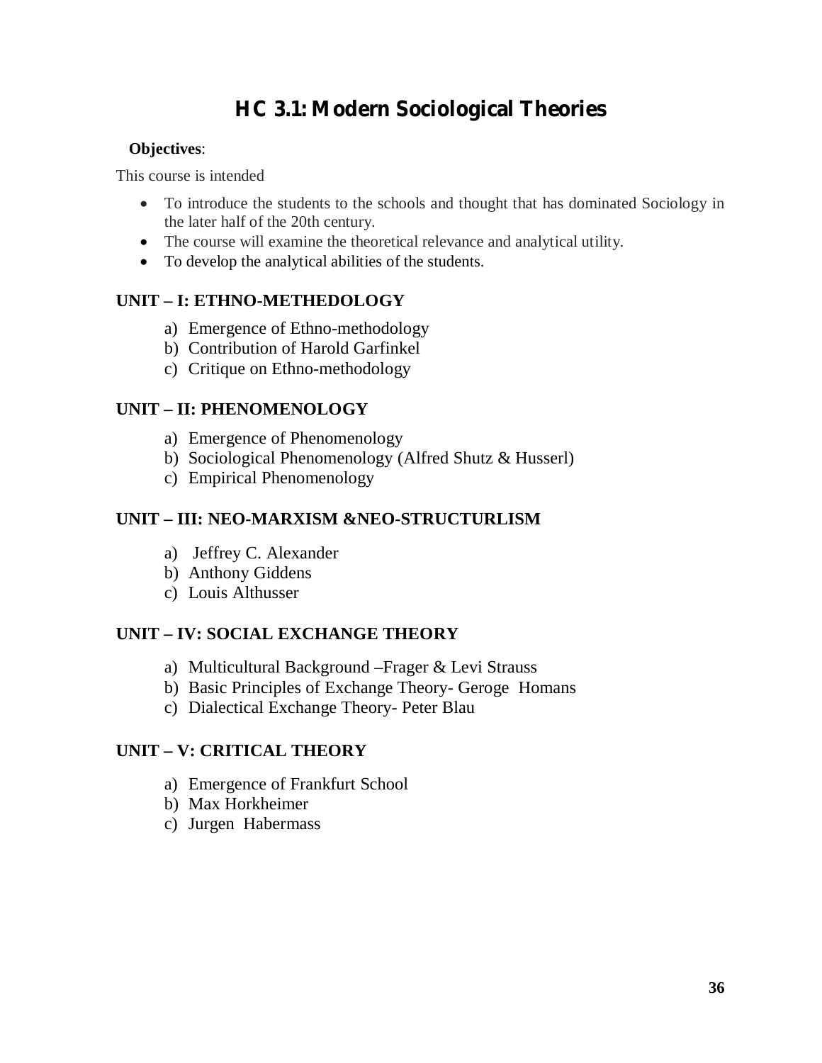# HC 3.1: Modern Sociological Theories

**Objectives**:

This course is intended

- To introduce the students to the schools and thought that has dominated Sociology in the later half of the 20th century.
- The course will examine the theoretical relevance and analytical utility.
- To develop the analytical abilities of the students.

### UNIT – I: ETHNO-METHEDOLOGY

a) Emergence of Ethno-methodology
b) Contribution of Harold Garfinkel
c) Critique on Ethno-methodology

### UNIT – II: PHENOMENOLOGY

a) Emergence of Phenomenology
b) Sociological Phenomenology (Alfred Shutz & Husserl)
c) Empirical Phenomenology

### UNIT – III: NEO-MARXISM &NEO-STRUCTURLISM

a) Jeffrey C. Alexander
b) Anthony Giddens
c) Louis Althusser

### UNIT – IV: SOCIAL EXCHANGE THEORY

a) Multicultural Background –Frager & Levi Strauss
b) Basic Principles of Exchange Theory- Geroge Homans
c) Dialectical Exchange Theory- Peter Blau

### UNIT – V: CRITICAL THEORY

a) Emergence of Frankfurt School
b) Max Horkheimer
c) Jurgen Habermass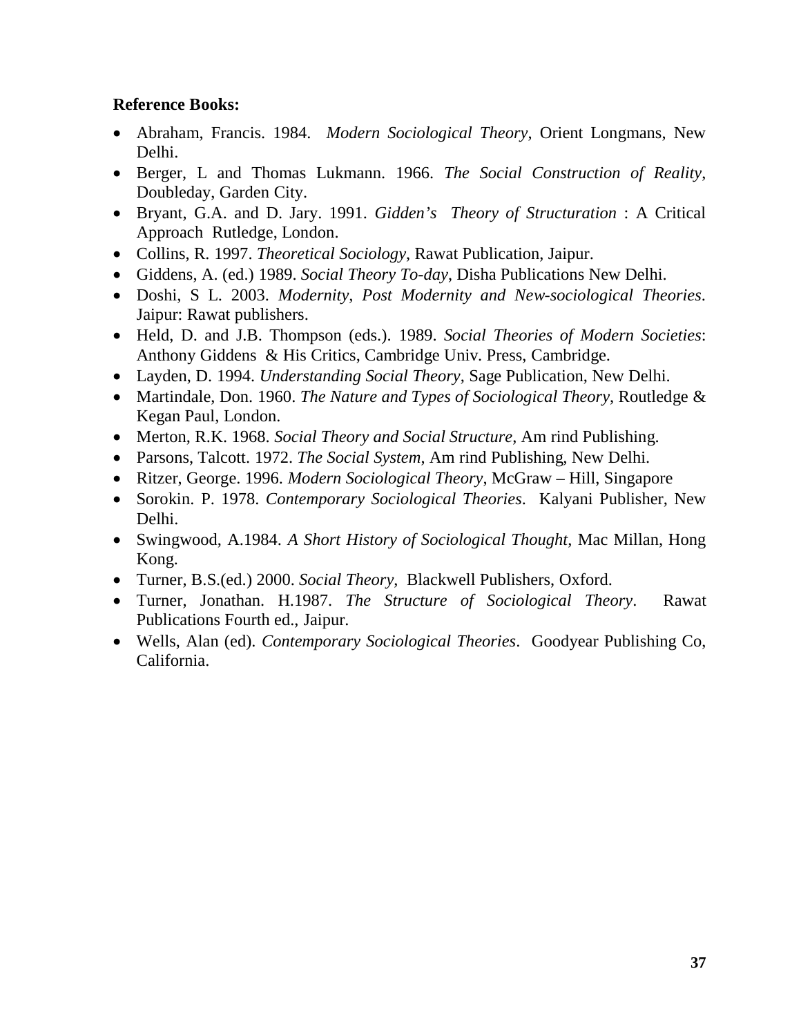**Reference Books:**

- Abraham, Francis. 1984. *Modern Sociological Theory*, Orient Longmans, New Delhi.
- Berger, L and Thomas Lukmann. 1966. *The Social Construction of Reality*, Doubleday, Garden City.
- Bryant, G.A. and D. Jary. 1991. *Gidden's Theory of Structuration* : A Critical Approach Rutledge, London.
- Collins, R. 1997. *Theoretical Sociology*, Rawat Publication, Jaipur.
- Giddens, A. (ed.) 1989. *Social Theory To-day*, Disha Publications New Delhi.
- Doshi, S L. 2003. *Modernity, Post Modernity and New-sociological Theories*. Jaipur: Rawat publishers.
- Held, D. and J.B. Thompson (eds.). 1989. *Social Theories of Modern Societies*: Anthony Giddens & His Critics, Cambridge Univ. Press, Cambridge.
- Layden, D. 1994. *Understanding Social Theory*, Sage Publication, New Delhi.
- Martindale, Don. 1960. *The Nature and Types of Sociological Theory*, Routledge & Kegan Paul, London.
- Merton, R.K. 1968. *Social Theory and Social Structure*, Am rind Publishing.
- Parsons, Talcott. 1972. *The Social System*, Am rind Publishing, New Delhi.
- Ritzer, George. 1996. *Modern Sociological Theory*, McGraw – Hill, Singapore
- Sorokin. P. 1978. *Contemporary Sociological Theories*. Kalyani Publisher, New Delhi.
- Swingwood, A.1984. *A Short History of Sociological Thought*, Mac Millan, Hong Kong.
- Turner, B.S.(ed.) 2000. *Social Theory*, Blackwell Publishers, Oxford.
- Turner, Jonathan. H.1987. *The Structure of Sociological Theory*. Rawat Publications Fourth ed., Jaipur.
- Wells, Alan (ed). *Contemporary Sociological Theories*. Goodyear Publishing Co, California.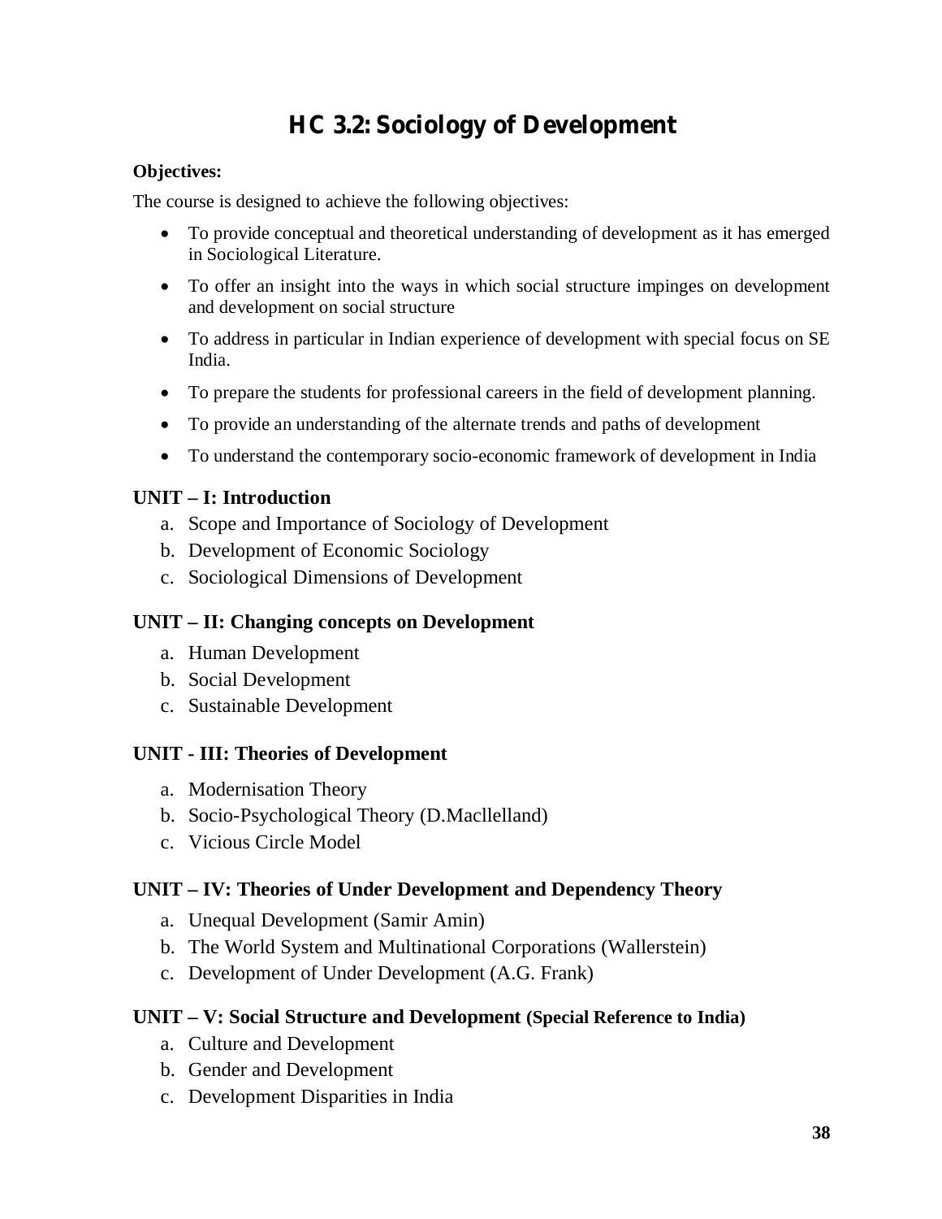# HC 3.2: Sociology of Development

**Objectives:**

The course is designed to achieve the following objectives:

- To provide conceptual and theoretical understanding of development as it has emerged in Sociological Literature.
- To offer an insight into the ways in which social structure impinges on development and development on social structure
- To address in particular in Indian experience of development with special focus on SE India.
- To prepare the students for professional careers in the field of development planning.
- To provide an understanding of the alternate trends and paths of development
- To understand the contemporary socio-economic framework of development in India

### UNIT – I: Introduction

a. Scope and Importance of Sociology of Development
b. Development of Economic Sociology
c. Sociological Dimensions of Development

### UNIT – II: Changing concepts on Development

a. Human Development
b. Social Development
c. Sustainable Development

### UNIT - III: Theories of Development

a. Modernisation Theory
b. Socio-Psychological Theory (D.Macllelland)
c. Vicious Circle Model

### UNIT – IV: Theories of Under Development and Dependency Theory

a. Unequal Development (Samir Amin)
b. The World System and Multinational Corporations (Wallerstein)
c. Development of Under Development (A.G. Frank)

### UNIT – V: Social Structure and Development (Special Reference to India)

a. Culture and Development
b. Gender and Development
c. Development Disparities in India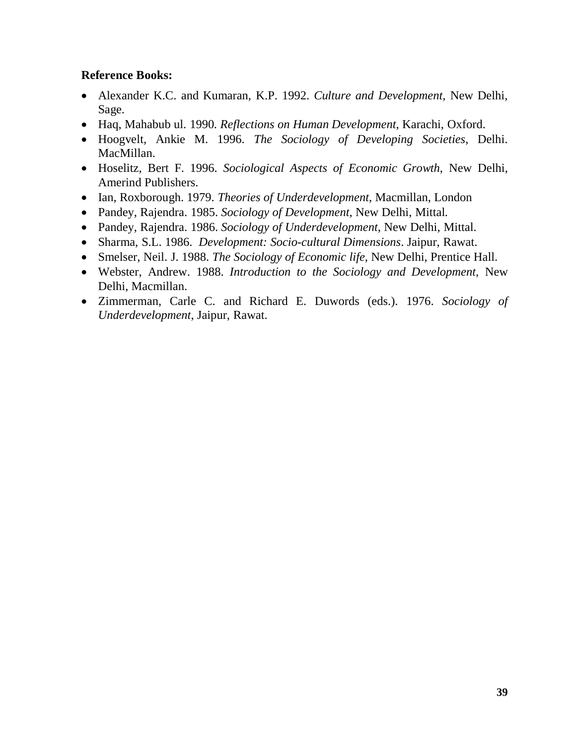**Reference Books:**

- Alexander K.C. and Kumaran, K.P. 1992. *Culture and Development*, New Delhi, Sage.
- Haq, Mahabub ul. 1990. *Reflections on Human Development*, Karachi, Oxford.
- Hoogvelt, Ankie M. 1996. *The Sociology of Developing Societies*, Delhi. MacMillan.
- Hoselitz, Bert F. 1996. *Sociological Aspects of Economic Growth*, New Delhi, Amerind Publishers.
- Ian, Roxborough. 1979. *Theories of Underdevelopment*, Macmillan, London
- Pandey, Rajendra. 1985. *Sociology of Development*, New Delhi, Mittal.
- Pandey, Rajendra. 1986. *Sociology of Underdevelopment*, New Delhi, Mittal.
- Sharma, S.L. 1986. *Development: Socio-cultural Dimensions*. Jaipur, Rawat.
- Smelser, Neil. J. 1988. *The Sociology of Economic life*, New Delhi, Prentice Hall.
- Webster, Andrew. 1988. *Introduction to the Sociology and Development*, New Delhi, Macmillan.
- Zimmerman, Carle C. and Richard E. Duwords (eds.). 1976. *Sociology of Underdevelopment*, Jaipur, Rawat.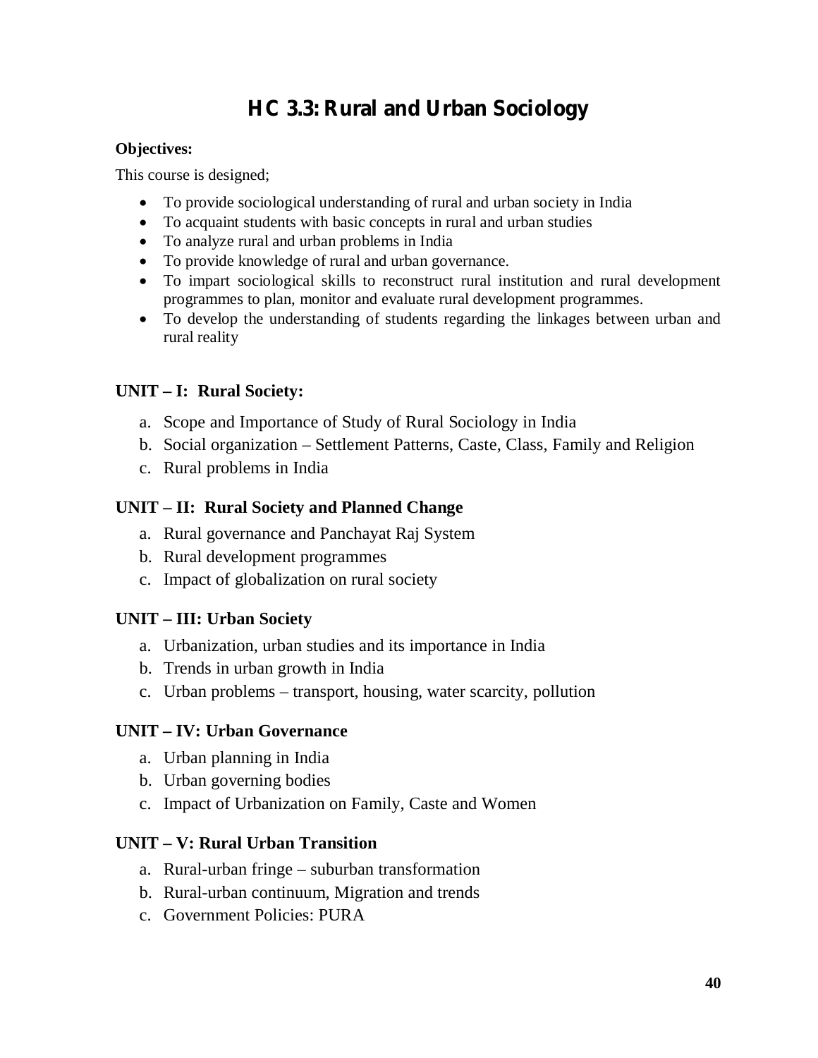# HC 3.3: Rural and Urban Sociology

**Objectives:**

This course is designed;

- To provide sociological understanding of rural and urban society in India
- To acquaint students with basic concepts in rural and urban studies
- To analyze rural and urban problems in India
- To provide knowledge of rural and urban governance.
- To impart sociological skills to reconstruct rural institution and rural development programmes to plan, monitor and evaluate rural development programmes.
- To develop the understanding of students regarding the linkages between urban and rural reality

**UNIT – I: Rural Society:**

a. Scope and Importance of Study of Rural Sociology in India
b. Social organization – Settlement Patterns, Caste, Class, Family and Religion
c. Rural problems in India

**UNIT – II: Rural Society and Planned Change**

a. Rural governance and Panchayat Raj System
b. Rural development programmes
c. Impact of globalization on rural society

**UNIT – III: Urban Society**

a. Urbanization, urban studies and its importance in India
b. Trends in urban growth in India
c. Urban problems – transport, housing, water scarcity, pollution

**UNIT – IV: Urban Governance**

a. Urban planning in India
b. Urban governing bodies
c. Impact of Urbanization on Family, Caste and Women

**UNIT – V: Rural Urban Transition**

a. Rural-urban fringe – suburban transformation
b. Rural-urban continuum, Migration and trends
c. Government Policies: PURA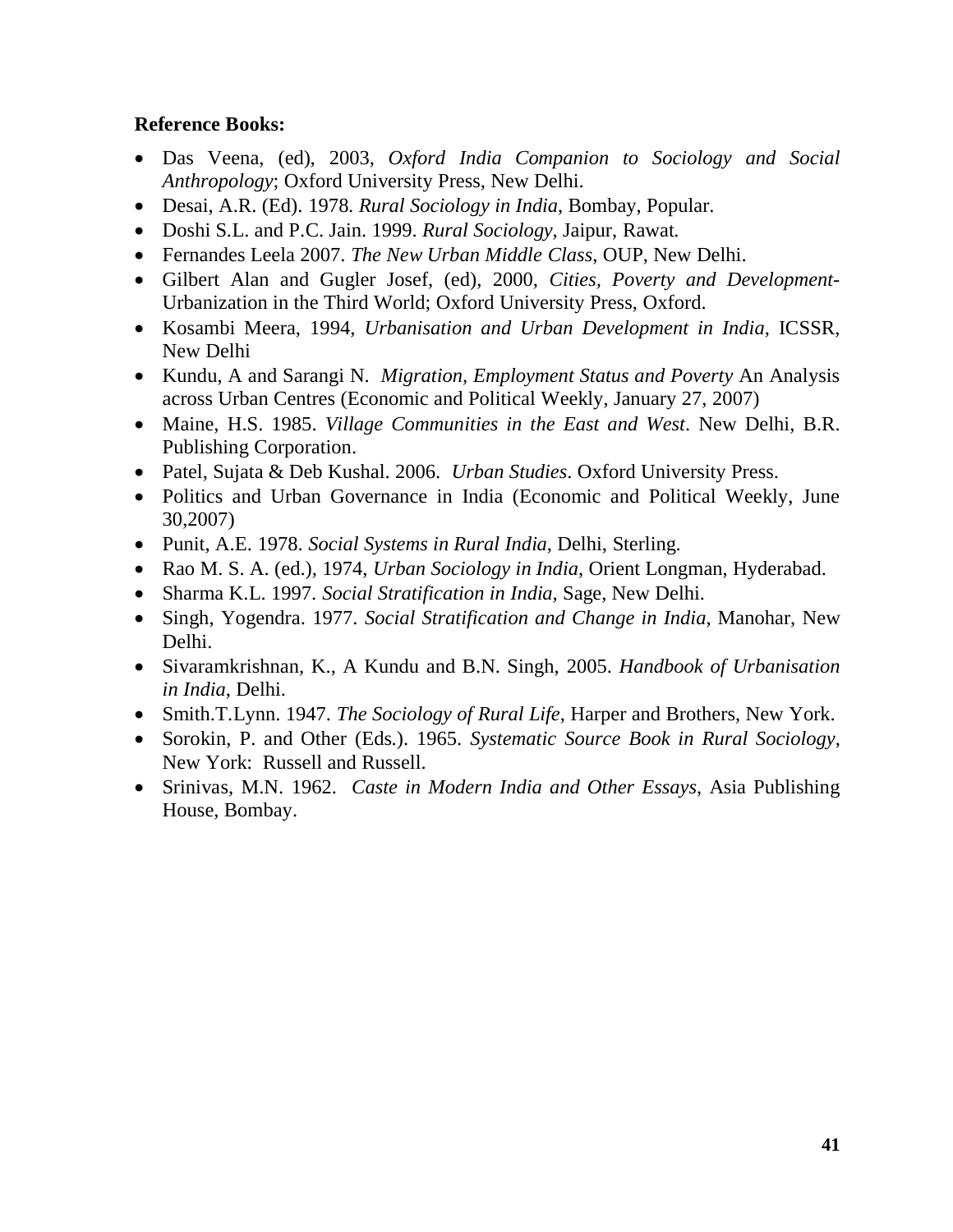**Reference Books:**

- Das Veena, (ed), 2003, *Oxford India Companion to Sociology and Social Anthropology*; Oxford University Press, New Delhi.
- Desai, A.R. (Ed). 1978. *Rural Sociology in India*, Bombay, Popular.
- Doshi S.L. and P.C. Jain. 1999. *Rural Sociology*, Jaipur, Rawat.
- Fernandes Leela 2007. *The New Urban Middle Class*, OUP, New Delhi.
- Gilbert Alan and Gugler Josef, (ed), 2000, *Cities, Poverty and Development*-Urbanization in the Third World; Oxford University Press, Oxford.
- Kosambi Meera, 1994, *Urbanisation and Urban Development in India*, ICSSR, New Delhi
- Kundu, A and Sarangi N. *Migration, Employment Status and Poverty* An Analysis across Urban Centres (Economic and Political Weekly, January 27, 2007)
- Maine, H.S. 1985. *Village Communities in the East and West*. New Delhi, B.R. Publishing Corporation.
- Patel, Sujata & Deb Kushal. 2006. *Urban Studies*. Oxford University Press.
- Politics and Urban Governance in India (Economic and Political Weekly, June 30,2007)
- Punit, A.E. 1978. *Social Systems in Rural India*, Delhi, Sterling.
- Rao M. S. A. (ed.), 1974, *Urban Sociology in India*, Orient Longman, Hyderabad.
- Sharma K.L. 1997. *Social Stratification in India*, Sage, New Delhi.
- Singh, Yogendra. 1977. *Social Stratification and Change in India*, Manohar, New Delhi.
- Sivaramkrishnan, K., A Kundu and B.N. Singh, 2005. *Handbook of Urbanisation in India*, Delhi.
- Smith.T.Lynn. 1947. *The Sociology of Rural Life*, Harper and Brothers, New York.
- Sorokin, P. and Other (Eds.). 1965. *Systematic Source Book in Rural Sociology*, New York: Russell and Russell.
- Srinivas, M.N. 1962. *Caste in Modern India and Other Essays*, Asia Publishing House, Bombay.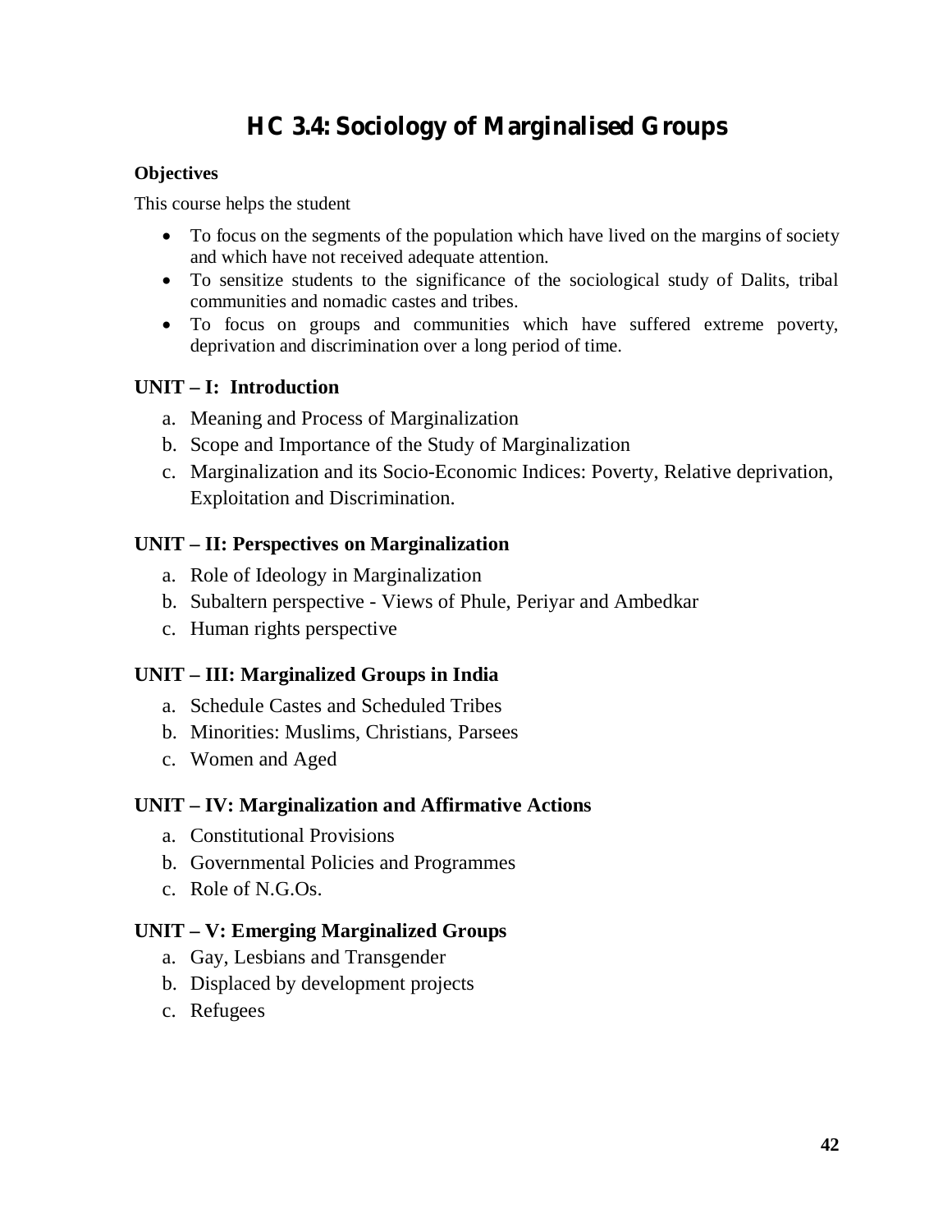# HC 3.4: Sociology of Marginalised Groups

**Objectives**

This course helps the student

- To focus on the segments of the population which have lived on the margins of society and which have not received adequate attention.
- To sensitize students to the significance of the sociological study of Dalits, tribal communities and nomadic castes and tribes.
- To focus on groups and communities which have suffered extreme poverty, deprivation and discrimination over a long period of time.

## UNIT – I: Introduction

a. Meaning and Process of Marginalization
b. Scope and Importance of the Study of Marginalization
c. Marginalization and its Socio-Economic Indices: Poverty, Relative deprivation, Exploitation and Discrimination.

## UNIT – II: Perspectives on Marginalization

a. Role of Ideology in Marginalization
b. Subaltern perspective - Views of Phule, Periyar and Ambedkar
c. Human rights perspective

## UNIT – III: Marginalized Groups in India

a. Schedule Castes and Scheduled Tribes
b. Minorities: Muslims, Christians, Parsees
c. Women and Aged

## UNIT – IV: Marginalization and Affirmative Actions

a. Constitutional Provisions
b. Governmental Policies and Programmes
c. Role of N.G.Os.

## UNIT – V: Emerging Marginalized Groups

a. Gay, Lesbians and Transgender
b. Displaced by development projects
c. Refugees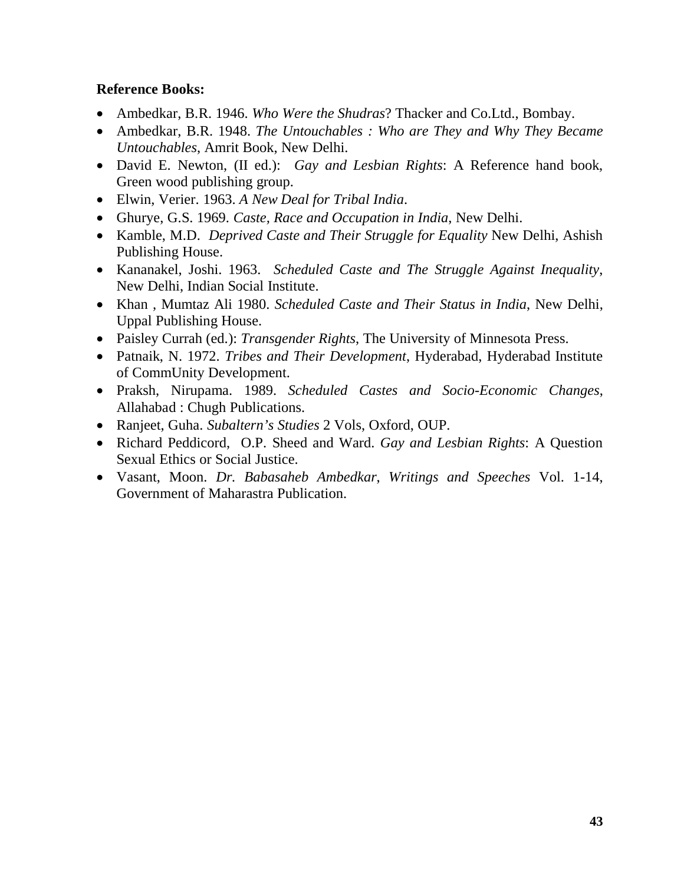**Reference Books:**

- Ambedkar, B.R. 1946. *Who Were the Shudras*? Thacker and Co.Ltd., Bombay.
- Ambedkar, B.R. 1948. *The Untouchables : Who are They and Why They Became Untouchables*, Amrit Book, New Delhi.
- David E. Newton, (II ed.): *Gay and Lesbian Rights*: A Reference hand book, Green wood publishing group.
- Elwin, Verier. 1963. *A New Deal for Tribal India*.
- Ghurye, G.S. 1969. *Caste, Race and Occupation in India*, New Delhi.
- Kamble, M.D. *Deprived Caste and Their Struggle for Equality* New Delhi, Ashish Publishing House.
- Kananakel, Joshi. 1963. *Scheduled Caste and The Struggle Against Inequality*, New Delhi, Indian Social Institute.
- Khan , Mumtaz Ali 1980. *Scheduled Caste and Their Status in India*, New Delhi, Uppal Publishing House.
- Paisley Currah (ed.): *Transgender Rights*, The University of Minnesota Press.
- Patnaik, N. 1972. *Tribes and Their Development*, Hyderabad, Hyderabad Institute of CommUnity Development.
- Praksh, Nirupama. 1989. *Scheduled Castes and Socio-Economic Changes*, Allahabad : Chugh Publications.
- Ranjeet, Guha. *Subaltern's Studies* 2 Vols, Oxford, OUP.
- Richard Peddicord, O.P. Sheed and Ward. *Gay and Lesbian Rights*: A Question Sexual Ethics or Social Justice.
- Vasant, Moon. *Dr. Babasaheb Ambedkar, Writings and Speeches* Vol. 1-14, Government of Maharastra Publication.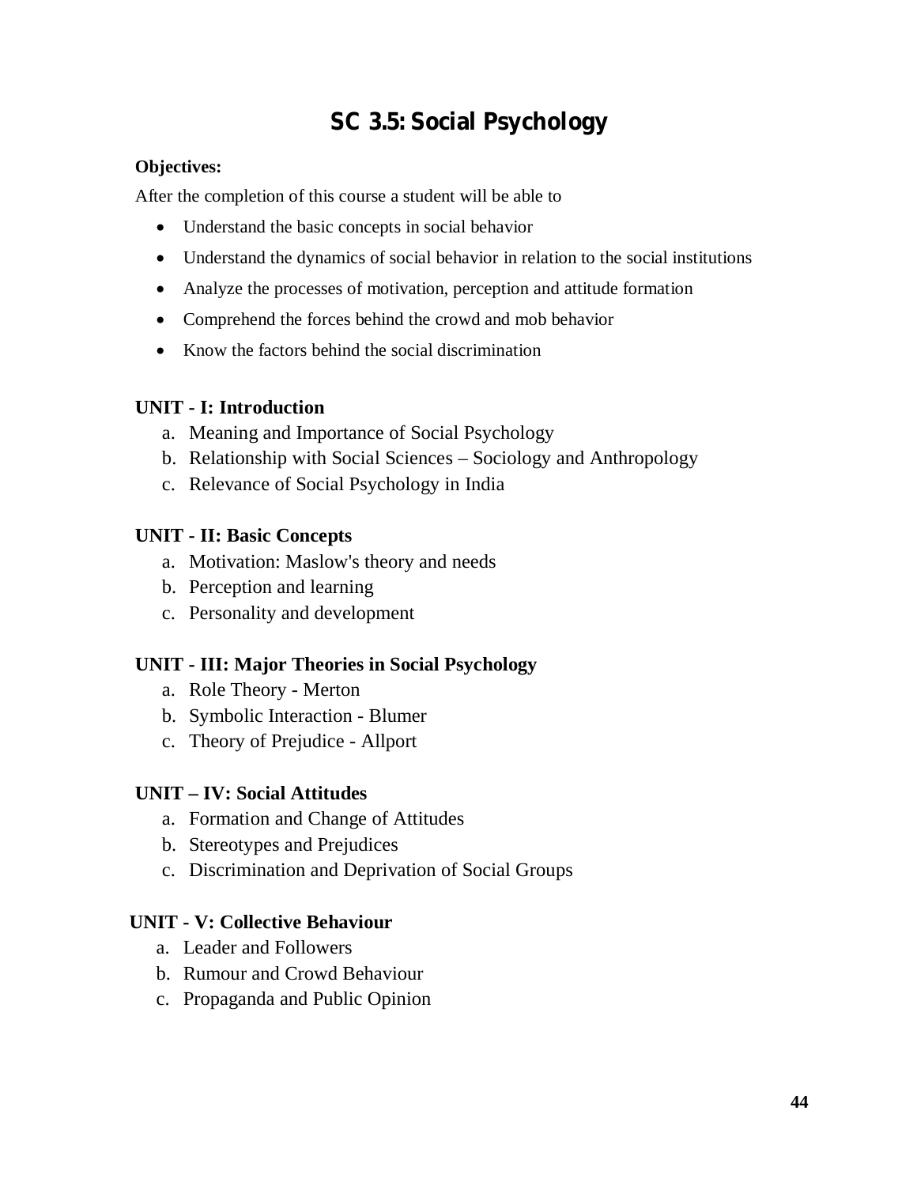# SC 3.5: Social Psychology

**Objectives:**

After the completion of this course a student will be able to

- Understand the basic concepts in social behavior
- Understand the dynamics of social behavior in relation to the social institutions
- Analyze the processes of motivation, perception and attitude formation
- Comprehend the forces behind the crowd and mob behavior
- Know the factors behind the social discrimination

**UNIT - I: Introduction**

a. Meaning and Importance of Social Psychology
b. Relationship with Social Sciences – Sociology and Anthropology
c. Relevance of Social Psychology in India

**UNIT - II: Basic Concepts**

a. Motivation: Maslow's theory and needs
b. Perception and learning
c. Personality and development

**UNIT - III: Major Theories in Social Psychology**

a. Role Theory - Merton
b. Symbolic Interaction - Blumer
c. Theory of Prejudice - Allport

**UNIT – IV: Social Attitudes**

a. Formation and Change of Attitudes
b. Stereotypes and Prejudices
c. Discrimination and Deprivation of Social Groups

**UNIT - V: Collective Behaviour**

a. Leader and Followers
b. Rumour and Crowd Behaviour
c. Propaganda and Public Opinion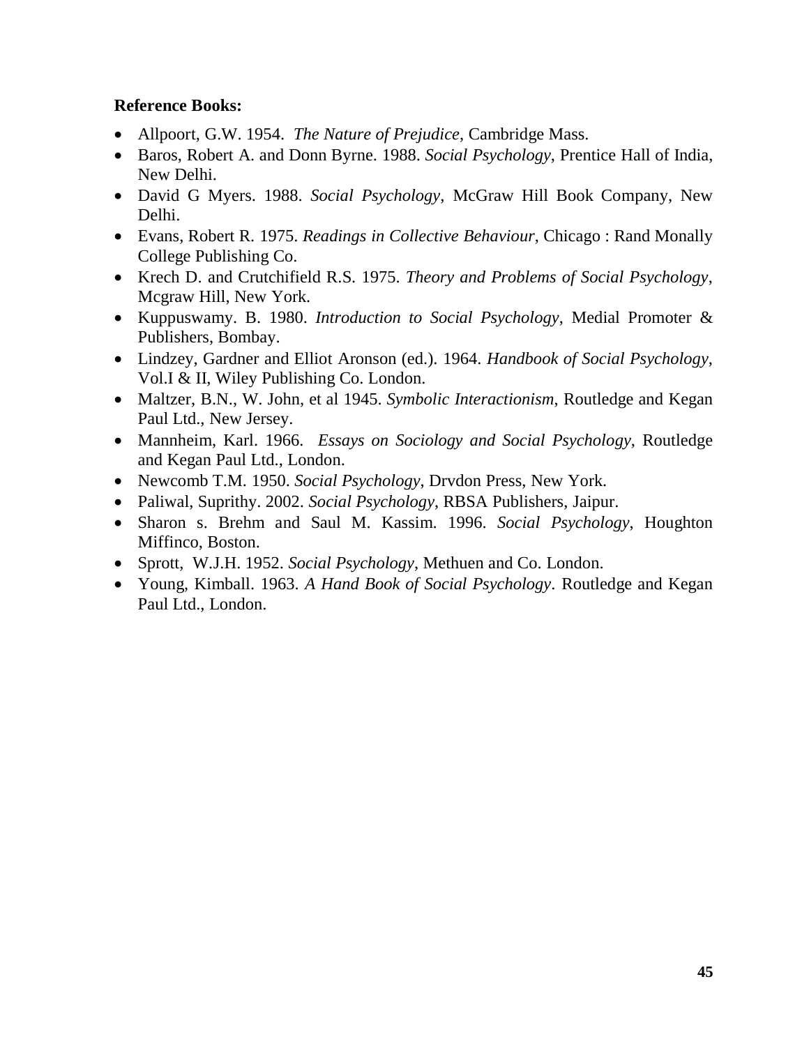**Reference Books:**

- Allpoort, G.W. 1954. *The Nature of Prejudice*, Cambridge Mass.
- Baros, Robert A. and Donn Byrne. 1988. *Social Psychology*, Prentice Hall of India, New Delhi.
- David G Myers. 1988. *Social Psychology*, McGraw Hill Book Company, New Delhi.
- Evans, Robert R. 1975. *Readings in Collective Behaviour*, Chicago : Rand Monally College Publishing Co.
- Krech D. and Crutchifield R.S. 1975. *Theory and Problems of Social Psychology*, Mcgraw Hill, New York.
- Kuppuswamy. B. 1980. *Introduction to Social Psychology*, Medial Promoter & Publishers, Bombay.
- Lindzey, Gardner and Elliot Aronson (ed.). 1964. *Handbook of Social Psychology*, Vol.I & II, Wiley Publishing Co. London.
- Maltzer, B.N., W. John, et al 1945. *Symbolic Interactionism*, Routledge and Kegan Paul Ltd., New Jersey.
- Mannheim, Karl. 1966. *Essays on Sociology and Social Psychology*, Routledge and Kegan Paul Ltd., London.
- Newcomb T.M. 1950. *Social Psychology*, Drvdon Press, New York.
- Paliwal, Suprithy. 2002. *Social Psychology*, RBSA Publishers, Jaipur.
- Sharon s. Brehm and Saul M. Kassim. 1996. *Social Psychology*, Houghton Miffinco, Boston.
- Sprott, W.J.H. 1952. *Social Psychology*, Methuen and Co. London.
- Young, Kimball. 1963. *A Hand Book of Social Psychology*. Routledge and Kegan Paul Ltd., London.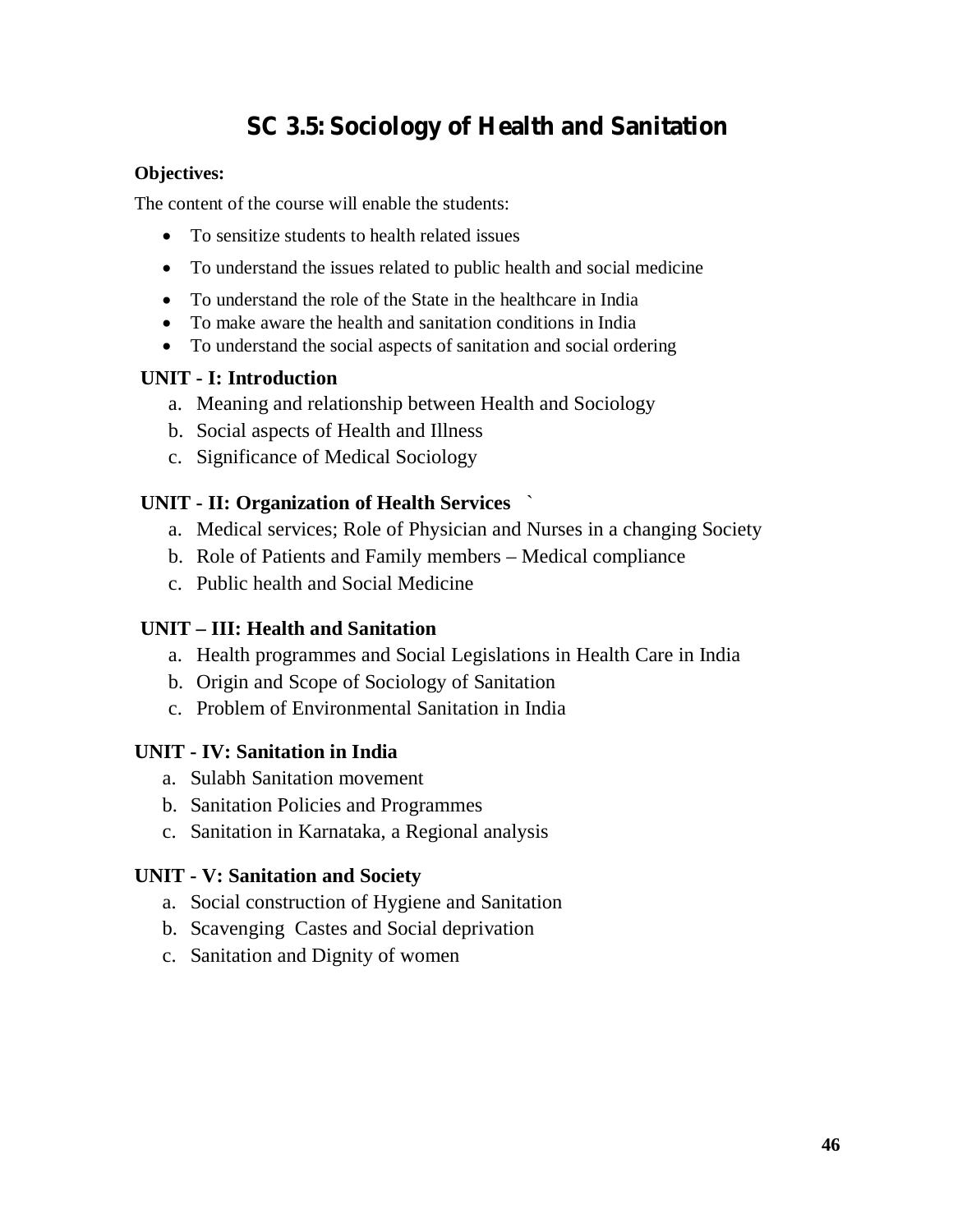# SC 3.5: Sociology of Health and Sanitation

**Objectives:**

The content of the course will enable the students:

- To sensitize students to health related issues
- To understand the issues related to public health and social medicine
- To understand the role of the State in the healthcare in India
- To make aware the health and sanitation conditions in India
- To understand the social aspects of sanitation and social ordering

**UNIT - I: Introduction**

a. Meaning and relationship between Health and Sociology
b. Social aspects of Health and Illness
c. Significance of Medical Sociology

**UNIT - II: Organization of Health Services** `

a. Medical services; Role of Physician and Nurses in a changing Society
b. Role of Patients and Family members – Medical compliance
c. Public health and Social Medicine

**UNIT – III: Health and Sanitation**

a. Health programmes and Social Legislations in Health Care in India
b. Origin and Scope of Sociology of Sanitation
c. Problem of Environmental Sanitation in India

**UNIT - IV: Sanitation in India**

a. Sulabh Sanitation movement
b. Sanitation Policies and Programmes
c. Sanitation in Karnataka, a Regional analysis

**UNIT - V: Sanitation and Society**

a. Social construction of Hygiene and Sanitation
b. Scavenging Castes and Social deprivation
c. Sanitation and Dignity of women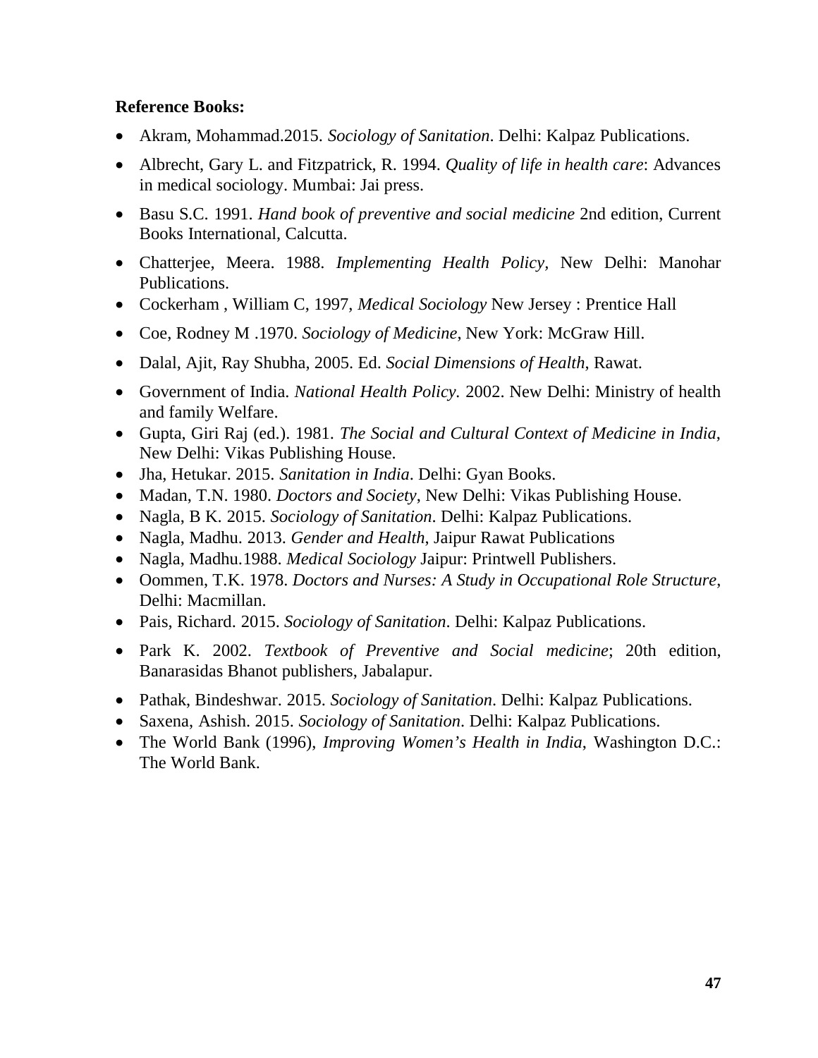**Reference Books:**

- Akram, Mohammad.2015. *Sociology of Sanitation*. Delhi: Kalpaz Publications.
- Albrecht, Gary L. and Fitzpatrick, R. 1994. *Quality of life in health care*: Advances in medical sociology. Mumbai: Jai press.
- Basu S.C. 1991. *Hand book of preventive and social medicine* 2nd edition, Current Books International, Calcutta.
- Chatterjee, Meera. 1988. *Implementing Health Policy*, New Delhi: Manohar Publications.
- Cockerham , William C, 1997, *Medical Sociology* New Jersey : Prentice Hall
- Coe, Rodney M .1970. *Sociology of Medicine*, New York: McGraw Hill.
- Dalal, Ajit, Ray Shubha, 2005. Ed. *Social Dimensions of Health*, Rawat.
- Government of India. *National Health Policy.* 2002. New Delhi: Ministry of health and family Welfare.
- Gupta, Giri Raj (ed.). 1981. *The Social and Cultural Context of Medicine in India*, New Delhi: Vikas Publishing House.
- Jha, Hetukar. 2015. *Sanitation in India*. Delhi: Gyan Books.
- Madan, T.N. 1980. *Doctors and Society*, New Delhi: Vikas Publishing House.
- Nagla, B K. 2015. *Sociology of Sanitation*. Delhi: Kalpaz Publications.
- Nagla, Madhu. 2013. *Gender and Health*, Jaipur Rawat Publications
- Nagla, Madhu.1988. *Medical Sociology* Jaipur: Printwell Publishers.
- Oommen, T.K. 1978. *Doctors and Nurses: A Study in Occupational Role Structure*, Delhi: Macmillan.
- Pais, Richard. 2015. *Sociology of Sanitation*. Delhi: Kalpaz Publications.
- Park K. 2002. *Textbook of Preventive and Social medicine*; 20th edition, Banarasidas Bhanot publishers, Jabalapur.
- Pathak, Bindeshwar. 2015. *Sociology of Sanitation*. Delhi: Kalpaz Publications.
- Saxena, Ashish. 2015. *Sociology of Sanitation*. Delhi: Kalpaz Publications.
- The World Bank (1996), *Improving Women's Health in India*, Washington D.C.: The World Bank.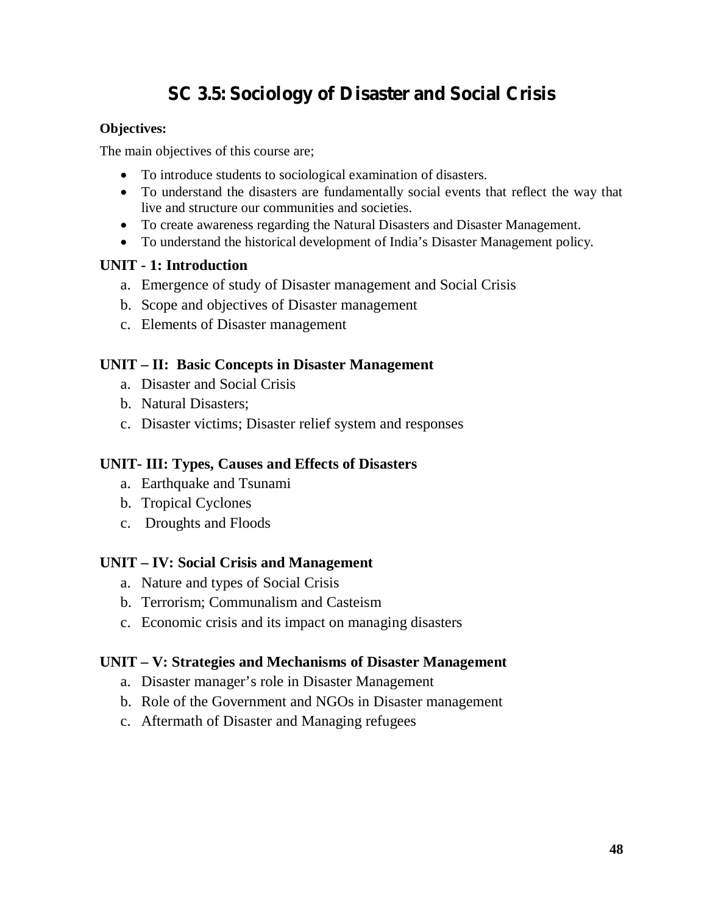# SC 3.5: Sociology of Disaster and Social Crisis

**Objectives:**

The main objectives of this course are;

- To introduce students to sociological examination of disasters.
- To understand the disasters are fundamentally social events that reflect the way that live and structure our communities and societies.
- To create awareness regarding the Natural Disasters and Disaster Management.
- To understand the historical development of India's Disaster Management policy.

### UNIT - 1: Introduction

a. Emergence of study of Disaster management and Social Crisis
b. Scope and objectives of Disaster management
c. Elements of Disaster management

### UNIT – II: Basic Concepts in Disaster Management

a. Disaster and Social Crisis
b. Natural Disasters;
c. Disaster victims; Disaster relief system and responses

### UNIT- III: Types, Causes and Effects of Disasters

a. Earthquake and Tsunami
b. Tropical Cyclones
c. Droughts and Floods

### UNIT – IV: Social Crisis and Management

a. Nature and types of Social Crisis
b. Terrorism; Communalism and Casteism
c. Economic crisis and its impact on managing disasters

### UNIT – V: Strategies and Mechanisms of Disaster Management

a. Disaster manager's role in Disaster Management
b. Role of the Government and NGOs in Disaster management
c. Aftermath of Disaster and Managing refugees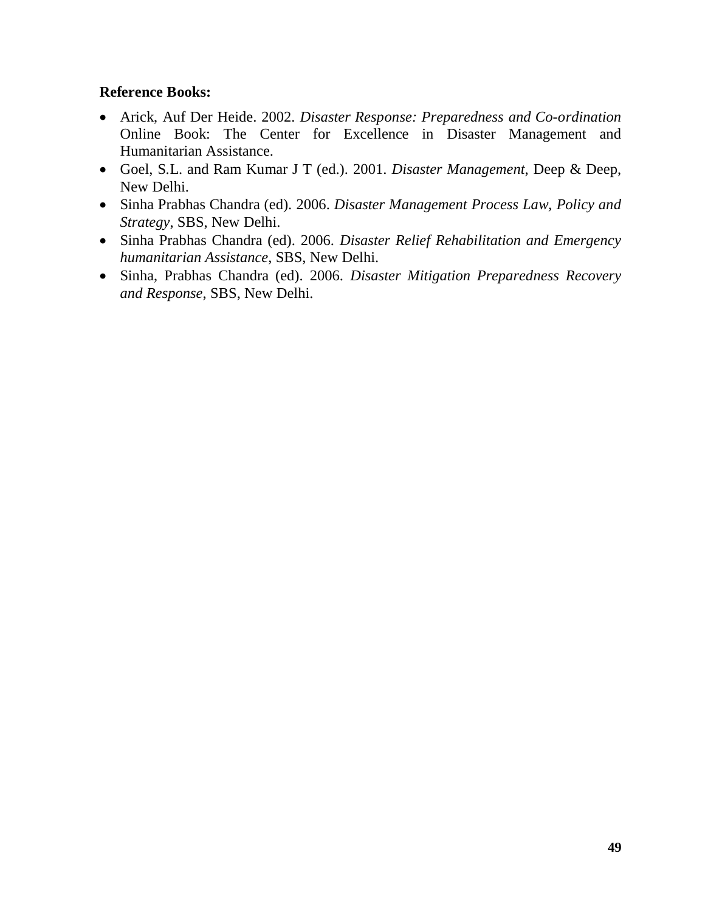**Reference Books:**

- Arick, Auf Der Heide. 2002. *Disaster Response: Preparedness and Co-ordination* Online Book: The Center for Excellence in Disaster Management and Humanitarian Assistance.
- Goel, S.L. and Ram Kumar J T (ed.). 2001. *Disaster Management*, Deep & Deep, New Delhi.
- Sinha Prabhas Chandra (ed). 2006. *Disaster Management Process Law, Policy and Strategy*, SBS, New Delhi.
- Sinha Prabhas Chandra (ed). 2006. *Disaster Relief Rehabilitation and Emergency humanitarian Assistance*, SBS, New Delhi.
- Sinha, Prabhas Chandra (ed). 2006. *Disaster Mitigation Preparedness Recovery and Response*, SBS, New Delhi.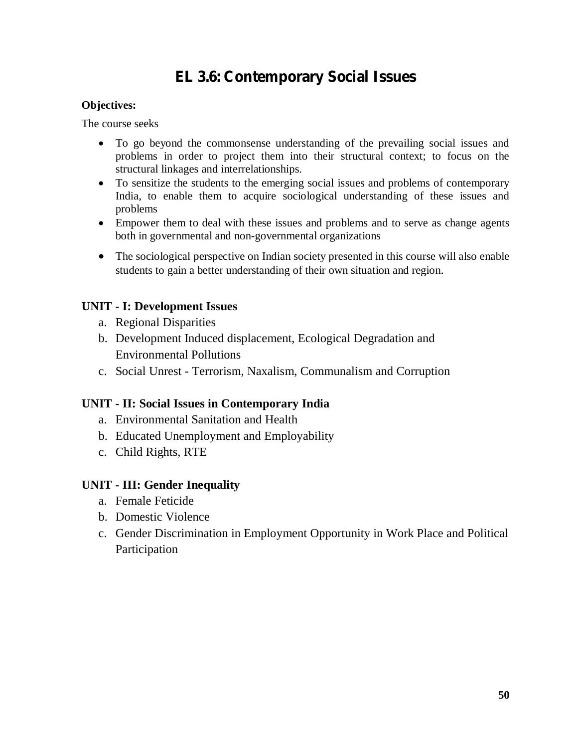# EL 3.6: Contemporary Social Issues

**Objectives:**

The course seeks

- To go beyond the commonsense understanding of the prevailing social issues and problems in order to project them into their structural context; to focus on the structural linkages and interrelationships.
- To sensitize the students to the emerging social issues and problems of contemporary India, to enable them to acquire sociological understanding of these issues and problems
- Empower them to deal with these issues and problems and to serve as change agents both in governmental and non-governmental organizations
- The sociological perspective on Indian society presented in this course will also enable students to gain a better understanding of their own situation and region.

**UNIT - I: Development Issues**

a. Regional Disparities
b. Development Induced displacement, Ecological Degradation and Environmental Pollutions
c. Social Unrest - Terrorism, Naxalism, Communalism and Corruption

**UNIT - II: Social Issues in Contemporary India**

a. Environmental Sanitation and Health
b. Educated Unemployment and Employability
c. Child Rights, RTE

**UNIT - III: Gender Inequality**

a. Female Feticide
b. Domestic Violence
c. Gender Discrimination in Employment Opportunity in Work Place and Political Participation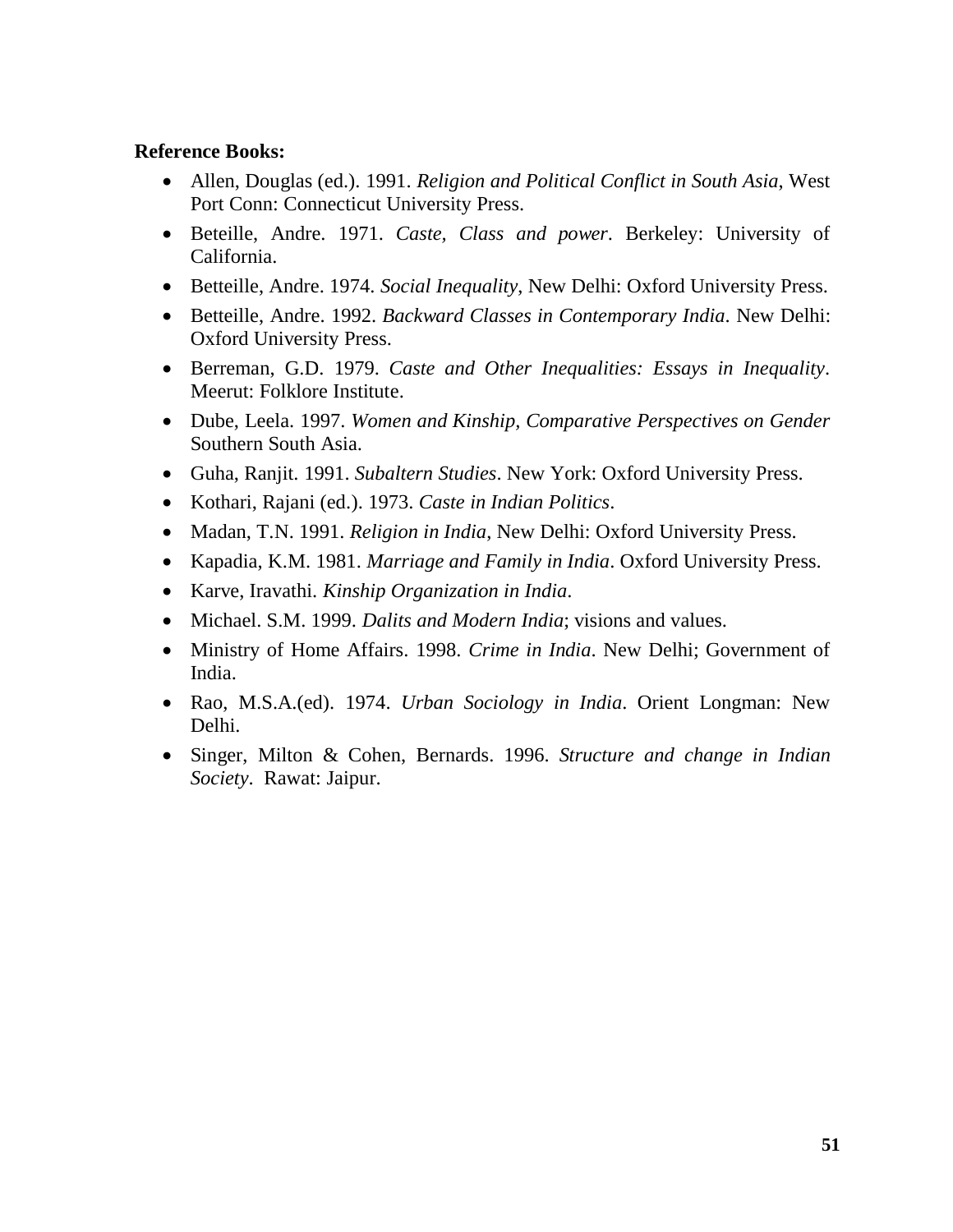**Reference Books:**

- Allen, Douglas (ed.). 1991. *Religion and Political Conflict in South Asia*, West Port Conn: Connecticut University Press.
- Beteille, Andre. 1971. *Caste, Class and power*. Berkeley: University of California.
- Betteille, Andre. 1974. *Social Inequality*, New Delhi: Oxford University Press.
- Betteille, Andre. 1992. *Backward Classes in Contemporary India*. New Delhi: Oxford University Press.
- Berreman, G.D. 1979. *Caste and Other Inequalities: Essays in Inequality*. Meerut: Folklore Institute.
- Dube, Leela. 1997. *Women and Kinship, Comparative Perspectives on Gender* Southern South Asia.
- Guha, Ranjit. 1991. *Subaltern Studies*. New York: Oxford University Press.
- Kothari, Rajani (ed.). 1973. *Caste in Indian Politics*.
- Madan, T.N. 1991. *Religion in India*, New Delhi: Oxford University Press.
- Kapadia, K.M. 1981. *Marriage and Family in India*. Oxford University Press.
- Karve, Iravathi. *Kinship Organization in India*.
- Michael. S.M. 1999. *Dalits and Modern India*; visions and values.
- Ministry of Home Affairs. 1998. *Crime in India*. New Delhi; Government of India.
- Rao, M.S.A.(ed). 1974. *Urban Sociology in India*. Orient Longman: New Delhi.
- Singer, Milton & Cohen, Bernards. 1996. *Structure and change in Indian Society*. Rawat: Jaipur.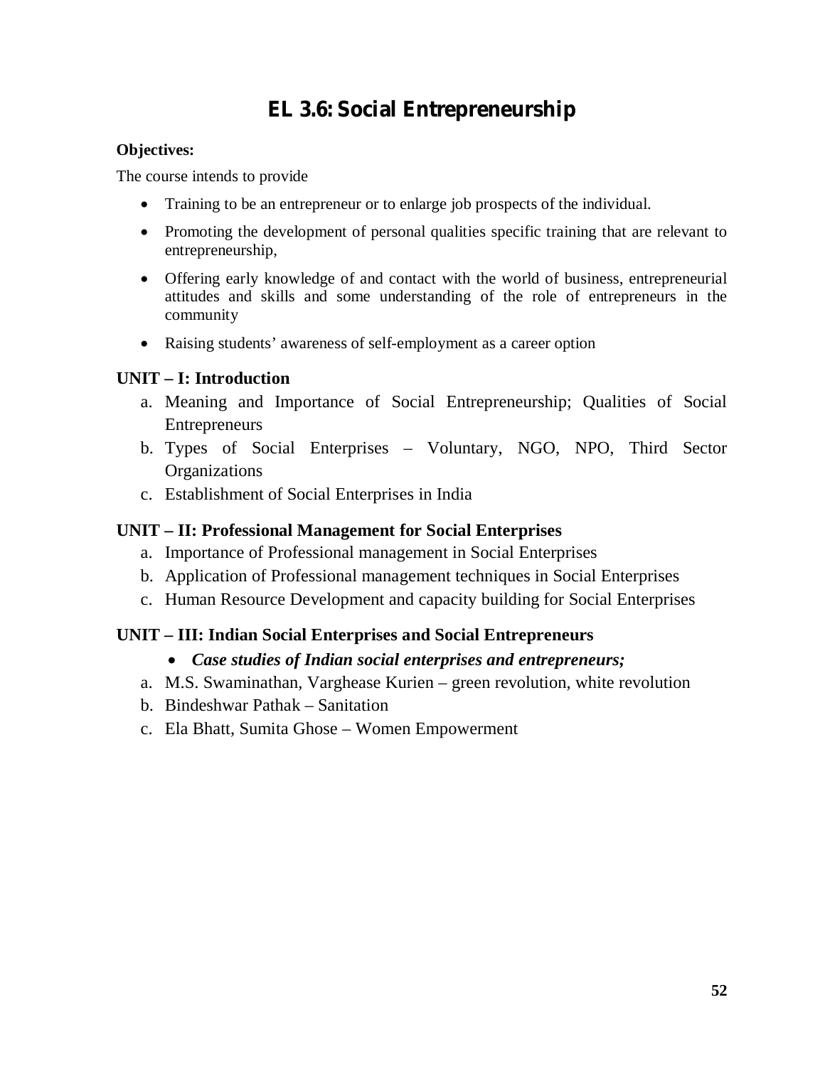# EL 3.6: Social Entrepreneurship

**Objectives:**

The course intends to provide

- Training to be an entrepreneur or to enlarge job prospects of the individual.
- Promoting the development of personal qualities specific training that are relevant to entrepreneurship,
- Offering early knowledge of and contact with the world of business, entrepreneurial attitudes and skills and some understanding of the role of entrepreneurs in the community
- Raising students' awareness of self-employment as a career option

### UNIT – I: Introduction

a. Meaning and Importance of Social Entrepreneurship; Qualities of Social Entrepreneurs
b. Types of Social Enterprises – Voluntary, NGO, NPO, Third Sector Organizations
c. Establishment of Social Enterprises in India

### UNIT – II: Professional Management for Social Enterprises

a. Importance of Professional management in Social Enterprises
b. Application of Professional management techniques in Social Enterprises
c. Human Resource Development and capacity building for Social Enterprises

### UNIT – III: Indian Social Enterprises and Social Entrepreneurs

- ***Case studies of Indian social enterprises and entrepreneurs;***

a. M.S. Swaminathan, Varghease Kurien – green revolution, white revolution
b. Bindeshwar Pathak – Sanitation
c. Ela Bhatt, Sumita Ghose – Women Empowerment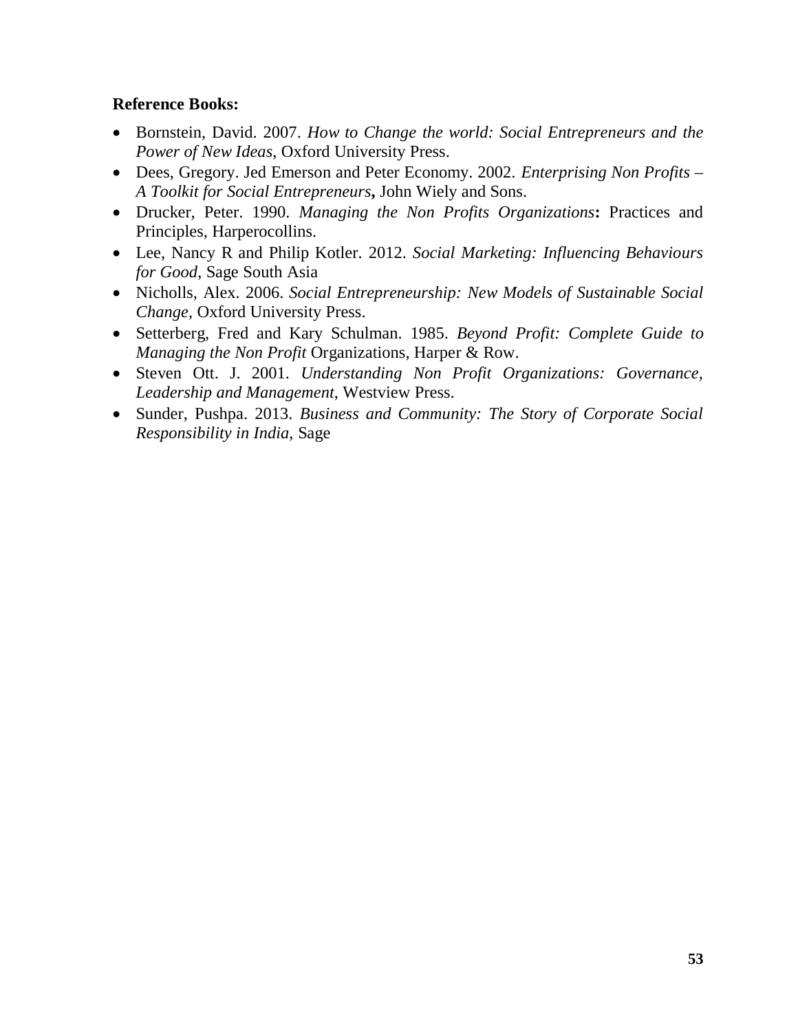**Reference Books:**

- Bornstein, David. 2007. *How to Change the world: Social Entrepreneurs and the Power of New Ideas*, Oxford University Press.
- Dees, Gregory. Jed Emerson and Peter Economy. 2002. *Enterprising Non Profits – A Toolkit for Social Entrepreneurs***,** John Wiely and Sons.
- Drucker, Peter. 1990. *Managing the Non Profits Organizations***:** Practices and Principles, Harperocollins.
- Lee, Nancy R and Philip Kotler. 2012. *Social Marketing: Influencing Behaviours for Good*, Sage South Asia
- Nicholls, Alex. 2006. *Social Entrepreneurship: New Models of Sustainable Social Change*, Oxford University Press.
- Setterberg, Fred and Kary Schulman. 1985. *Beyond Profit: Complete Guide to Managing the Non Profit* Organizations, Harper & Row.
- Steven Ott. J. 2001. *Understanding Non Profit Organizations: Governance, Leadership and Management*, Westview Press.
- Sunder, Pushpa. 2013. *Business and Community: The Story of Corporate Social Responsibility in India*, Sage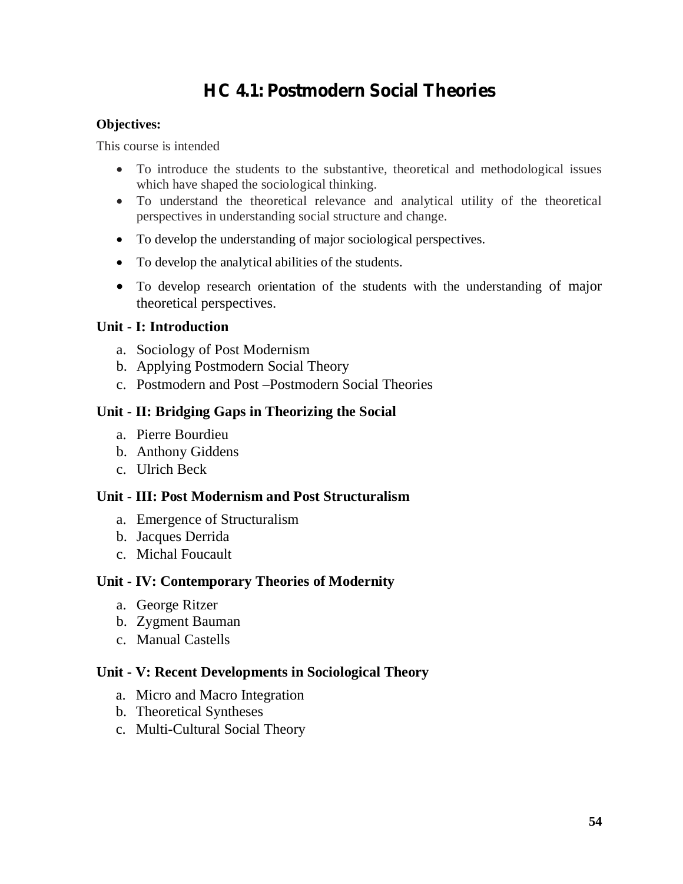# HC 4.1: Postmodern Social Theories

**Objectives:**

This course is intended

- To introduce the students to the substantive, theoretical and methodological issues which have shaped the sociological thinking.
- To understand the theoretical relevance and analytical utility of the theoretical perspectives in understanding social structure and change.
- To develop the understanding of major sociological perspectives.
- To develop the analytical abilities of the students.
- To develop research orientation of the students with the understanding of major theoretical perspectives.

## Unit - I: Introduction

a. Sociology of Post Modernism
b. Applying Postmodern Social Theory
c. Postmodern and Post –Postmodern Social Theories

## Unit - II: Bridging Gaps in Theorizing the Social

a. Pierre Bourdieu
b. Anthony Giddens
c. Ulrich Beck

## Unit - III: Post Modernism and Post Structuralism

a. Emergence of Structuralism
b. Jacques Derrida
c. Michal Foucault

## Unit - IV: Contemporary Theories of Modernity

a. George Ritzer
b. Zygment Bauman
c. Manual Castells

## Unit - V: Recent Developments in Sociological Theory

a. Micro and Macro Integration
b. Theoretical Syntheses
c. Multi-Cultural Social Theory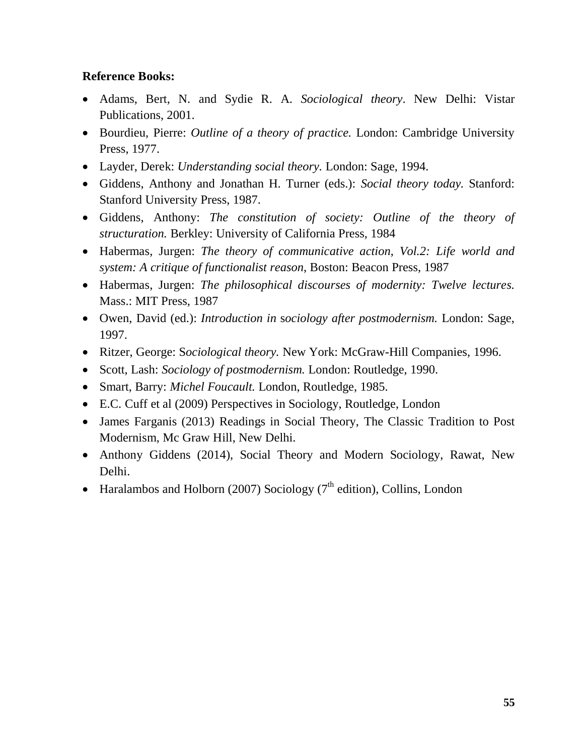**Reference Books:**

- Adams, Bert, N. and Sydie R. A. *Sociological theory*. New Delhi: Vistar Publications, 2001.
- Bourdieu, Pierre: *Outline of a theory of practice.* London: Cambridge University Press, 1977.
- Layder, Derek: *Understanding social theory.* London: Sage, 1994.
- Giddens, Anthony and Jonathan H. Turner (eds.): *Social theory today.* Stanford: Stanford University Press, 1987.
- Giddens, Anthony: *The constitution of society: Outline of the theory of structuration.* Berkley: University of California Press, 1984
- Habermas, Jurgen: *The theory of communicative action*, *Vol.2: Life world and system: A critique of functionalist reason*, Boston: Beacon Press, 1987
- Habermas, Jurgen: *The philosophical discourses of modernity: Twelve lectures.* Mass.: MIT Press, 1987
- Owen, David (ed.): *Introduction in sociology after postmodernism.* London: Sage, 1997.
- Ritzer, George: S*ociological theory.* New York: McGraw-Hill Companies, 1996.
- Scott, Lash: *Sociology of postmodernism.* London: Routledge, 1990.
- Smart, Barry: *Michel Foucault.* London, Routledge, 1985.
- E.C. Cuff et al (2009) Perspectives in Sociology, Routledge, London
- James Farganis (2013) Readings in Social Theory, The Classic Tradition to Post Modernism, Mc Graw Hill, New Delhi.
- Anthony Giddens (2014), Social Theory and Modern Sociology, Rawat, New Delhi.
- Haralambos and Holborn (2007) Sociology (7th edition), Collins, London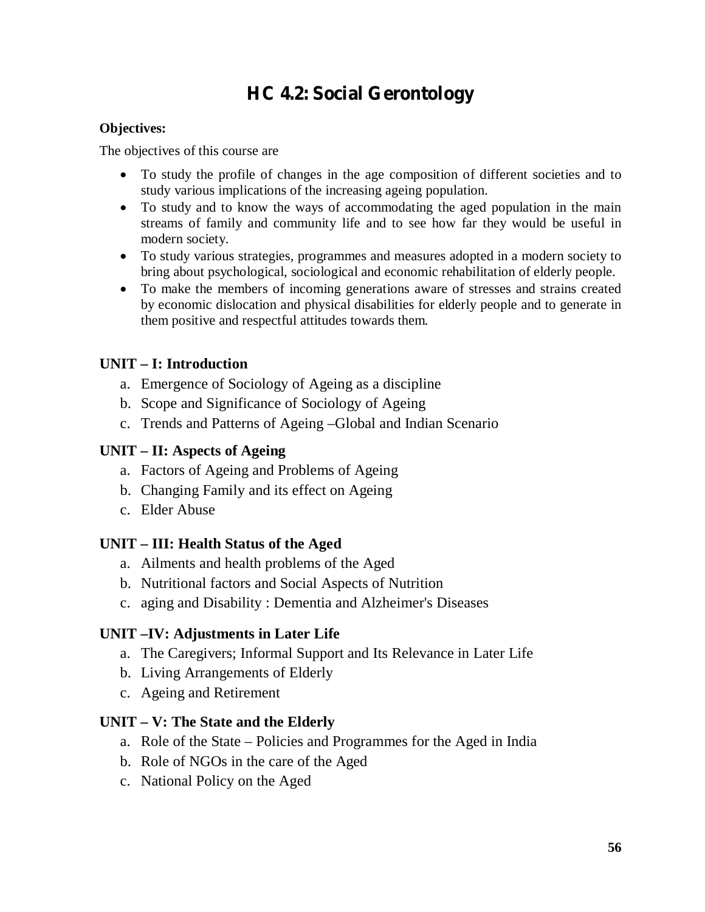# HC 4.2: Social Gerontology

**Objectives:**

The objectives of this course are

- To study the profile of changes in the age composition of different societies and to study various implications of the increasing ageing population.
- To study and to know the ways of accommodating the aged population in the main streams of family and community life and to see how far they would be useful in modern society.
- To study various strategies, programmes and measures adopted in a modern society to bring about psychological, sociological and economic rehabilitation of elderly people.
- To make the members of incoming generations aware of stresses and strains created by economic dislocation and physical disabilities for elderly people and to generate in them positive and respectful attitudes towards them.

**UNIT – I: Introduction**

a. Emergence of Sociology of Ageing as a discipline
b. Scope and Significance of Sociology of Ageing
c. Trends and Patterns of Ageing –Global and Indian Scenario

**UNIT – II: Aspects of Ageing**

a. Factors of Ageing and Problems of Ageing
b. Changing Family and its effect on Ageing
c. Elder Abuse

**UNIT – III: Health Status of the Aged**

a. Ailments and health problems of the Aged
b. Nutritional factors and Social Aspects of Nutrition
c. aging and Disability : Dementia and Alzheimer's Diseases

**UNIT –IV: Adjustments in Later Life**

a. The Caregivers; Informal Support and Its Relevance in Later Life
b. Living Arrangements of Elderly
c. Ageing and Retirement

**UNIT – V: The State and the Elderly**

a. Role of the State – Policies and Programmes for the Aged in India
b. Role of NGOs in the care of the Aged
c. National Policy on the Aged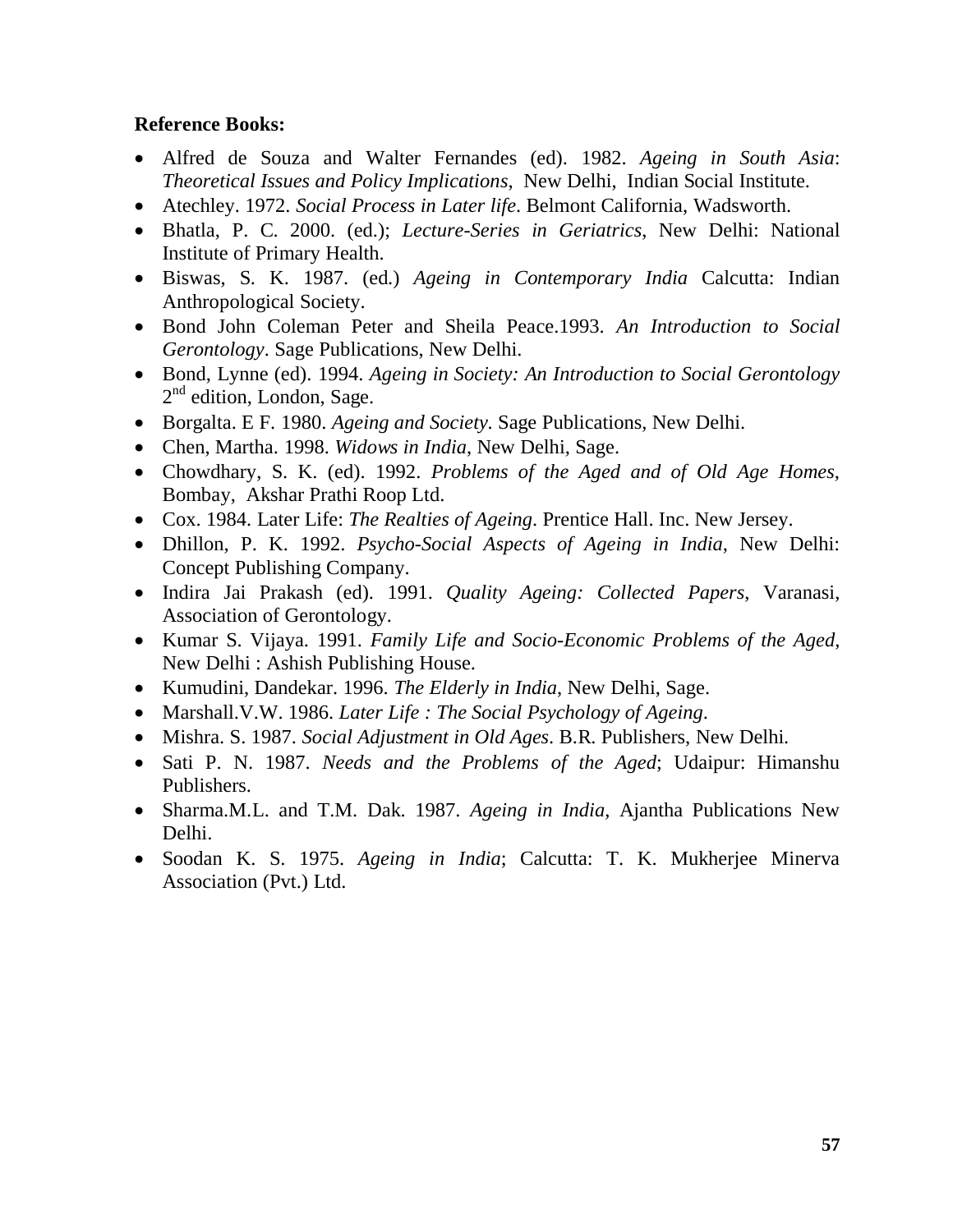**Reference Books:**

- Alfred de Souza and Walter Fernandes (ed). 1982. *Ageing in South Asia*: *Theoretical Issues and Policy Implications*, New Delhi, Indian Social Institute.
- Atechley. 1972. *Social Process in Later life*. Belmont California, Wadsworth.
- Bhatla, P. C. 2000. (ed.); *Lecture-Series in Geriatrics*, New Delhi: National Institute of Primary Health.
- Biswas, S. K. 1987. (ed.) *Ageing in Contemporary India* Calcutta: Indian Anthropological Society.
- Bond John Coleman Peter and Sheila Peace.1993. *An Introduction to Social Gerontology*. Sage Publications, New Delhi.
- Bond, Lynne (ed). 1994. *Ageing in Society: An Introduction to Social Gerontology* 2nd edition, London, Sage.
- Borgalta. E F. 1980. *Ageing and Society*. Sage Publications, New Delhi.
- Chen, Martha. 1998. *Widows in India*, New Delhi, Sage.
- Chowdhary, S. K. (ed). 1992. *Problems of the Aged and of Old Age Homes*, Bombay, Akshar Prathi Roop Ltd.
- Cox. 1984. Later Life: *The Realties of Ageing*. Prentice Hall. Inc. New Jersey.
- Dhillon, P. K. 1992. *Psycho-Social Aspects of Ageing in India*, New Delhi: Concept Publishing Company.
- Indira Jai Prakash (ed). 1991. *Quality Ageing: Collected Papers*, Varanasi, Association of Gerontology.
- Kumar S. Vijaya. 1991. *Family Life and Socio-Economic Problems of the Aged*, New Delhi : Ashish Publishing House.
- Kumudini, Dandekar. 1996. *The Elderly in India*, New Delhi, Sage.
- Marshall.V.W. 1986. *Later Life : The Social Psychology of Ageing*.
- Mishra. S. 1987. *Social Adjustment in Old Ages*. B.R. Publishers, New Delhi.
- Sati P. N. 1987. *Needs and the Problems of the Aged*; Udaipur: Himanshu Publishers.
- Sharma.M.L. and T.M. Dak. 1987. *Ageing in India*, Ajantha Publications New Delhi.
- Soodan K. S. 1975. *Ageing in India*; Calcutta: T. K. Mukherjee Minerva Association (Pvt.) Ltd.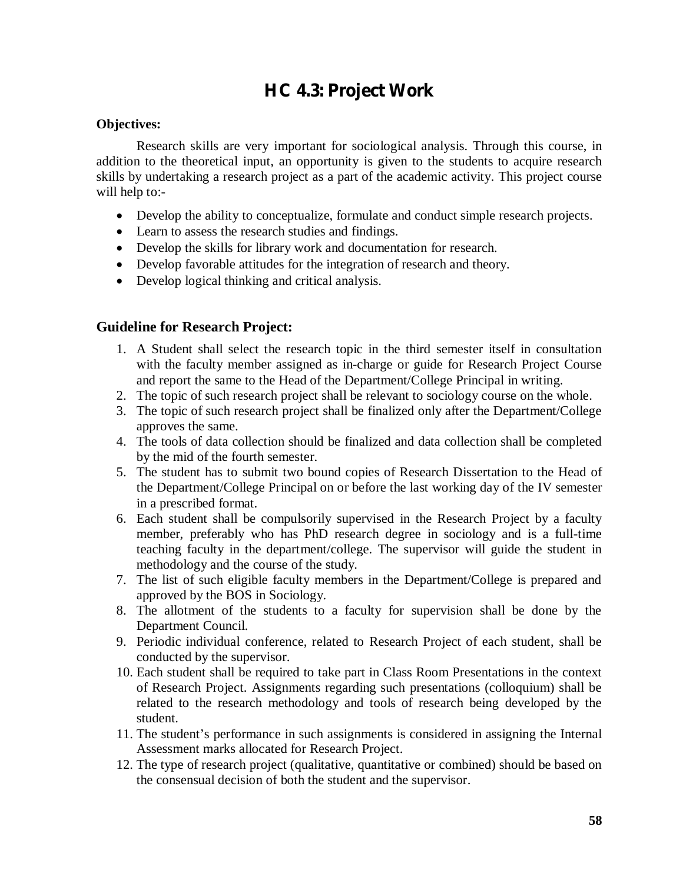# HC 4.3: Project Work

**Objectives:**

Research skills are very important for sociological analysis. Through this course, in addition to the theoretical input, an opportunity is given to the students to acquire research skills by undertaking a research project as a part of the academic activity. This project course will help to:-

- Develop the ability to conceptualize, formulate and conduct simple research projects.
- Learn to assess the research studies and findings.
- Develop the skills for library work and documentation for research.
- Develop favorable attitudes for the integration of research and theory.
- Develop logical thinking and critical analysis.

## Guideline for Research Project:

1. A Student shall select the research topic in the third semester itself in consultation with the faculty member assigned as in-charge or guide for Research Project Course and report the same to the Head of the Department/College Principal in writing.
2. The topic of such research project shall be relevant to sociology course on the whole.
3. The topic of such research project shall be finalized only after the Department/College approves the same.
4. The tools of data collection should be finalized and data collection shall be completed by the mid of the fourth semester.
5. The student has to submit two bound copies of Research Dissertation to the Head of the Department/College Principal on or before the last working day of the IV semester in a prescribed format.
6. Each student shall be compulsorily supervised in the Research Project by a faculty member, preferably who has PhD research degree in sociology and is a full-time teaching faculty in the department/college. The supervisor will guide the student in methodology and the course of the study.
7. The list of such eligible faculty members in the Department/College is prepared and approved by the BOS in Sociology.
8. The allotment of the students to a faculty for supervision shall be done by the Department Council.
9. Periodic individual conference, related to Research Project of each student, shall be conducted by the supervisor.
10. Each student shall be required to take part in Class Room Presentations in the context of Research Project. Assignments regarding such presentations (colloquium) shall be related to the research methodology and tools of research being developed by the student.
11. The student's performance in such assignments is considered in assigning the Internal Assessment marks allocated for Research Project.
12. The type of research project (qualitative, quantitative or combined) should be based on the consensual decision of both the student and the supervisor.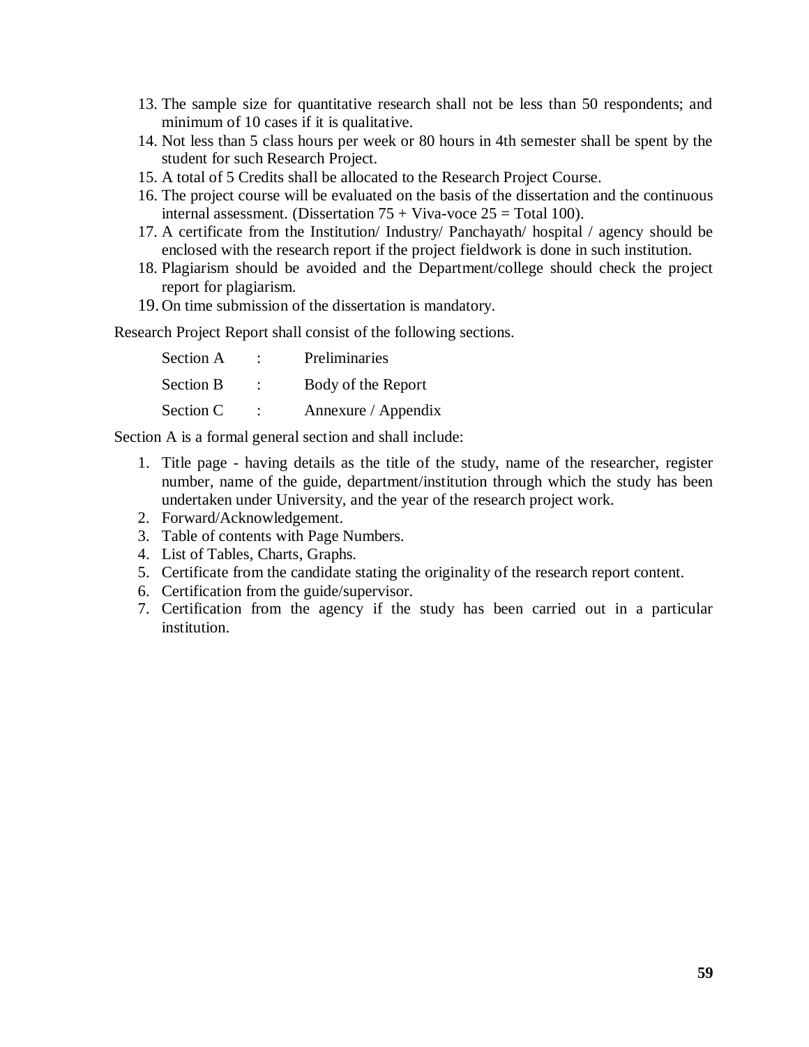13. The sample size for quantitative research shall not be less than 50 respondents; and minimum of 10 cases if it is qualitative.
14. Not less than 5 class hours per week or 80 hours in 4th semester shall be spent by the student for such Research Project.
15. A total of 5 Credits shall be allocated to the Research Project Course.
16. The project course will be evaluated on the basis of the dissertation and the continuous internal assessment. (Dissertation 75 + Viva-voce 25 = Total 100).
17. A certificate from the Institution/ Industry/ Panchayath/ hospital / agency should be enclosed with the research report if the project fieldwork is done in such institution.
18. Plagiarism should be avoided and the Department/college should check the project report for plagiarism.
19. On time submission of the dissertation is mandatory.

Research Project Report shall consist of the following sections.

| | | |
|---|---|---|
| Section A | : | Preliminaries |
| Section B | : | Body of the Report |
| Section C | : | Annexure / Appendix |

Section A is a formal general section and shall include:

1. Title page - having details as the title of the study, name of the researcher, register number, name of the guide, department/institution through which the study has been undertaken under University, and the year of the research project work.
2. Forward/Acknowledgement.
3. Table of contents with Page Numbers.
4. List of Tables, Charts, Graphs.
5. Certificate from the candidate stating the originality of the research report content.
6. Certification from the guide/supervisor.
7. Certification from the agency if the study has been carried out in a particular institution.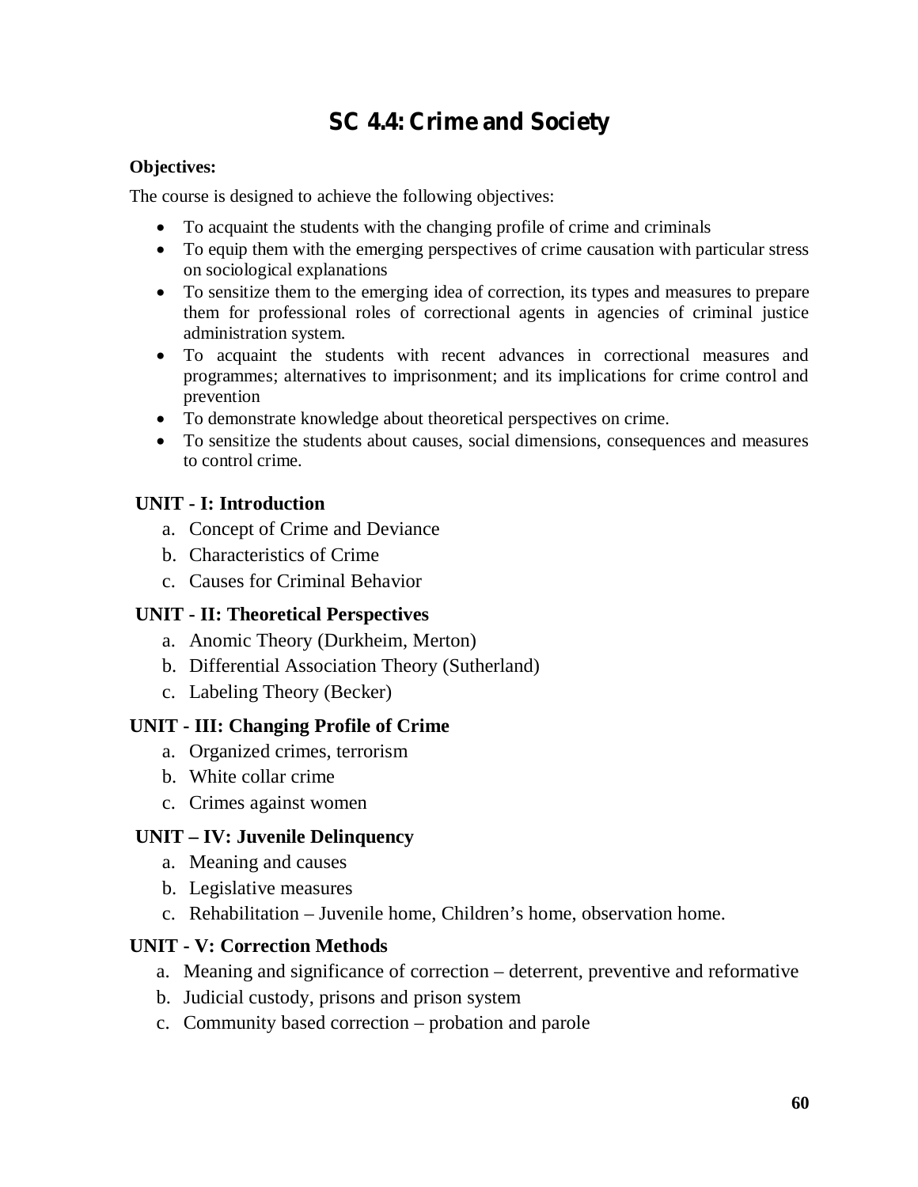# SC 4.4: Crime and Society

**Objectives:**

The course is designed to achieve the following objectives:

- To acquaint the students with the changing profile of crime and criminals
- To equip them with the emerging perspectives of crime causation with particular stress on sociological explanations
- To sensitize them to the emerging idea of correction, its types and measures to prepare them for professional roles of correctional agents in agencies of criminal justice administration system.
- To acquaint the students with recent advances in correctional measures and programmes; alternatives to imprisonment; and its implications for crime control and prevention
- To demonstrate knowledge about theoretical perspectives on crime.
- To sensitize the students about causes, social dimensions, consequences and measures to control crime.

**UNIT - I: Introduction**

a. Concept of Crime and Deviance
b. Characteristics of Crime
c. Causes for Criminal Behavior

**UNIT - II: Theoretical Perspectives**

a. Anomic Theory (Durkheim, Merton)
b. Differential Association Theory (Sutherland)
c. Labeling Theory (Becker)

**UNIT - III: Changing Profile of Crime**

a. Organized crimes, terrorism
b. White collar crime
c. Crimes against women

**UNIT – IV: Juvenile Delinquency**

a. Meaning and causes
b. Legislative measures
c. Rehabilitation – Juvenile home, Children's home, observation home.

**UNIT - V: Correction Methods**

a. Meaning and significance of correction – deterrent, preventive and reformative
b. Judicial custody, prisons and prison system
c. Community based correction – probation and parole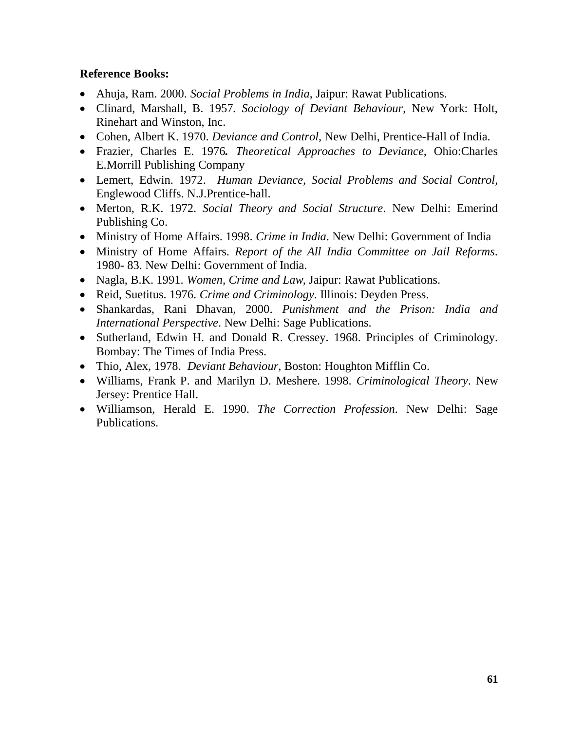**Reference Books:**

- Ahuja, Ram. 2000. *Social Problems in India*, Jaipur: Rawat Publications.
- Clinard, Marshall, B. 1957. *Sociology of Deviant Behaviour*, New York: Holt, Rinehart and Winston, Inc.
- Cohen, Albert K. 1970. *Deviance and Control*, New Delhi, Prentice-Hall of India.
- Frazier, Charles E. 1976**.** *Theoretical Approaches to Deviance*, Ohio:Charles E.Morrill Publishing Company
- Lemert, Edwin. 1972. *Human Deviance, Social Problems and Social Control,* Englewood Cliffs. N.J.Prentice-hall.
- Merton, R.K. 1972. *Social Theory and Social Structure*. New Delhi: Emerind Publishing Co.
- Ministry of Home Affairs. 1998. *Crime in India*. New Delhi: Government of India
- Ministry of Home Affairs. *Report of the All India Committee on Jail Reforms*. 1980- 83. New Delhi: Government of India.
- Nagla, B.K. 1991. *Women, Crime and Law*, Jaipur: Rawat Publications.
- Reid, Suetitus. 1976. *Crime and Criminology*. Illinois: Deyden Press.
- Shankardas, Rani Dhavan, 2000. *Punishment and the Prison: India and International Perspective*. New Delhi: Sage Publications.
- Sutherland, Edwin H. and Donald R. Cressey. 1968. Principles of Criminology. Bombay: The Times of India Press.
- Thio, Alex, 1978. *Deviant Behaviour*, Boston: Houghton Mifflin Co.
- Williams, Frank P. and Marilyn D. Meshere. 1998. *Criminological Theory*. New Jersey: Prentice Hall.
- Williamson, Herald E. 1990. *The Correction Profession*. New Delhi: Sage Publications.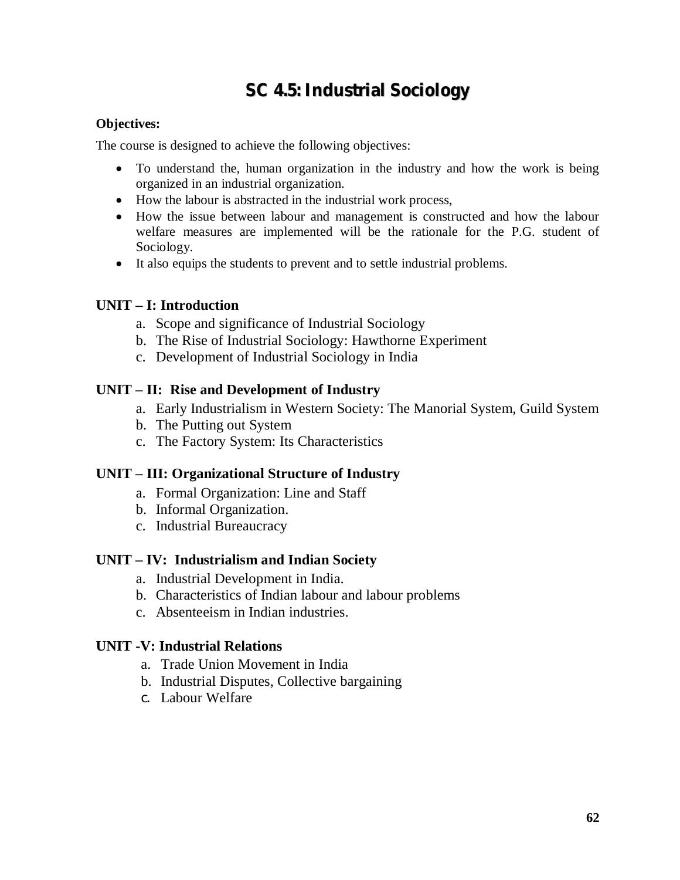# SC 4.5: Industrial Sociology

**Objectives:**

The course is designed to achieve the following objectives:

- To understand the, human organization in the industry and how the work is being organized in an industrial organization.
- How the labour is abstracted in the industrial work process,
- How the issue between labour and management is constructed and how the labour welfare measures are implemented will be the rationale for the P.G. student of Sociology.
- It also equips the students to prevent and to settle industrial problems.

### UNIT – I: Introduction

a. Scope and significance of Industrial Sociology
b. The Rise of Industrial Sociology: Hawthorne Experiment
c. Development of Industrial Sociology in India

### UNIT – II: Rise and Development of Industry

a. Early Industrialism in Western Society: The Manorial System, Guild System
b. The Putting out System
c. The Factory System: Its Characteristics

### UNIT – III: Organizational Structure of Industry

a. Formal Organization: Line and Staff
b. Informal Organization.
c. Industrial Bureaucracy

### UNIT – IV: Industrialism and Indian Society

a. Industrial Development in India.
b. Characteristics of Indian labour and labour problems
c. Absenteeism in Indian industries.

### UNIT -V: Industrial Relations

a. Trade Union Movement in India
b. Industrial Disputes, Collective bargaining
c. Labour Welfare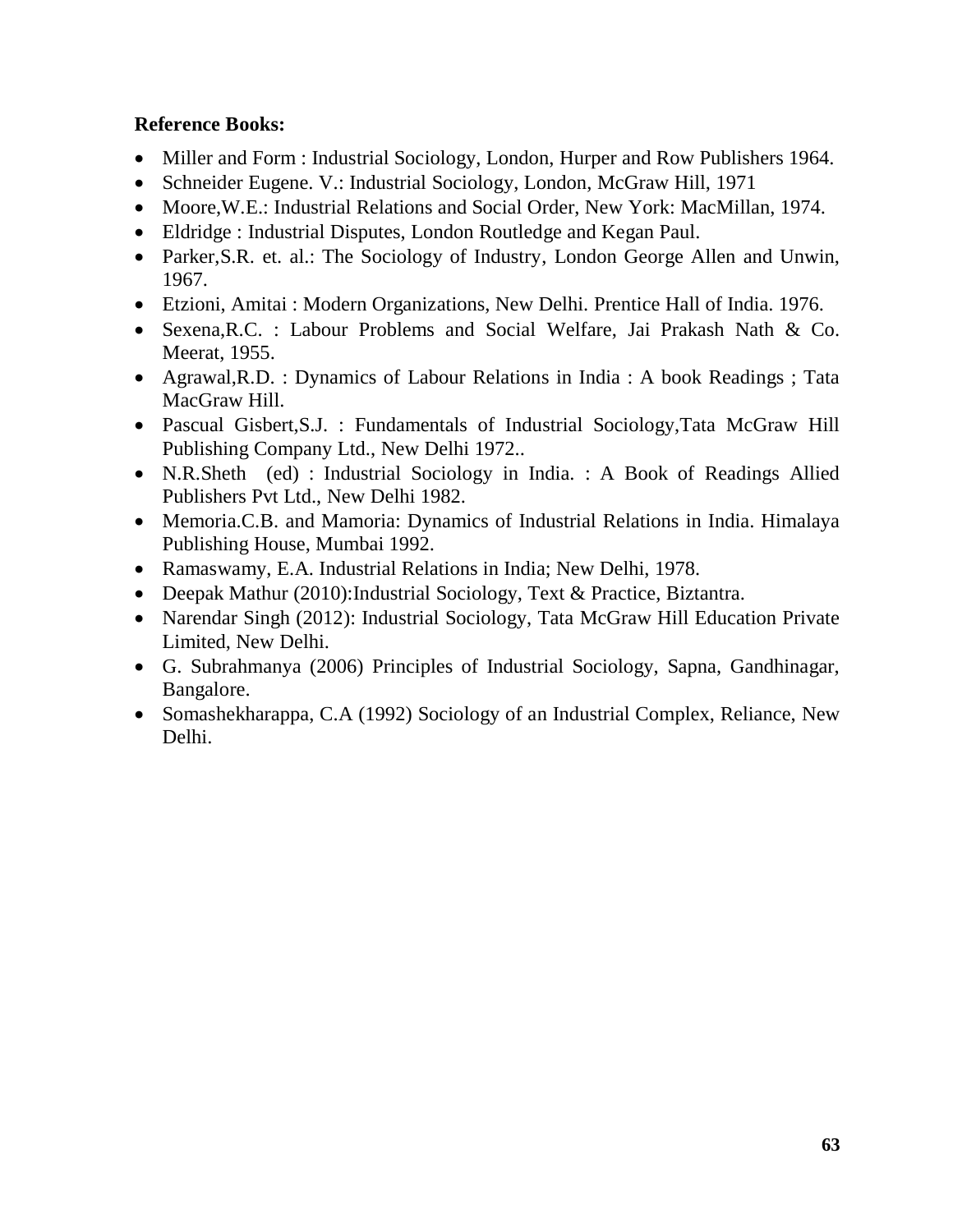**Reference Books:**

- Miller and Form : Industrial Sociology, London, Hurper and Row Publishers 1964.
- Schneider Eugene. V.: Industrial Sociology, London, McGraw Hill, 1971
- Moore,W.E.: Industrial Relations and Social Order, New York: MacMillan, 1974.
- Eldridge : Industrial Disputes, London Routledge and Kegan Paul.
- Parker,S.R. et. al.: The Sociology of Industry, London George Allen and Unwin, 1967.
- Etzioni, Amitai : Modern Organizations, New Delhi. Prentice Hall of India. 1976.
- Sexena,R.C. : Labour Problems and Social Welfare, Jai Prakash Nath & Co. Meerat, 1955.
- Agrawal,R.D. : Dynamics of Labour Relations in India : A book Readings ; Tata MacGraw Hill.
- Pascual Gisbert,S.J. : Fundamentals of Industrial Sociology,Tata McGraw Hill Publishing Company Ltd., New Delhi 1972..
- N.R.Sheth (ed) : Industrial Sociology in India. : A Book of Readings Allied Publishers Pvt Ltd., New Delhi 1982.
- Memoria.C.B. and Mamoria: Dynamics of Industrial Relations in India. Himalaya Publishing House, Mumbai 1992.
- Ramaswamy, E.A. Industrial Relations in India; New Delhi, 1978.
- Deepak Mathur (2010):Industrial Sociology, Text & Practice, Biztantra.
- Narendar Singh (2012): Industrial Sociology, Tata McGraw Hill Education Private Limited, New Delhi.
- G. Subrahmanya (2006) Principles of Industrial Sociology, Sapna, Gandhinagar, Bangalore.
- Somashekharappa, C.A (1992) Sociology of an Industrial Complex, Reliance, New Delhi.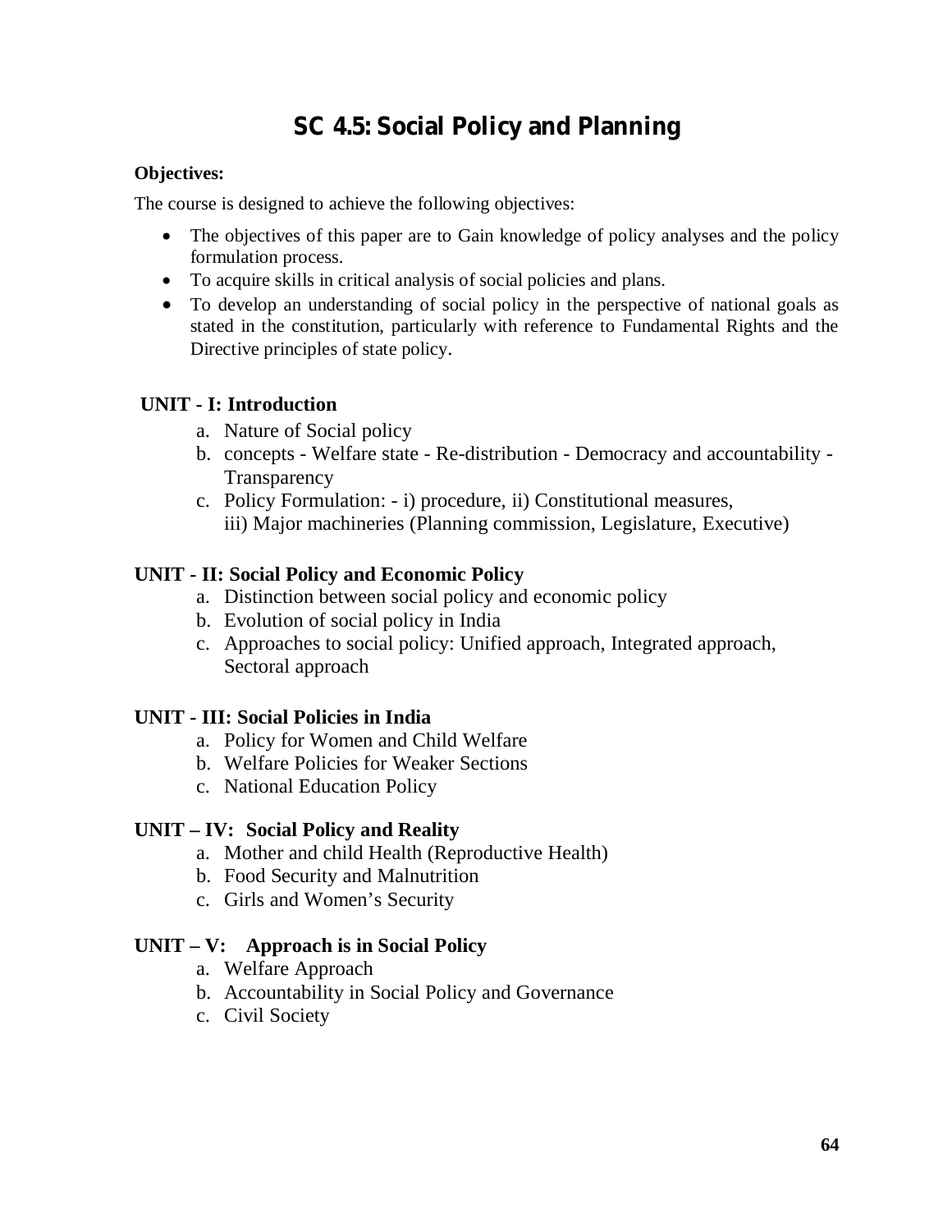# SC 4.5: Social Policy and Planning

**Objectives:**

The course is designed to achieve the following objectives:

- The objectives of this paper are to Gain knowledge of policy analyses and the policy formulation process.
- To acquire skills in critical analysis of social policies and plans.
- To develop an understanding of social policy in the perspective of national goals as stated in the constitution, particularly with reference to Fundamental Rights and the Directive principles of state policy.

**UNIT - I: Introduction**

a. Nature of Social policy
b. concepts - Welfare state - Re-distribution - Democracy and accountability - Transparency
c. Policy Formulation: - i) procedure, ii) Constitutional measures, iii) Major machineries (Planning commission, Legislature, Executive)

**UNIT - II: Social Policy and Economic Policy**

a. Distinction between social policy and economic policy
b. Evolution of social policy in India
c. Approaches to social policy: Unified approach, Integrated approach, Sectoral approach

**UNIT - III: Social Policies in India**

a. Policy for Women and Child Welfare
b. Welfare Policies for Weaker Sections
c. National Education Policy

**UNIT – IV: Social Policy and Reality**

a. Mother and child Health (Reproductive Health)
b. Food Security and Malnutrition
c. Girls and Women's Security

**UNIT – V: Approach is in Social Policy**

a. Welfare Approach
b. Accountability in Social Policy and Governance
c. Civil Society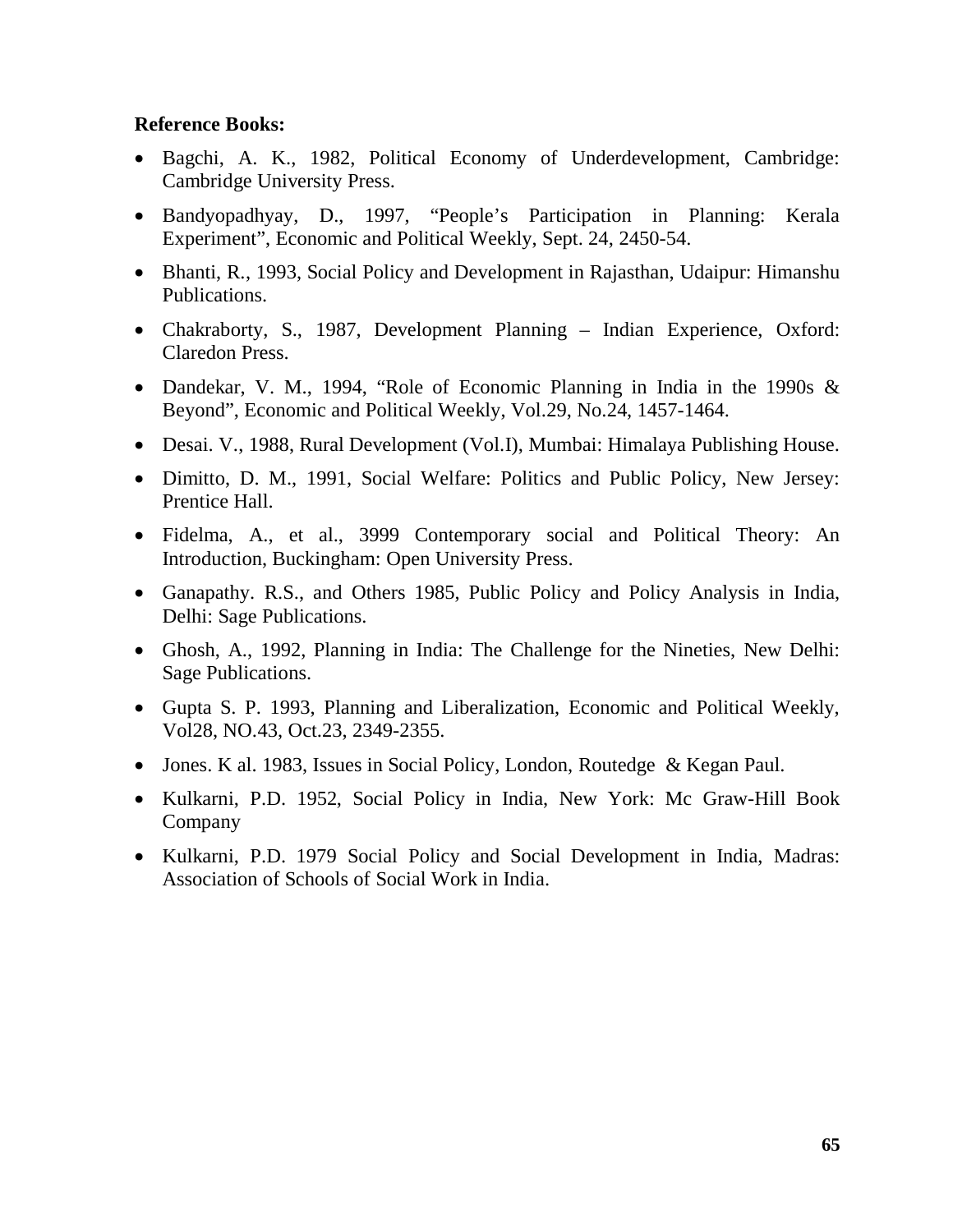**Reference Books:**

- Bagchi, A. K., 1982, Political Economy of Underdevelopment, Cambridge: Cambridge University Press.
- Bandyopadhyay, D., 1997, "People's Participation in Planning: Kerala Experiment", Economic and Political Weekly, Sept. 24, 2450-54.
- Bhanti, R., 1993, Social Policy and Development in Rajasthan, Udaipur: Himanshu Publications.
- Chakraborty, S., 1987, Development Planning – Indian Experience, Oxford: Claredon Press.
- Dandekar, V. M., 1994, "Role of Economic Planning in India in the 1990s & Beyond", Economic and Political Weekly, Vol.29, No.24, 1457-1464.
- Desai. V., 1988, Rural Development (Vol.I), Mumbai: Himalaya Publishing House.
- Dimitto, D. M., 1991, Social Welfare: Politics and Public Policy, New Jersey: Prentice Hall.
- Fidelma, A., et al., 3999 Contemporary social and Political Theory: An Introduction, Buckingham: Open University Press.
- Ganapathy. R.S., and Others 1985, Public Policy and Policy Analysis in India, Delhi: Sage Publications.
- Ghosh, A., 1992, Planning in India: The Challenge for the Nineties, New Delhi: Sage Publications.
- Gupta S. P. 1993, Planning and Liberalization, Economic and Political Weekly, Vol28, NO.43, Oct.23, 2349-2355.
- Jones. K al. 1983, Issues in Social Policy, London, Routedge & Kegan Paul.
- Kulkarni, P.D. 1952, Social Policy in India, New York: Mc Graw-Hill Book Company
- Kulkarni, P.D. 1979 Social Policy and Social Development in India, Madras: Association of Schools of Social Work in India.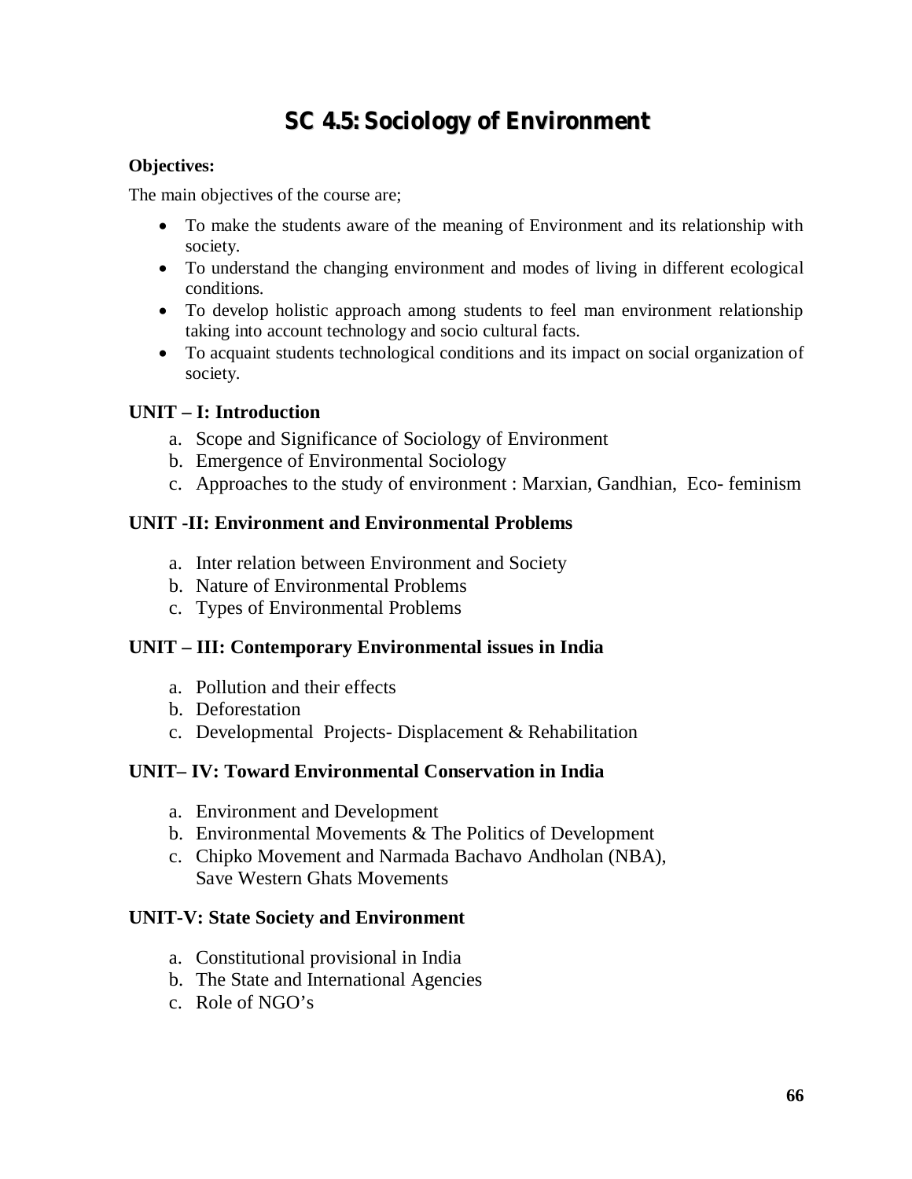# SC 4.5: Sociology of Environment

**Objectives:**

The main objectives of the course are;

- To make the students aware of the meaning of Environment and its relationship with society.
- To understand the changing environment and modes of living in different ecological conditions.
- To develop holistic approach among students to feel man environment relationship taking into account technology and socio cultural facts.
- To acquaint students technological conditions and its impact on social organization of society.

### UNIT – I: Introduction

a. Scope and Significance of Sociology of Environment
b. Emergence of Environmental Sociology
c. Approaches to the study of environment : Marxian, Gandhian, Eco- feminism

### UNIT -II: Environment and Environmental Problems

a. Inter relation between Environment and Society
b. Nature of Environmental Problems
c. Types of Environmental Problems

### UNIT – III: Contemporary Environmental issues in India

a. Pollution and their effects
b. Deforestation
c. Developmental Projects- Displacement & Rehabilitation

### UNIT– IV: Toward Environmental Conservation in India

a. Environment and Development
b. Environmental Movements & The Politics of Development
c. Chipko Movement and Narmada Bachavo Andholan (NBA), Save Western Ghats Movements

### UNIT-V: State Society and Environment

a. Constitutional provisional in India
b. The State and International Agencies
c. Role of NGO's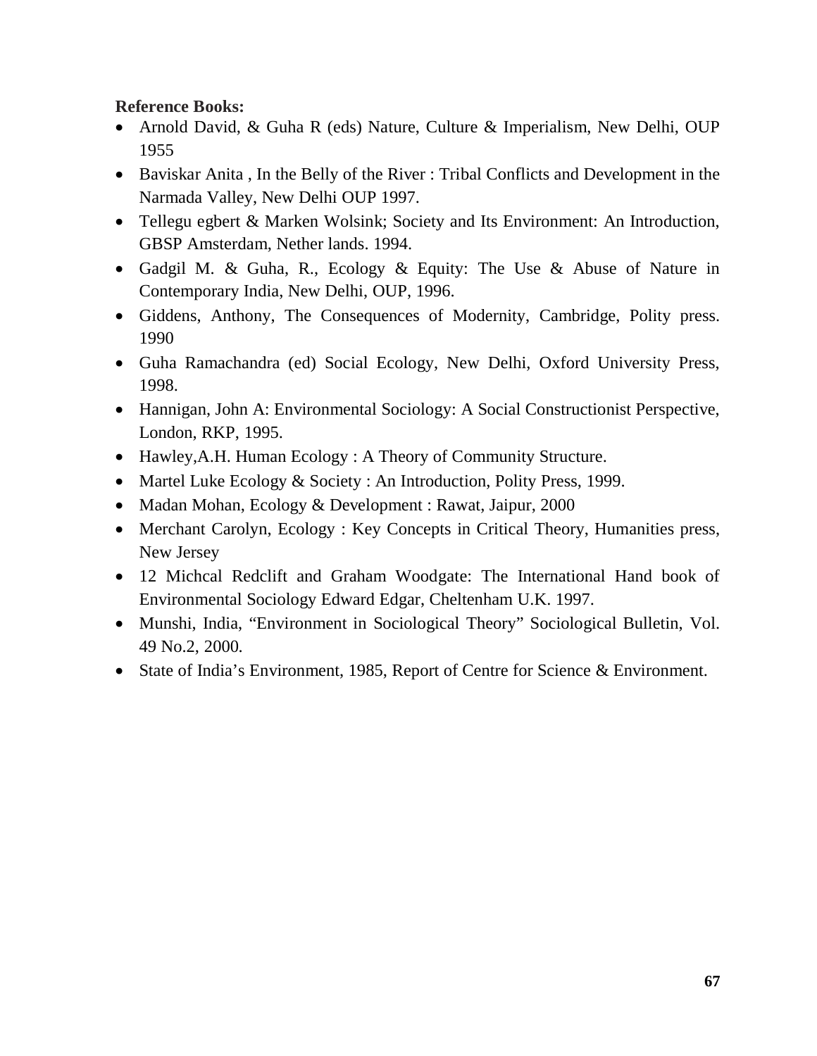**Reference Books:**

- Arnold David, & Guha R (eds) Nature, Culture & Imperialism, New Delhi, OUP 1955
- Baviskar Anita , In the Belly of the River : Tribal Conflicts and Development in the Narmada Valley, New Delhi OUP 1997.
- Tellegu egbert & Marken Wolsink; Society and Its Environment: An Introduction, GBSP Amsterdam, Nether lands. 1994.
- Gadgil M. & Guha, R., Ecology & Equity: The Use & Abuse of Nature in Contemporary India, New Delhi, OUP, 1996.
- Giddens, Anthony, The Consequences of Modernity, Cambridge, Polity press. 1990
- Guha Ramachandra (ed) Social Ecology, New Delhi, Oxford University Press, 1998.
- Hannigan, John A: Environmental Sociology: A Social Constructionist Perspective, London, RKP, 1995.
- Hawley,A.H. Human Ecology : A Theory of Community Structure.
- Martel Luke Ecology & Society : An Introduction, Polity Press, 1999.
- Madan Mohan, Ecology & Development : Rawat, Jaipur, 2000
- Merchant Carolyn, Ecology : Key Concepts in Critical Theory, Humanities press, New Jersey
- 12 Michcal Redclift and Graham Woodgate: The International Hand book of Environmental Sociology Edward Edgar, Cheltenham U.K. 1997.
- Munshi, India, “Environment in Sociological Theory” Sociological Bulletin, Vol. 49 No.2, 2000.
- State of India’s Environment, 1985, Report of Centre for Science & Environment.